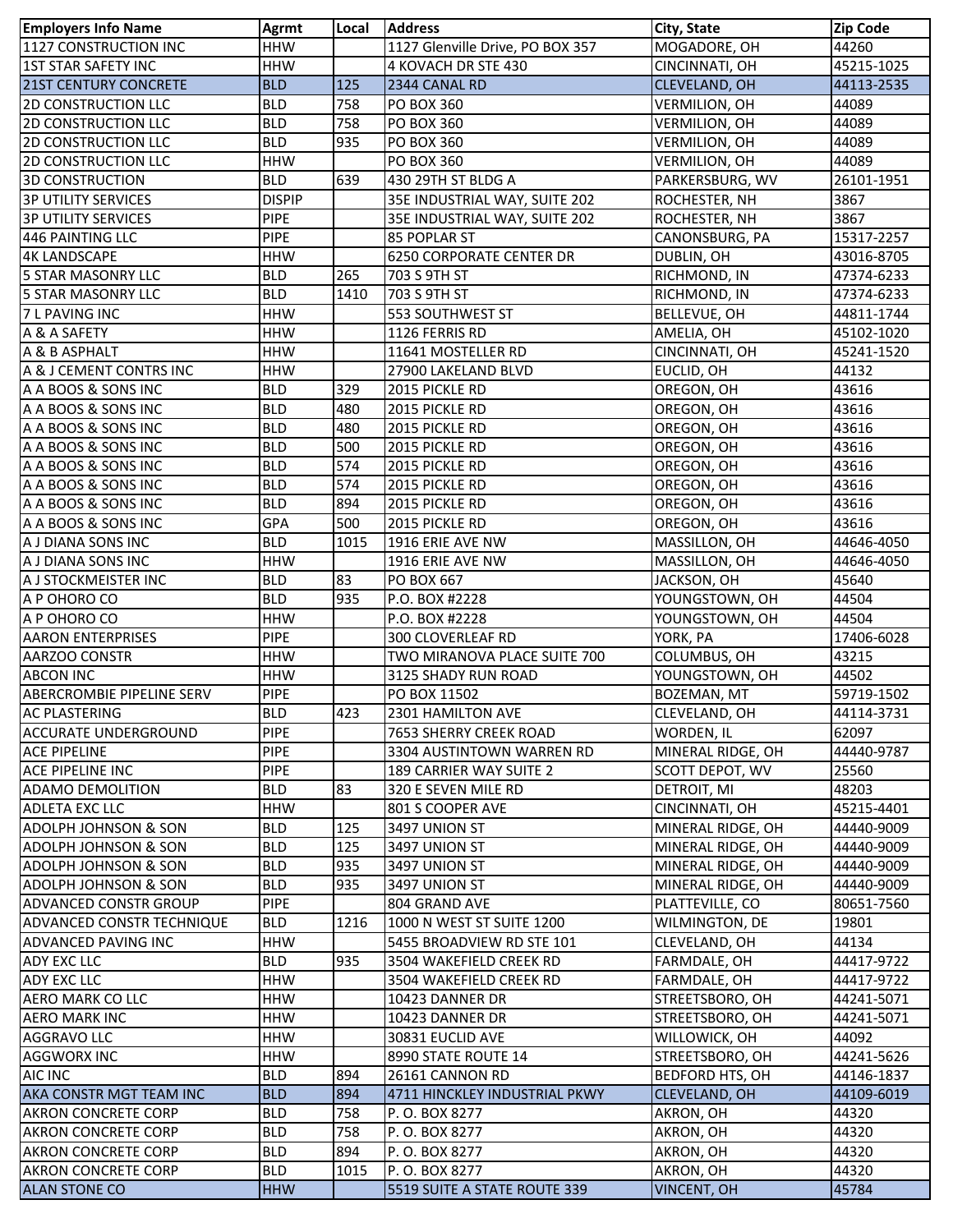| Employers Info Name | Agrmt | Local | Address | City, State | Zip Code |
|---|---|---|---|---|---|
| 1127 CONSTRUCTION INC | HHW | | 1127 Glenville Drive, PO BOX 357 | MOGADORE, OH | 44260 |
| 1ST STAR SAFETY INC | HHW | | 4 KOVACH DR STE 430 | CINCINNATI, OH | 45215-1025 |
| 21ST CENTURY CONCRETE | BLD | 125 | 2344 CANAL RD | CLEVELAND, OH | 44113-2535 |
| 2D CONSTRUCTION LLC | BLD | 758 | PO BOX 360 | VERMILION, OH | 44089 |
| 2D CONSTRUCTION LLC | BLD | 758 | PO BOX 360 | VERMILION, OH | 44089 |
| 2D CONSTRUCTION LLC | BLD | 935 | PO BOX 360 | VERMILION, OH | 44089 |
| 2D CONSTRUCTION LLC | HHW | | PO BOX 360 | VERMILION, OH | 44089 |
| 3D CONSTRUCTION | BLD | 639 | 430 29TH ST BLDG A | PARKERSBURG, WV | 26101-1951 |
| 3P UTILITY SERVICES | DISPIP | | 35E INDUSTRIAL WAY, SUITE 202 | ROCHESTER, NH | 3867 |
| 3P UTILITY SERVICES | PIPE | | 35E INDUSTRIAL WAY, SUITE 202 | ROCHESTER, NH | 3867 |
| 446 PAINTING LLC | PIPE | | 85 POPLAR ST | CANONSBURG, PA | 15317-2257 |
| 4K LANDSCAPE | HHW | | 6250 CORPORATE CENTER DR | DUBLIN, OH | 43016-8705 |
| 5 STAR MASONRY LLC | BLD | 265 | 703 S 9TH ST | RICHMOND, IN | 47374-6233 |
| 5 STAR MASONRY LLC | BLD | 1410 | 703 S 9TH ST | RICHMOND, IN | 47374-6233 |
| 7 L PAVING INC | HHW | | 553 SOUTHWEST ST | BELLEVUE, OH | 44811-1744 |
| A & A SAFETY | HHW | | 1126 FERRIS RD | AMELIA, OH | 45102-1020 |
| A & B ASPHALT | HHW | | 11641 MOSTELLER RD | CINCINNATI, OH | 45241-1520 |
| A & J CEMENT CONTRS INC | HHW | | 27900 LAKELAND BLVD | EUCLID, OH | 44132 |
| A A BOOS & SONS INC | BLD | 329 | 2015 PICKLE RD | OREGON, OH | 43616 |
| A A BOOS & SONS INC | BLD | 480 | 2015 PICKLE RD | OREGON, OH | 43616 |
| A A BOOS & SONS INC | BLD | 480 | 2015 PICKLE RD | OREGON, OH | 43616 |
| A A BOOS & SONS INC | BLD | 500 | 2015 PICKLE RD | OREGON, OH | 43616 |
| A A BOOS & SONS INC | BLD | 574 | 2015 PICKLE RD | OREGON, OH | 43616 |
| A A BOOS & SONS INC | BLD | 574 | 2015 PICKLE RD | OREGON, OH | 43616 |
| A A BOOS & SONS INC | BLD | 894 | 2015 PICKLE RD | OREGON, OH | 43616 |
| A A BOOS & SONS INC | GPA | 500 | 2015 PICKLE RD | OREGON, OH | 43616 |
| A J DIANA SONS INC | BLD | 1015 | 1916 ERIE AVE NW | MASSILLON, OH | 44646-4050 |
| A J DIANA SONS INC | HHW | | 1916 ERIE AVE NW | MASSILLON, OH | 44646-4050 |
| A J STOCKMEISTER INC | BLD | 83 | PO BOX 667 | JACKSON, OH | 45640 |
| A P OHORO CO | BLD | 935 | P.O. BOX #2228 | YOUNGSTOWN, OH | 44504 |
| A P OHORO CO | HHW | | P.O. BOX #2228 | YOUNGSTOWN, OH | 44504 |
| AARON ENTERPRISES | PIPE | | 300 CLOVERLEAF RD | YORK, PA | 17406-6028 |
| AARZOO CONSTR | HHW | | TWO MIRANOVA PLACE SUITE 700 | COLUMBUS, OH | 43215 |
| ABCON INC | HHW | | 3125 SHADY RUN ROAD | YOUNGSTOWN, OH | 44502 |
| ABERCROMBIE PIPELINE SERV | PIPE | | PO BOX 11502 | BOZEMAN, MT | 59719-1502 |
| AC PLASTERING | BLD | 423 | 2301 HAMILTON AVE | CLEVELAND, OH | 44114-3731 |
| ACCURATE UNDERGROUND | PIPE | | 7653 SHERRY CREEK ROAD | WORDEN, IL | 62097 |
| ACE PIPELINE | PIPE | | 3304 AUSTINTOWN WARREN RD | MINERAL RIDGE, OH | 44440-9787 |
| ACE PIPELINE INC | PIPE | | 189 CARRIER WAY SUITE 2 | SCOTT DEPOT, WV | 25560 |
| ADAMO DEMOLITION | BLD | 83 | 320 E SEVEN MILE RD | DETROIT, MI | 48203 |
| ADLETA EXC LLC | HHW | | 801 S COOPER AVE | CINCINNATI, OH | 45215-4401 |
| ADOLPH JOHNSON & SON | BLD | 125 | 3497 UNION ST | MINERAL RIDGE, OH | 44440-9009 |
| ADOLPH JOHNSON & SON | BLD | 125 | 3497 UNION ST | MINERAL RIDGE, OH | 44440-9009 |
| ADOLPH JOHNSON & SON | BLD | 935 | 3497 UNION ST | MINERAL RIDGE, OH | 44440-9009 |
| ADOLPH JOHNSON & SON | BLD | 935 | 3497 UNION ST | MINERAL RIDGE, OH | 44440-9009 |
| ADVANCED CONSTR GROUP | PIPE | | 804 GRAND AVE | PLATTEVILLE, CO | 80651-7560 |
| ADVANCED CONSTR TECHNIQUE | BLD | 1216 | 1000 N WEST ST SUITE 1200 | WILMINGTON, DE | 19801 |
| ADVANCED PAVING INC | HHW | | 5455 BROADVIEW RD STE 101 | CLEVELAND, OH | 44134 |
| ADY EXC LLC | BLD | 935 | 3504 WAKEFIELD CREEK RD | FARMDALE, OH | 44417-9722 |
| ADY EXC LLC | HHW | | 3504 WAKEFIELD CREEK RD | FARMDALE, OH | 44417-9722 |
| AERO MARK CO LLC | HHW | | 10423 DANNER DR | STREETSBORO, OH | 44241-5071 |
| AERO MARK INC | HHW | | 10423 DANNER DR | STREETSBORO, OH | 44241-5071 |
| AGGRAVO LLC | HHW | | 30831 EUCLID AVE | WILLOWICK, OH | 44092 |
| AGGWORX INC | HHW | | 8990 STATE ROUTE 14 | STREETSBORO, OH | 44241-5626 |
| AIC INC | BLD | 894 | 26161 CANNON RD | BEDFORD HTS, OH | 44146-1837 |
| AKA CONSTR MGT TEAM INC | BLD | 894 | 4711 HINCKLEY INDUSTRIAL PKWY | CLEVELAND, OH | 44109-6019 |
| AKRON CONCRETE CORP | BLD | 758 | P. O. BOX 8277 | AKRON, OH | 44320 |
| AKRON CONCRETE CORP | BLD | 758 | P. O. BOX 8277 | AKRON, OH | 44320 |
| AKRON CONCRETE CORP | BLD | 894 | P. O. BOX 8277 | AKRON, OH | 44320 |
| AKRON CONCRETE CORP | BLD | 1015 | P. O. BOX 8277 | AKRON, OH | 44320 |
| ALAN STONE CO | HHW | | 5519 SUITE A STATE ROUTE 339 | VINCENT, OH | 45784 |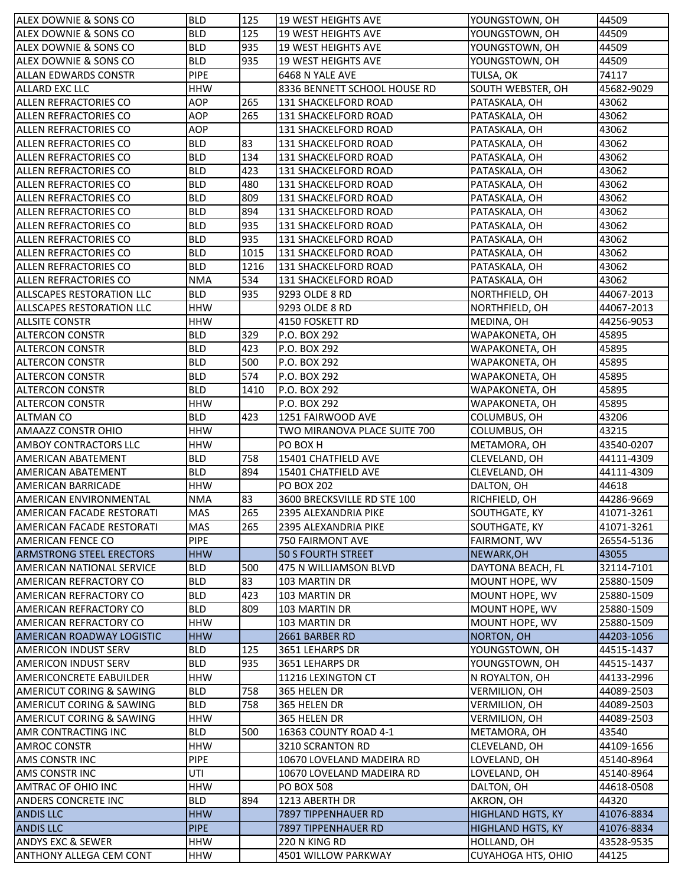| | | | | | |
|---|---|---|---|---|---|
| ALEX DOWNIE & SONS CO | BLD | 125 | 19 WEST HEIGHTS AVE | YOUNGSTOWN, OH | 44509 |
| ALEX DOWNIE & SONS CO | BLD | 125 | 19 WEST HEIGHTS AVE | YOUNGSTOWN, OH | 44509 |
| ALEX DOWNIE & SONS CO | BLD | 935 | 19 WEST HEIGHTS AVE | YOUNGSTOWN, OH | 44509 |
| ALEX DOWNIE & SONS CO | BLD | 935 | 19 WEST HEIGHTS AVE | YOUNGSTOWN, OH | 44509 |
| ALLAN EDWARDS CONSTR | PIPE | | 6468 N YALE AVE | TULSA, OK | 74117 |
| ALLARD EXC LLC | HHW | | 8336 BENNETT SCHOOL HOUSE RD | SOUTH WEBSTER, OH | 45682-9029 |
| ALLEN REFRACTORIES CO | AOP | 265 | 131 SHACKELFORD ROAD | PATASKALA, OH | 43062 |
| ALLEN REFRACTORIES CO | AOP | 265 | 131 SHACKELFORD ROAD | PATASKALA, OH | 43062 |
| ALLEN REFRACTORIES CO | AOP | | 131 SHACKELFORD ROAD | PATASKALA, OH | 43062 |
| ALLEN REFRACTORIES CO | BLD | 83 | 131 SHACKELFORD ROAD | PATASKALA, OH | 43062 |
| ALLEN REFRACTORIES CO | BLD | 134 | 131 SHACKELFORD ROAD | PATASKALA, OH | 43062 |
| ALLEN REFRACTORIES CO | BLD | 423 | 131 SHACKELFORD ROAD | PATASKALA, OH | 43062 |
| ALLEN REFRACTORIES CO | BLD | 480 | 131 SHACKELFORD ROAD | PATASKALA, OH | 43062 |
| ALLEN REFRACTORIES CO | BLD | 809 | 131 SHACKELFORD ROAD | PATASKALA, OH | 43062 |
| ALLEN REFRACTORIES CO | BLD | 894 | 131 SHACKELFORD ROAD | PATASKALA, OH | 43062 |
| ALLEN REFRACTORIES CO | BLD | 935 | 131 SHACKELFORD ROAD | PATASKALA, OH | 43062 |
| ALLEN REFRACTORIES CO | BLD | 935 | 131 SHACKELFORD ROAD | PATASKALA, OH | 43062 |
| ALLEN REFRACTORIES CO | BLD | 1015 | 131 SHACKELFORD ROAD | PATASKALA, OH | 43062 |
| ALLEN REFRACTORIES CO | BLD | 1216 | 131 SHACKELFORD ROAD | PATASKALA, OH | 43062 |
| ALLEN REFRACTORIES CO | NMA | 534 | 131 SHACKELFORD ROAD | PATASKALA, OH | 43062 |
| ALLSCAPES RESTORATION LLC | BLD | 935 | 9293 OLDE 8 RD | NORTHFIELD, OH | 44067-2013 |
| ALLSCAPES RESTORATION LLC | HHW | | 9293 OLDE 8 RD | NORTHFIELD, OH | 44067-2013 |
| ALLSITE CONSTR | HHW | | 4150 FOSKETT RD | MEDINA, OH | 44256-9053 |
| ALTERCON CONSTR | BLD | 329 | P.O. BOX 292 | WAPAKONETA, OH | 45895 |
| ALTERCON CONSTR | BLD | 423 | P.O. BOX 292 | WAPAKONETA, OH | 45895 |
| ALTERCON CONSTR | BLD | 500 | P.O. BOX 292 | WAPAKONETA, OH | 45895 |
| ALTERCON CONSTR | BLD | 574 | P.O. BOX 292 | WAPAKONETA, OH | 45895 |
| ALTERCON CONSTR | BLD | 1410 | P.O. BOX 292 | WAPAKONETA, OH | 45895 |
| ALTERCON CONSTR | HHW | | P.O. BOX 292 | WAPAKONETA, OH | 45895 |
| ALTMAN CO | BLD | 423 | 1251 FAIRWOOD AVE | COLUMBUS, OH | 43206 |
| AMAAZZ CONSTR OHIO | HHW | | TWO MIRANOVA PLACE SUITE 700 | COLUMBUS, OH | 43215 |
| AMBOY CONTRACTORS LLC | HHW | | PO BOX H | METAMORA, OH | 43540-0207 |
| AMERICAN ABATEMENT | BLD | 758 | 15401 CHATFIELD AVE | CLEVELAND, OH | 44111-4309 |
| AMERICAN ABATEMENT | BLD | 894 | 15401 CHATFIELD AVE | CLEVELAND, OH | 44111-4309 |
| AMERICAN BARRICADE | HHW | | PO BOX 202 | DALTON, OH | 44618 |
| AMERICAN ENVIRONMENTAL | NMA | 83 | 3600 BRECKSVILLE RD STE 100 | RICHFIELD, OH | 44286-9669 |
| AMERICAN FACADE RESTORATI | MAS | 265 | 2395 ALEXANDRIA PIKE | SOUTHGATE, KY | 41071-3261 |
| AMERICAN FACADE RESTORATI | MAS | 265 | 2395 ALEXANDRIA PIKE | SOUTHGATE, KY | 41071-3261 |
| AMERICAN FENCE CO | PIPE | | 750 FAIRMONT AVE | FAIRMONT, WV | 26554-5136 |
| ARMSTRONG STEEL ERECTORS | HHW | | 50 S FOURTH STREET | NEWARK,OH | 43055 |
| AMERICAN NATIONAL SERVICE | BLD | 500 | 475 N WILLIAMSON BLVD | DAYTONA BEACH, FL | 32114-7101 |
| AMERICAN REFRACTORY CO | BLD | 83 | 103 MARTIN DR | MOUNT HOPE, WV | 25880-1509 |
| AMERICAN REFRACTORY CO | BLD | 423 | 103 MARTIN DR | MOUNT HOPE, WV | 25880-1509 |
| AMERICAN REFRACTORY CO | BLD | 809 | 103 MARTIN DR | MOUNT HOPE, WV | 25880-1509 |
| AMERICAN REFRACTORY CO | HHW | | 103 MARTIN DR | MOUNT HOPE, WV | 25880-1509 |
| AMERICAN ROADWAY LOGISTIC | HHW | | 2661 BARBER RD | NORTON, OH | 44203-1056 |
| AMERICON INDUST SERV | BLD | 125 | 3651 LEHARPS DR | YOUNGSTOWN, OH | 44515-1437 |
| AMERICON INDUST SERV | BLD | 935 | 3651 LEHARPS DR | YOUNGSTOWN, OH | 44515-1437 |
| AMERICONCRETE EABUILDER | HHW | | 11216 LEXINGTON CT | N ROYALTON, OH | 44133-2996 |
| AMERICUT CORING & SAWING | BLD | 758 | 365 HELEN DR | VERMILION, OH | 44089-2503 |
| AMERICUT CORING & SAWING | BLD | 758 | 365 HELEN DR | VERMILION, OH | 44089-2503 |
| AMERICUT CORING & SAWING | HHW | | 365 HELEN DR | VERMILION, OH | 44089-2503 |
| AMR CONTRACTING INC | BLD | 500 | 16363 COUNTY ROAD 4-1 | METAMORA, OH | 43540 |
| AMROC CONSTR | HHW | | 3210 SCRANTON RD | CLEVELAND, OH | 44109-1656 |
| AMS CONSTR INC | PIPE | | 10670 LOVELAND MADEIRA RD | LOVELAND, OH | 45140-8964 |
| AMS CONSTR INC | UTI | | 10670 LOVELAND MADEIRA RD | LOVELAND, OH | 45140-8964 |
| AMTRAC OF OHIO INC | HHW | | PO BOX 508 | DALTON, OH | 44618-0508 |
| ANDERS CONCRETE INC | BLD | 894 | 1213 ABERTH DR | AKRON, OH | 44320 |
| ANDIS LLC | HHW | | 7897 TIPPENHAUER RD | HIGHLAND HGTS, KY | 41076-8834 |
| ANDIS LLC | PIPE | | 7897 TIPPENHAUER RD | HIGHLAND HGTS, KY | 41076-8834 |
| ANDYS EXC & SEWER | HHW | | 220 N KING RD | HOLLAND, OH | 43528-9535 |
| ANTHONY ALLEGA CEM CONT | HHW | | 4501 WILLOW PARKWAY | CUYAHOGA HTS, OHIO | 44125 |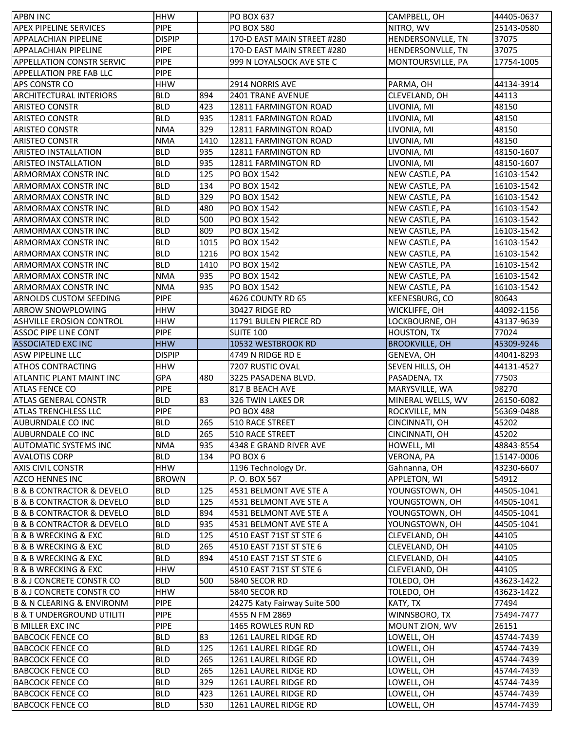| APBN INC | HHW | | PO BOX 637 | CAMPBELL, OH | 44405-0637 |
|---|---|---|---|---|---|
| APEX PIPELINE SERVICES | PIPE | | PO BOX 580 | NITRO, WV | 25143-0580 |
| APPALACHIAN PIPELINE | DISPIP | | 170-D EAST MAIN STREET #280 | HENDERSONVLLE, TN | 37075 |
| APPALACHIAN PIPELINE | PIPE | | 170-D EAST MAIN STREET #280 | HENDERSONVLLE, TN | 37075 |
| APPELLATION CONSTR SERVIC | PIPE | | 999 N LOYALSOCK AVE STE C | MONTOURSVILLE, PA | 17754-1005 |
| APPELLATION PRE FAB LLC | PIPE | | | | |
| APS CONSTR CO | HHW | | 2914 NORRIS AVE | PARMA, OH | 44134-3914 |
| ARCHITECTURAL INTERIORS | BLD | 894 | 2401 TRANE AVENUE | CLEVELAND, OH | 44113 |
| ARISTEO CONSTR | BLD | 423 | 12811 FARMINGTON ROAD | LIVONIA, MI | 48150 |
| ARISTEO CONSTR | BLD | 935 | 12811 FARMINGTON ROAD | LIVONIA, MI | 48150 |
| ARISTEO CONSTR | NMA | 329 | 12811 FARMINGTON ROAD | LIVONIA, MI | 48150 |
| ARISTEO CONSTR | NMA | 1410 | 12811 FARMINGTON ROAD | LIVONIA, MI | 48150 |
| ARISTEO INSTALLATION | BLD | 935 | 12811 FARMINGTON RD | LIVONIA, MI | 48150-1607 |
| ARISTEO INSTALLATION | BLD | 935 | 12811 FARMINGTON RD | LIVONIA, MI | 48150-1607 |
| ARMORMAX CONSTR INC | BLD | 125 | PO BOX 1542 | NEW CASTLE, PA | 16103-1542 |
| ARMORMAX CONSTR INC | BLD | 134 | PO BOX 1542 | NEW CASTLE, PA | 16103-1542 |
| ARMORMAX CONSTR INC | BLD | 329 | PO BOX 1542 | NEW CASTLE, PA | 16103-1542 |
| ARMORMAX CONSTR INC | BLD | 480 | PO BOX 1542 | NEW CASTLE, PA | 16103-1542 |
| ARMORMAX CONSTR INC | BLD | 500 | PO BOX 1542 | NEW CASTLE, PA | 16103-1542 |
| ARMORMAX CONSTR INC | BLD | 809 | PO BOX 1542 | NEW CASTLE, PA | 16103-1542 |
| ARMORMAX CONSTR INC | BLD | 1015 | PO BOX 1542 | NEW CASTLE, PA | 16103-1542 |
| ARMORMAX CONSTR INC | BLD | 1216 | PO BOX 1542 | NEW CASTLE, PA | 16103-1542 |
| ARMORMAX CONSTR INC | BLD | 1410 | PO BOX 1542 | NEW CASTLE, PA | 16103-1542 |
| ARMORMAX CONSTR INC | NMA | 935 | PO BOX 1542 | NEW CASTLE, PA | 16103-1542 |
| ARMORMAX CONSTR INC | NMA | 935 | PO BOX 1542 | NEW CASTLE, PA | 16103-1542 |
| ARNOLDS CUSTOM SEEDING | PIPE | | 4626 COUNTY RD 65 | KEENESBURG, CO | 80643 |
| ARROW SNOWPLOWING | HHW | | 30427 RIDGE RD | WICKLIFFE, OH | 44092-1156 |
| ASHVILLE EROSION CONTROL | HHW | | 11791 BULEN PIERCE RD | LOCKBOURNE, OH | 43137-9639 |
| ASSOC PIPE LINE CONT | PIPE | | SUITE 100 | HOUSTON, TX | 77024 |
| ASSOCIATED EXC INC | HHW | | 10532 WESTBROOK RD | BROOKVILLE, OH | 45309-9246 |
| ASW PIPELINE LLC | DISPIP | | 4749 N RIDGE RD E | GENEVA, OH | 44041-8293 |
| ATHOS CONTRACTING | HHW | | 7207 RUSTIC OVAL | SEVEN HILLS, OH | 44131-4527 |
| ATLANTIC PLANT MAINT INC | GPA | 480 | 3225 PASADENA BLVD. | PASADENA, TX | 77503 |
| ATLAS FENCE CO | PIPE | | 817 B BEACH AVE | MARYSVILLE, WA | 98270 |
| ATLAS GENERAL CONSTR | BLD | 83 | 326 TWIN LAKES DR | MINERAL WELLS, WV | 26150-6082 |
| ATLAS TRENCHLESS LLC | PIPE | | PO BOX 488 | ROCKVILLE, MN | 56369-0488 |
| AUBURNDALE CO INC | BLD | 265 | 510 RACE STREET | CINCINNATI, OH | 45202 |
| AUBURNDALE CO INC | BLD | 265 | 510 RACE STREET | CINCINNATI, OH | 45202 |
| AUTOMATIC SYSTEMS INC | NMA | 935 | 4348 E GRAND RIVER AVE | HOWELL, MI | 48843-8554 |
| AVALOTIS CORP | BLD | 134 | PO BOX 6 | VERONA, PA | 15147-0006 |
| AXIS CIVIL CONSTR | HHW | | 1196 Technology Dr. | Gahnanna, OH | 43230-6607 |
| AZCO HENNES INC | BROWN | | P. O. BOX 567 | APPLETON, WI | 54912 |
| B & B CONTRACTOR & DEVELO | BLD | 125 | 4531 BELMONT AVE STE A | YOUNGSTOWN, OH | 44505-1041 |
| B & B CONTRACTOR & DEVELO | BLD | 125 | 4531 BELMONT AVE STE A | YOUNGSTOWN, OH | 44505-1041 |
| B & B CONTRACTOR & DEVELO | BLD | 894 | 4531 BELMONT AVE STE A | YOUNGSTOWN, OH | 44505-1041 |
| B & B CONTRACTOR & DEVELO | BLD | 935 | 4531 BELMONT AVE STE A | YOUNGSTOWN, OH | 44505-1041 |
| B & B WRECKING & EXC | BLD | 125 | 4510 EAST 71ST ST STE 6 | CLEVELAND, OH | 44105 |
| B & B WRECKING & EXC | BLD | 265 | 4510 EAST 71ST ST STE 6 | CLEVELAND, OH | 44105 |
| B & B WRECKING & EXC | BLD | 894 | 4510 EAST 71ST ST STE 6 | CLEVELAND, OH | 44105 |
| B & B WRECKING & EXC | HHW | | 4510 EAST 71ST ST STE 6 | CLEVELAND, OH | 44105 |
| B & J CONCRETE CONSTR CO | BLD | 500 | 5840 SECOR RD | TOLEDO, OH | 43623-1422 |
| B & J CONCRETE CONSTR CO | HHW | | 5840 SECOR RD | TOLEDO, OH | 43623-1422 |
| B & N CLEARING & ENVIRONM | PIPE | | 24275 Katy Fairway Suite 500 | KATY, TX | 77494 |
| B & T UNDERGROUND UTILITI | PIPE | | 4555 N FM 2869 | WINNSBORO, TX | 75494-7477 |
| B MILLER EXC INC | PIPE | | 1465 ROWLES RUN RD | MOUNT ZION, WV | 26151 |
| BABCOCK FENCE CO | BLD | 83 | 1261 LAUREL RIDGE RD | LOWELL, OH | 45744-7439 |
| BABCOCK FENCE CO | BLD | 125 | 1261 LAUREL RIDGE RD | LOWELL, OH | 45744-7439 |
| BABCOCK FENCE CO | BLD | 265 | 1261 LAUREL RIDGE RD | LOWELL, OH | 45744-7439 |
| BABCOCK FENCE CO | BLD | 265 | 1261 LAUREL RIDGE RD | LOWELL, OH | 45744-7439 |
| BABCOCK FENCE CO | BLD | 329 | 1261 LAUREL RIDGE RD | LOWELL, OH | 45744-7439 |
| BABCOCK FENCE CO | BLD | 423 | 1261 LAUREL RIDGE RD | LOWELL, OH | 45744-7439 |
| BABCOCK FENCE CO | BLD | 530 | 1261 LAUREL RIDGE RD | LOWELL, OH | 45744-7439 |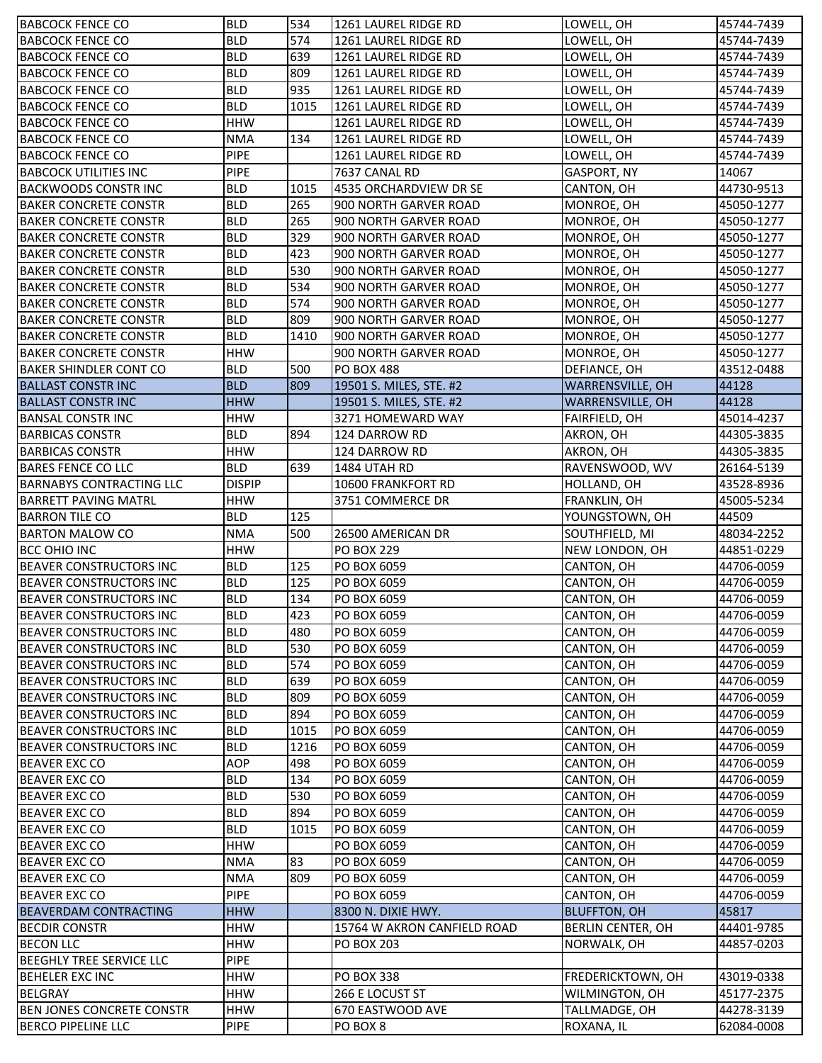| | | | | | |
|---|---|---|---|---|---|
| BABCOCK FENCE CO | BLD | 534 | 1261 LAUREL RIDGE RD | LOWELL, OH | 45744-7439 |
| BABCOCK FENCE CO | BLD | 574 | 1261 LAUREL RIDGE RD | LOWELL, OH | 45744-7439 |
| BABCOCK FENCE CO | BLD | 639 | 1261 LAUREL RIDGE RD | LOWELL, OH | 45744-7439 |
| BABCOCK FENCE CO | BLD | 809 | 1261 LAUREL RIDGE RD | LOWELL, OH | 45744-7439 |
| BABCOCK FENCE CO | BLD | 935 | 1261 LAUREL RIDGE RD | LOWELL, OH | 45744-7439 |
| BABCOCK FENCE CO | BLD | 1015 | 1261 LAUREL RIDGE RD | LOWELL, OH | 45744-7439 |
| BABCOCK FENCE CO | HHW | | 1261 LAUREL RIDGE RD | LOWELL, OH | 45744-7439 |
| BABCOCK FENCE CO | NMA | 134 | 1261 LAUREL RIDGE RD | LOWELL, OH | 45744-7439 |
| BABCOCK FENCE CO | PIPE | | 1261 LAUREL RIDGE RD | LOWELL, OH | 45744-7439 |
| BABCOCK UTILITIES INC | PIPE | | 7637 CANAL RD | GASPORT, NY | 14067 |
| BACKWOODS CONSTR INC | BLD | 1015 | 4535 ORCHARDVIEW DR SE | CANTON, OH | 44730-9513 |
| BAKER CONCRETE CONSTR | BLD | 265 | 900 NORTH GARVER ROAD | MONROE, OH | 45050-1277 |
| BAKER CONCRETE CONSTR | BLD | 265 | 900 NORTH GARVER ROAD | MONROE, OH | 45050-1277 |
| BAKER CONCRETE CONSTR | BLD | 329 | 900 NORTH GARVER ROAD | MONROE, OH | 45050-1277 |
| BAKER CONCRETE CONSTR | BLD | 423 | 900 NORTH GARVER ROAD | MONROE, OH | 45050-1277 |
| BAKER CONCRETE CONSTR | BLD | 530 | 900 NORTH GARVER ROAD | MONROE, OH | 45050-1277 |
| BAKER CONCRETE CONSTR | BLD | 534 | 900 NORTH GARVER ROAD | MONROE, OH | 45050-1277 |
| BAKER CONCRETE CONSTR | BLD | 574 | 900 NORTH GARVER ROAD | MONROE, OH | 45050-1277 |
| BAKER CONCRETE CONSTR | BLD | 809 | 900 NORTH GARVER ROAD | MONROE, OH | 45050-1277 |
| BAKER CONCRETE CONSTR | BLD | 1410 | 900 NORTH GARVER ROAD | MONROE, OH | 45050-1277 |
| BAKER CONCRETE CONSTR | HHW | | 900 NORTH GARVER ROAD | MONROE, OH | 45050-1277 |
| BAKER SHINDLER CONT CO | BLD | 500 | PO BOX 488 | DEFIANCE, OH | 43512-0488 |
| BALLAST CONSTR INC | BLD | 809 | 19501 S. MILES, STE. #2 | WARRENSVILLE, OH | 44128 |
| BALLAST CONSTR INC | HHW | | 19501 S. MILES, STE. #2 | WARRENSVILLE, OH | 44128 |
| BANSAL CONSTR INC | HHW | | 3271 HOMEWARD WAY | FAIRFIELD, OH | 45014-4237 |
| BARBICAS CONSTR | BLD | 894 | 124 DARROW RD | AKRON, OH | 44305-3835 |
| BARBICAS CONSTR | HHW | | 124 DARROW RD | AKRON, OH | 44305-3835 |
| BARES FENCE CO LLC | BLD | 639 | 1484 UTAH RD | RAVENSWOOD, WV | 26164-5139 |
| BARNABYS CONTRACTING LLC | DISPIP | | 10600 FRANKFORT RD | HOLLAND, OH | 43528-8936 |
| BARRETT PAVING MATRL | HHW | | 3751 COMMERCE DR | FRANKLIN, OH | 45005-5234 |
| BARRON TILE CO | BLD | 125 | | YOUNGSTOWN, OH | 44509 |
| BARTON MALOW CO | NMA | 500 | 26500 AMERICAN DR | SOUTHFIELD, MI | 48034-2252 |
| BCC OHIO INC | HHW | | PO BOX 229 | NEW LONDON, OH | 44851-0229 |
| BEAVER CONSTRUCTORS INC | BLD | 125 | PO BOX 6059 | CANTON, OH | 44706-0059 |
| BEAVER CONSTRUCTORS INC | BLD | 125 | PO BOX 6059 | CANTON, OH | 44706-0059 |
| BEAVER CONSTRUCTORS INC | BLD | 134 | PO BOX 6059 | CANTON, OH | 44706-0059 |
| BEAVER CONSTRUCTORS INC | BLD | 423 | PO BOX 6059 | CANTON, OH | 44706-0059 |
| BEAVER CONSTRUCTORS INC | BLD | 480 | PO BOX 6059 | CANTON, OH | 44706-0059 |
| BEAVER CONSTRUCTORS INC | BLD | 530 | PO BOX 6059 | CANTON, OH | 44706-0059 |
| BEAVER CONSTRUCTORS INC | BLD | 574 | PO BOX 6059 | CANTON, OH | 44706-0059 |
| BEAVER CONSTRUCTORS INC | BLD | 639 | PO BOX 6059 | CANTON, OH | 44706-0059 |
| BEAVER CONSTRUCTORS INC | BLD | 809 | PO BOX 6059 | CANTON, OH | 44706-0059 |
| BEAVER CONSTRUCTORS INC | BLD | 894 | PO BOX 6059 | CANTON, OH | 44706-0059 |
| BEAVER CONSTRUCTORS INC | BLD | 1015 | PO BOX 6059 | CANTON, OH | 44706-0059 |
| BEAVER CONSTRUCTORS INC | BLD | 1216 | PO BOX 6059 | CANTON, OH | 44706-0059 |
| BEAVER EXC CO | AOP | 498 | PO BOX 6059 | CANTON, OH | 44706-0059 |
| BEAVER EXC CO | BLD | 134 | PO BOX 6059 | CANTON, OH | 44706-0059 |
| BEAVER EXC CO | BLD | 530 | PO BOX 6059 | CANTON, OH | 44706-0059 |
| BEAVER EXC CO | BLD | 894 | PO BOX 6059 | CANTON, OH | 44706-0059 |
| BEAVER EXC CO | BLD | 1015 | PO BOX 6059 | CANTON, OH | 44706-0059 |
| BEAVER EXC CO | HHW | | PO BOX 6059 | CANTON, OH | 44706-0059 |
| BEAVER EXC CO | NMA | 83 | PO BOX 6059 | CANTON, OH | 44706-0059 |
| BEAVER EXC CO | NMA | 809 | PO BOX 6059 | CANTON, OH | 44706-0059 |
| BEAVER EXC CO | PIPE | | PO BOX 6059 | CANTON, OH | 44706-0059 |
| BEAVERDAM CONTRACTING | HHW | | 8300 N. DIXIE HWY. | BLUFFTON, OH | 45817 |
| BECDIR CONSTR | HHW | | 15764 W AKRON CANFIELD ROAD | BERLIN CENTER, OH | 44401-9785 |
| BECON LLC | HHW | | PO BOX 203 | NORWALK, OH | 44857-0203 |
| BEEGHLY TREE SERVICE LLC | PIPE | | | | |
| BEHELER EXC INC | HHW | | PO BOX 338 | FREDERICKTOWN, OH | 43019-0338 |
| BELGRAY | HHW | | 266 E LOCUST ST | WILMINGTON, OH | 45177-2375 |
| BEN JONES CONCRETE CONSTR | HHW | | 670 EASTWOOD AVE | TALLMADGE, OH | 44278-3139 |
| BERCO PIPELINE LLC | PIPE | | PO BOX 8 | ROXANA, IL | 62084-0008 |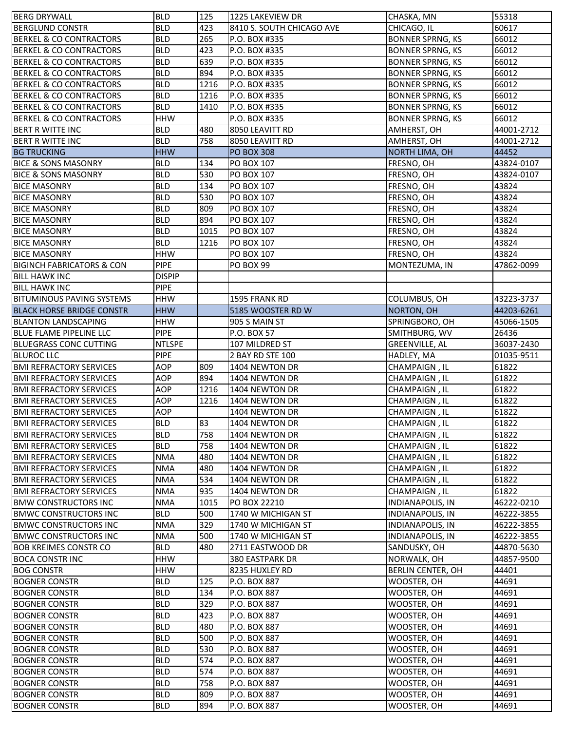| | | | | | |
|---|---|---|---|---|---|
| BERG DRYWALL | BLD | 125 | 1225 LAKEVIEW DR | CHASKA, MN | 55318 |
| BERGLUND CONSTR | BLD | 423 | 8410 S. SOUTH CHICAGO AVE | CHICAGO, IL | 60617 |
| BERKEL & CO CONTRACTORS | BLD | 265 | P.O. BOX #335 | BONNER SPRNG, KS | 66012 |
| BERKEL & CO CONTRACTORS | BLD | 423 | P.O. BOX #335 | BONNER SPRNG, KS | 66012 |
| BERKEL & CO CONTRACTORS | BLD | 639 | P.O. BOX #335 | BONNER SPRNG, KS | 66012 |
| BERKEL & CO CONTRACTORS | BLD | 894 | P.O. BOX #335 | BONNER SPRNG, KS | 66012 |
| BERKEL & CO CONTRACTORS | BLD | 1216 | P.O. BOX #335 | BONNER SPRNG, KS | 66012 |
| BERKEL & CO CONTRACTORS | BLD | 1216 | P.O. BOX #335 | BONNER SPRNG, KS | 66012 |
| BERKEL & CO CONTRACTORS | BLD | 1410 | P.O. BOX #335 | BONNER SPRNG, KS | 66012 |
| BERKEL & CO CONTRACTORS | HHW | | P.O. BOX #335 | BONNER SPRNG, KS | 66012 |
| BERT R WITTE INC | BLD | 480 | 8050 LEAVITT RD | AMHERST, OH | 44001-2712 |
| BERT R WITTE INC | BLD | 758 | 8050 LEAVITT RD | AMHERST, OH | 44001-2712 |
| BG TRUCKING | HHW | | PO BOX 308 | NORTH LIMA, OH | 44452 |
| BICE & SONS MASONRY | BLD | 134 | PO BOX 107 | FRESNO, OH | 43824-0107 |
| BICE & SONS MASONRY | BLD | 530 | PO BOX 107 | FRESNO, OH | 43824-0107 |
| BICE MASONRY | BLD | 134 | PO BOX 107 | FRESNO, OH | 43824 |
| BICE MASONRY | BLD | 530 | PO BOX 107 | FRESNO, OH | 43824 |
| BICE MASONRY | BLD | 809 | PO BOX 107 | FRESNO, OH | 43824 |
| BICE MASONRY | BLD | 894 | PO BOX 107 | FRESNO, OH | 43824 |
| BICE MASONRY | BLD | 1015 | PO BOX 107 | FRESNO, OH | 43824 |
| BICE MASONRY | BLD | 1216 | PO BOX 107 | FRESNO, OH | 43824 |
| BICE MASONRY | HHW | | PO BOX 107 | FRESNO, OH | 43824 |
| BIGINCH FABRICATORS & CON | PIPE | | PO BOX 99 | MONTEZUMA, IN | 47862-0099 |
| BILL HAWK INC | DISPIP | | | | |
| BILL HAWK INC | PIPE | | | | |
| BITUMINOUS PAVING SYSTEMS | HHW | | 1595 FRANK RD | COLUMBUS, OH | 43223-3737 |
| BLACK HORSE BRIDGE CONSTR | HHW | | 5185 WOOSTER RD W | NORTON, OH | 44203-6261 |
| BLANTON LANDSCAPING | HHW | | 905 S MAIN ST | SPRINGBORO, OH | 45066-1505 |
| BLUE FLAME PIPELINE LLC | PIPE | | P.O. BOX 57 | SMITHBURG, WV | 26436 |
| BLUEGRASS CONC CUTTING | NTLSPE | | 107 MILDRED ST | GREENVILLE, AL | 36037-2430 |
| BLUROC LLC | PIPE | | 2 BAY RD STE 100 | HADLEY, MA | 01035-9511 |
| BMI REFRACTORY SERVICES | AOP | 809 | 1404 NEWTON DR | CHAMPAIGN , IL | 61822 |
| BMI REFRACTORY SERVICES | AOP | 894 | 1404 NEWTON DR | CHAMPAIGN , IL | 61822 |
| BMI REFRACTORY SERVICES | AOP | 1216 | 1404 NEWTON DR | CHAMPAIGN , IL | 61822 |
| BMI REFRACTORY SERVICES | AOP | 1216 | 1404 NEWTON DR | CHAMPAIGN , IL | 61822 |
| BMI REFRACTORY SERVICES | AOP | | 1404 NEWTON DR | CHAMPAIGN , IL | 61822 |
| BMI REFRACTORY SERVICES | BLD | 83 | 1404 NEWTON DR | CHAMPAIGN , IL | 61822 |
| BMI REFRACTORY SERVICES | BLD | 758 | 1404 NEWTON DR | CHAMPAIGN , IL | 61822 |
| BMI REFRACTORY SERVICES | BLD | 758 | 1404 NEWTON DR | CHAMPAIGN , IL | 61822 |
| BMI REFRACTORY SERVICES | NMA | 480 | 1404 NEWTON DR | CHAMPAIGN , IL | 61822 |
| BMI REFRACTORY SERVICES | NMA | 480 | 1404 NEWTON DR | CHAMPAIGN , IL | 61822 |
| BMI REFRACTORY SERVICES | NMA | 534 | 1404 NEWTON DR | CHAMPAIGN , IL | 61822 |
| BMI REFRACTORY SERVICES | NMA | 935 | 1404 NEWTON DR | CHAMPAIGN , IL | 61822 |
| BMW CONSTRUCTORS INC | NMA | 1015 | PO BOX 22210 | INDIANAPOLIS, IN | 46222-0210 |
| BMWC CONSTRUCTORS INC | BLD | 500 | 1740 W MICHIGAN ST | INDIANAPOLIS, IN | 46222-3855 |
| BMWC CONSTRUCTORS INC | NMA | 329 | 1740 W MICHIGAN ST | INDIANAPOLIS, IN | 46222-3855 |
| BMWC CONSTRUCTORS INC | NMA | 500 | 1740 W MICHIGAN ST | INDIANAPOLIS, IN | 46222-3855 |
| BOB KREIMES CONSTR CO | BLD | 480 | 2711 EASTWOOD DR | SANDUSKY, OH | 44870-5630 |
| BOCA CONSTR INC | HHW | | 380 EASTPARK DR | NORWALK, OH | 44857-9500 |
| BOG CONSTR | HHW | | 8235 HUXLEY RD | BERLIN CENTER, OH | 44401 |
| BOGNER CONSTR | BLD | 125 | P.O. BOX 887 | WOOSTER, OH | 44691 |
| BOGNER CONSTR | BLD | 134 | P.O. BOX 887 | WOOSTER, OH | 44691 |
| BOGNER CONSTR | BLD | 329 | P.O. BOX 887 | WOOSTER, OH | 44691 |
| BOGNER CONSTR | BLD | 423 | P.O. BOX 887 | WOOSTER, OH | 44691 |
| BOGNER CONSTR | BLD | 480 | P.O. BOX 887 | WOOSTER, OH | 44691 |
| BOGNER CONSTR | BLD | 500 | P.O. BOX 887 | WOOSTER, OH | 44691 |
| BOGNER CONSTR | BLD | 530 | P.O. BOX 887 | WOOSTER, OH | 44691 |
| BOGNER CONSTR | BLD | 574 | P.O. BOX 887 | WOOSTER, OH | 44691 |
| BOGNER CONSTR | BLD | 574 | P.O. BOX 887 | WOOSTER, OH | 44691 |
| BOGNER CONSTR | BLD | 758 | P.O. BOX 887 | WOOSTER, OH | 44691 |
| BOGNER CONSTR | BLD | 809 | P.O. BOX 887 | WOOSTER, OH | 44691 |
| BOGNER CONSTR | BLD | 894 | P.O. BOX 887 | WOOSTER, OH | 44691 |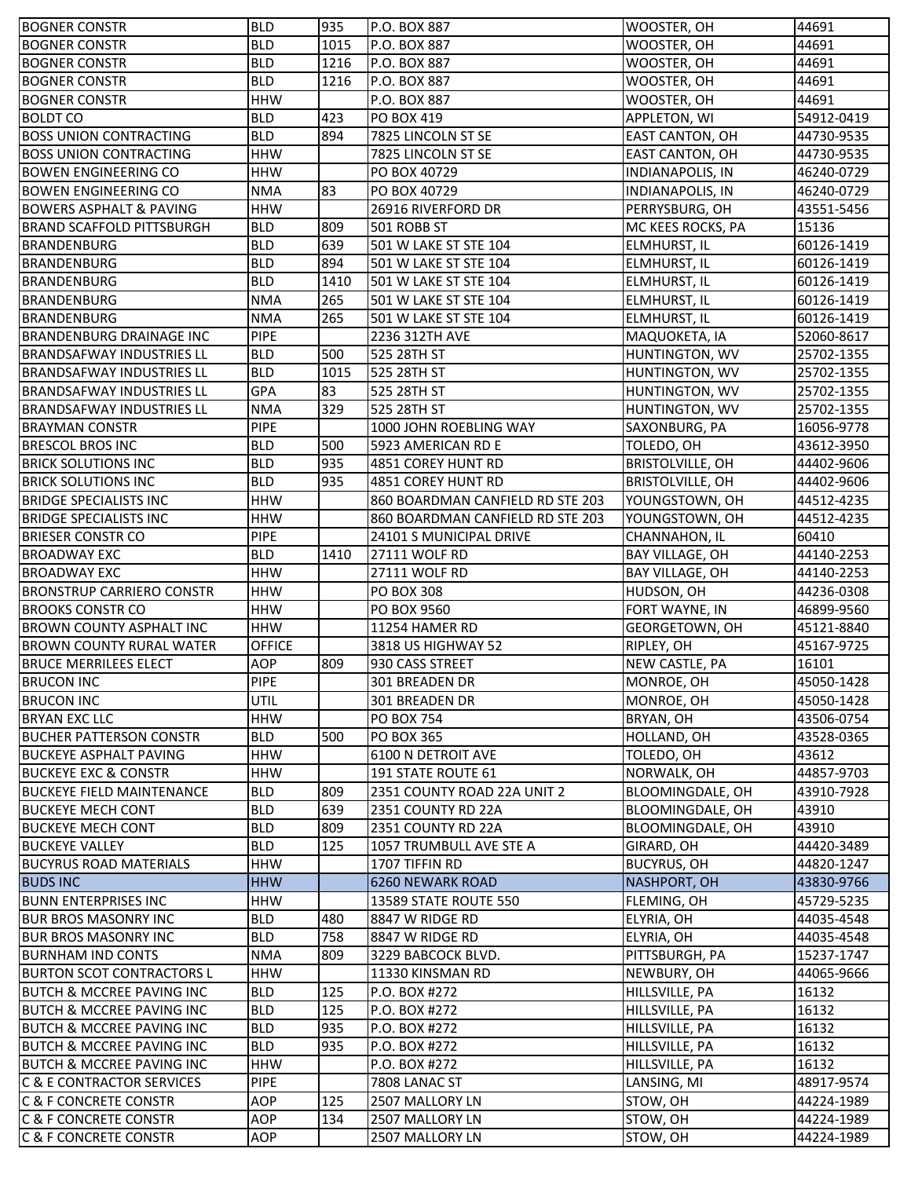| BOGNER CONSTR | BLD | 935 | P.O. BOX 887 | WOOSTER, OH | 44691 |
|---|---|---|---|---|---|
| BOGNER CONSTR | BLD | 1015 | P.O. BOX 887 | WOOSTER, OH | 44691 |
| BOGNER CONSTR | BLD | 1216 | P.O. BOX 887 | WOOSTER, OH | 44691 |
| BOGNER CONSTR | BLD | 1216 | P.O. BOX 887 | WOOSTER, OH | 44691 |
| BOGNER CONSTR | HHW | | P.O. BOX 887 | WOOSTER, OH | 44691 |
| BOLDT CO | BLD | 423 | PO BOX 419 | APPLETON, WI | 54912-0419 |
| BOSS UNION CONTRACTING | BLD | 894 | 7825 LINCOLN ST SE | EAST CANTON, OH | 44730-9535 |
| BOSS UNION CONTRACTING | HHW | | 7825 LINCOLN ST SE | EAST CANTON, OH | 44730-9535 |
| BOWEN ENGINEERING CO | HHW | | PO BOX 40729 | INDIANAPOLIS, IN | 46240-0729 |
| BOWEN ENGINEERING CO | NMA | 83 | PO BOX 40729 | INDIANAPOLIS, IN | 46240-0729 |
| BOWERS ASPHALT & PAVING | HHW | | 26916 RIVERFORD DR | PERRYSBURG, OH | 43551-5456 |
| BRAND SCAFFOLD PITTSBURGH | BLD | 809 | 501 ROBB ST | MC KEES ROCKS, PA | 15136 |
| BRANDENBURG | BLD | 639 | 501 W LAKE ST STE 104 | ELMHURST, IL | 60126-1419 |
| BRANDENBURG | BLD | 894 | 501 W LAKE ST STE 104 | ELMHURST, IL | 60126-1419 |
| BRANDENBURG | BLD | 1410 | 501 W LAKE ST STE 104 | ELMHURST, IL | 60126-1419 |
| BRANDENBURG | NMA | 265 | 501 W LAKE ST STE 104 | ELMHURST, IL | 60126-1419 |
| BRANDENBURG | NMA | 265 | 501 W LAKE ST STE 104 | ELMHURST, IL | 60126-1419 |
| BRANDENBURG DRAINAGE INC | PIPE | | 2236 312TH AVE | MAQUOKETA, IA | 52060-8617 |
| BRANDSAFWAY INDUSTRIES LL | BLD | 500 | 525 28TH ST | HUNTINGTON, WV | 25702-1355 |
| BRANDSAFWAY INDUSTRIES LL | BLD | 1015 | 525 28TH ST | HUNTINGTON, WV | 25702-1355 |
| BRANDSAFWAY INDUSTRIES LL | GPA | 83 | 525 28TH ST | HUNTINGTON, WV | 25702-1355 |
| BRANDSAFWAY INDUSTRIES LL | NMA | 329 | 525 28TH ST | HUNTINGTON, WV | 25702-1355 |
| BRAYMAN CONSTR | PIPE | | 1000 JOHN ROEBLING WAY | SAXONBURG, PA | 16056-9778 |
| BRESCOL BROS INC | BLD | 500 | 5923 AMERICAN RD E | TOLEDO, OH | 43612-3950 |
| BRICK SOLUTIONS INC | BLD | 935 | 4851 COREY HUNT RD | BRISTOLVILLE, OH | 44402-9606 |
| BRICK SOLUTIONS INC | BLD | 935 | 4851 COREY HUNT RD | BRISTOLVILLE, OH | 44402-9606 |
| BRIDGE SPECIALISTS INC | HHW | | 860 BOARDMAN CANFIELD RD STE 203 | YOUNGSTOWN, OH | 44512-4235 |
| BRIDGE SPECIALISTS INC | HHW | | 860 BOARDMAN CANFIELD RD STE 203 | YOUNGSTOWN, OH | 44512-4235 |
| BRIESER CONSTR CO | PIPE | | 24101 S MUNICIPAL DRIVE | CHANNAHON, IL | 60410 |
| BROADWAY EXC | BLD | 1410 | 27111 WOLF RD | BAY VILLAGE, OH | 44140-2253 |
| BROADWAY EXC | HHW | | 27111 WOLF RD | BAY VILLAGE, OH | 44140-2253 |
| BRONSTRUP CARRIERO CONSTR | HHW | | PO BOX 308 | HUDSON, OH | 44236-0308 |
| BROOKS CONSTR CO | HHW | | PO BOX 9560 | FORT WAYNE, IN | 46899-9560 |
| BROWN COUNTY ASPHALT INC | HHW | | 11254 HAMER RD | GEORGETOWN, OH | 45121-8840 |
| BROWN COUNTY RURAL WATER | OFFICE | | 3818 US HIGHWAY 52 | RIPLEY, OH | 45167-9725 |
| BRUCE MERRILEES ELECT | AOP | 809 | 930 CASS STREET | NEW CASTLE, PA | 16101 |
| BRUCON INC | PIPE | | 301 BREADEN DR | MONROE, OH | 45050-1428 |
| BRUCON INC | UTIL | | 301 BREADEN DR | MONROE, OH | 45050-1428 |
| BRYAN EXC LLC | HHW | | PO BOX 754 | BRYAN, OH | 43506-0754 |
| BUCHER PATTERSON CONSTR | BLD | 500 | PO BOX 365 | HOLLAND, OH | 43528-0365 |
| BUCKEYE ASPHALT PAVING | HHW | | 6100 N DETROIT AVE | TOLEDO, OH | 43612 |
| BUCKEYE EXC & CONSTR | HHW | | 191 STATE ROUTE 61 | NORWALK, OH | 44857-9703 |
| BUCKEYE FIELD MAINTENANCE | BLD | 809 | 2351 COUNTY ROAD 22A UNIT 2 | BLOOMINGDALE, OH | 43910-7928 |
| BUCKEYE MECH CONT | BLD | 639 | 2351 COUNTY RD 22A | BLOOMINGDALE, OH | 43910 |
| BUCKEYE MECH CONT | BLD | 809 | 2351 COUNTY RD 22A | BLOOMINGDALE, OH | 43910 |
| BUCKEYE VALLEY | BLD | 125 | 1057 TRUMBULL AVE STE A | GIRARD, OH | 44420-3489 |
| BUCYRUS ROAD MATERIALS | HHW | | 1707 TIFFIN RD | BUCYRUS, OH | 44820-1247 |
| BUDS INC | HHW | | 6260 NEWARK ROAD | NASHPORT, OH | 43830-9766 |
| BUNN ENTERPRISES INC | HHW | | 13589 STATE ROUTE 550 | FLEMING, OH | 45729-5235 |
| BUR BROS MASONRY INC | BLD | 480 | 8847 W RIDGE RD | ELYRIA, OH | 44035-4548 |
| BUR BROS MASONRY INC | BLD | 758 | 8847 W RIDGE RD | ELYRIA, OH | 44035-4548 |
| BURNHAM IND CONTS | NMA | 809 | 3229 BABCOCK BLVD. | PITTSBURGH, PA | 15237-1747 |
| BURTON SCOT CONTRACTORS L | HHW | | 11330 KINSMAN RD | NEWBURY, OH | 44065-9666 |
| BUTCH & MCCREE PAVING INC | BLD | 125 | P.O. BOX #272 | HILLSVILLE, PA | 16132 |
| BUTCH & MCCREE PAVING INC | BLD | 125 | P.O. BOX #272 | HILLSVILLE, PA | 16132 |
| BUTCH & MCCREE PAVING INC | BLD | 935 | P.O. BOX #272 | HILLSVILLE, PA | 16132 |
| BUTCH & MCCREE PAVING INC | BLD | 935 | P.O. BOX #272 | HILLSVILLE, PA | 16132 |
| BUTCH & MCCREE PAVING INC | HHW | | P.O. BOX #272 | HILLSVILLE, PA | 16132 |
| C & E CONTRACTOR SERVICES | PIPE | | 7808 LANAC ST | LANSING, MI | 48917-9574 |
| C & F CONCRETE CONSTR | AOP | 125 | 2507 MALLORY LN | STOW, OH | 44224-1989 |
| C & F CONCRETE CONSTR | AOP | 134 | 2507 MALLORY LN | STOW, OH | 44224-1989 |
| C & F CONCRETE CONSTR | AOP | | 2507 MALLORY LN | STOW, OH | 44224-1989 |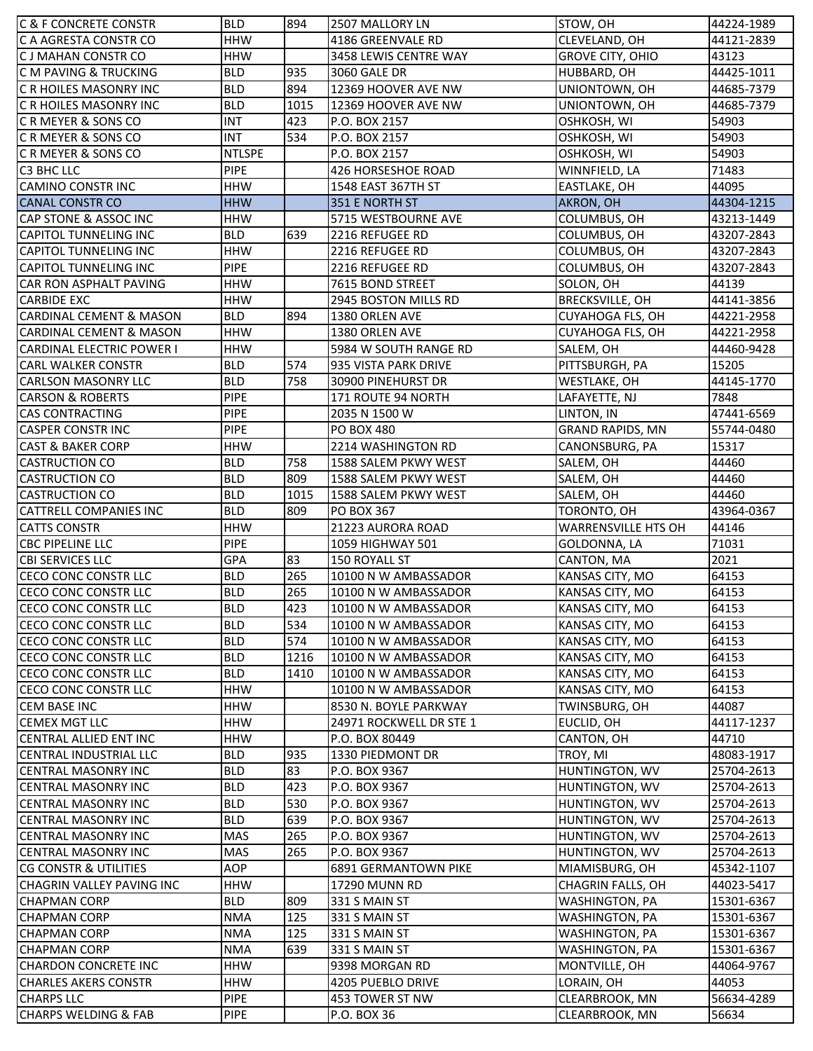| C & F CONCRETE CONSTR | BLD | 894 | 2507 MALLORY LN | STOW, OH | 44224-1989 |
|---|---|---|---|---|---|
| C A AGRESTA CONSTR CO | HHW | | 4186 GREENVALE RD | CLEVELAND, OH | 44121-2839 |
| C J MAHAN CONSTR CO | HHW | | 3458 LEWIS CENTRE WAY | GROVE CITY, OHIO | 43123 |
| C M PAVING & TRUCKING | BLD | 935 | 3060 GALE DR | HUBBARD, OH | 44425-1011 |
| C R HOILES MASONRY INC | BLD | 894 | 12369 HOOVER AVE NW | UNIONTOWN, OH | 44685-7379 |
| C R HOILES MASONRY INC | BLD | 1015 | 12369 HOOVER AVE NW | UNIONTOWN, OH | 44685-7379 |
| C R MEYER & SONS CO | INT | 423 | P.O. BOX 2157 | OSHKOSH, WI | 54903 |
| C R MEYER & SONS CO | INT | 534 | P.O. BOX 2157 | OSHKOSH, WI | 54903 |
| C R MEYER & SONS CO | NTLSPE | | P.O. BOX 2157 | OSHKOSH, WI | 54903 |
| C3 BHC LLC | PIPE | | 426 HORSESHOE ROAD | WINNFIELD, LA | 71483 |
| CAMINO CONSTR INC | HHW | | 1548 EAST 367TH ST | EASTLAKE, OH | 44095 |
| CANAL CONSTR CO | HHW | | 351 E NORTH ST | AKRON, OH | 44304-1215 |
| CAP STONE & ASSOC INC | HHW | | 5715 WESTBOURNE AVE | COLUMBUS, OH | 43213-1449 |
| CAPITOL TUNNELING INC | BLD | 639 | 2216 REFUGEE RD | COLUMBUS, OH | 43207-2843 |
| CAPITOL TUNNELING INC | HHW | | 2216 REFUGEE RD | COLUMBUS, OH | 43207-2843 |
| CAPITOL TUNNELING INC | PIPE | | 2216 REFUGEE RD | COLUMBUS, OH | 43207-2843 |
| CAR RON ASPHALT PAVING | HHW | | 7615 BOND STREET | SOLON, OH | 44139 |
| CARBIDE EXC | HHW | | 2945 BOSTON MILLS RD | BRECKSVILLE, OH | 44141-3856 |
| CARDINAL CEMENT & MASON | BLD | 894 | 1380 ORLEN AVE | CUYAHOGA FLS, OH | 44221-2958 |
| CARDINAL CEMENT & MASON | HHW | | 1380 ORLEN AVE | CUYAHOGA FLS, OH | 44221-2958 |
| CARDINAL ELECTRIC POWER I | HHW | | 5984 W SOUTH RANGE RD | SALEM, OH | 44460-9428 |
| CARL WALKER CONSTR | BLD | 574 | 935 VISTA PARK DRIVE | PITTSBURGH, PA | 15205 |
| CARLSON MASONRY LLC | BLD | 758 | 30900 PINEHURST DR | WESTLAKE, OH | 44145-1770 |
| CARSON & ROBERTS | PIPE | | 171 ROUTE 94 NORTH | LAFAYETTE, NJ | 7848 |
| CAS CONTRACTING | PIPE | | 2035 N 1500 W | LINTON, IN | 47441-6569 |
| CASPER CONSTR INC | PIPE | | PO BOX 480 | GRAND RAPIDS, MN | 55744-0480 |
| CAST & BAKER CORP | HHW | | 2214 WASHINGTON RD | CANONSBURG, PA | 15317 |
| CASTRUCTION CO | BLD | 758 | 1588 SALEM PKWY WEST | SALEM, OH | 44460 |
| CASTRUCTION CO | BLD | 809 | 1588 SALEM PKWY WEST | SALEM, OH | 44460 |
| CASTRUCTION CO | BLD | 1015 | 1588 SALEM PKWY WEST | SALEM, OH | 44460 |
| CATTRELL COMPANIES INC | BLD | 809 | PO BOX 367 | TORONTO, OH | 43964-0367 |
| CATTS CONSTR | HHW | | 21223 AURORA ROAD | WARRENSVILLE HTS OH | 44146 |
| CBC PIPELINE LLC | PIPE | | 1059 HIGHWAY 501 | GOLDONNA, LA | 71031 |
| CBI SERVICES LLC | GPA | 83 | 150 ROYALL ST | CANTON, MA | 2021 |
| CECO CONC CONSTR LLC | BLD | 265 | 10100 N W AMBASSADOR | KANSAS CITY, MO | 64153 |
| CECO CONC CONSTR LLC | BLD | 265 | 10100 N W AMBASSADOR | KANSAS CITY, MO | 64153 |
| CECO CONC CONSTR LLC | BLD | 423 | 10100 N W AMBASSADOR | KANSAS CITY, MO | 64153 |
| CECO CONC CONSTR LLC | BLD | 534 | 10100 N W AMBASSADOR | KANSAS CITY, MO | 64153 |
| CECO CONC CONSTR LLC | BLD | 574 | 10100 N W AMBASSADOR | KANSAS CITY, MO | 64153 |
| CECO CONC CONSTR LLC | BLD | 1216 | 10100 N W AMBASSADOR | KANSAS CITY, MO | 64153 |
| CECO CONC CONSTR LLC | BLD | 1410 | 10100 N W AMBASSADOR | KANSAS CITY, MO | 64153 |
| CECO CONC CONSTR LLC | HHW | | 10100 N W AMBASSADOR | KANSAS CITY, MO | 64153 |
| CEM BASE INC | HHW | | 8530 N. BOYLE PARKWAY | TWINSBURG, OH | 44087 |
| CEMEX MGT LLC | HHW | | 24971 ROCKWELL DR STE 1 | EUCLID, OH | 44117-1237 |
| CENTRAL ALLIED ENT INC | HHW | | P.O. BOX 80449 | CANTON, OH | 44710 |
| CENTRAL INDUSTRIAL LLC | BLD | 935 | 1330 PIEDMONT DR | TROY, MI | 48083-1917 |
| CENTRAL MASONRY INC | BLD | 83 | P.O. BOX 9367 | HUNTINGTON, WV | 25704-2613 |
| CENTRAL MASONRY INC | BLD | 423 | P.O. BOX 9367 | HUNTINGTON, WV | 25704-2613 |
| CENTRAL MASONRY INC | BLD | 530 | P.O. BOX 9367 | HUNTINGTON, WV | 25704-2613 |
| CENTRAL MASONRY INC | BLD | 639 | P.O. BOX 9367 | HUNTINGTON, WV | 25704-2613 |
| CENTRAL MASONRY INC | MAS | 265 | P.O. BOX 9367 | HUNTINGTON, WV | 25704-2613 |
| CENTRAL MASONRY INC | MAS | 265 | P.O. BOX 9367 | HUNTINGTON, WV | 25704-2613 |
| CG CONSTR & UTILITIES | AOP | | 6891 GERMANTOWN PIKE | MIAMISBURG, OH | 45342-1107 |
| CHAGRIN VALLEY PAVING INC | HHW | | 17290 MUNN RD | CHAGRIN FALLS, OH | 44023-5417 |
| CHAPMAN CORP | BLD | 809 | 331 S MAIN ST | WASHINGTON, PA | 15301-6367 |
| CHAPMAN CORP | NMA | 125 | 331 S MAIN ST | WASHINGTON, PA | 15301-6367 |
| CHAPMAN CORP | NMA | 125 | 331 S MAIN ST | WASHINGTON, PA | 15301-6367 |
| CHAPMAN CORP | NMA | 639 | 331 S MAIN ST | WASHINGTON, PA | 15301-6367 |
| CHARDON CONCRETE INC | HHW | | 9398 MORGAN RD | MONTVILLE, OH | 44064-9767 |
| CHARLES AKERS CONSTR | HHW | | 4205 PUEBLO DRIVE | LORAIN, OH | 44053 |
| CHARPS LLC | PIPE | | 453 TOWER ST NW | CLEARBROOK, MN | 56634-4289 |
| CHARPS WELDING & FAB | PIPE | | P.O. BOX 36 | CLEARBROOK, MN | 56634 |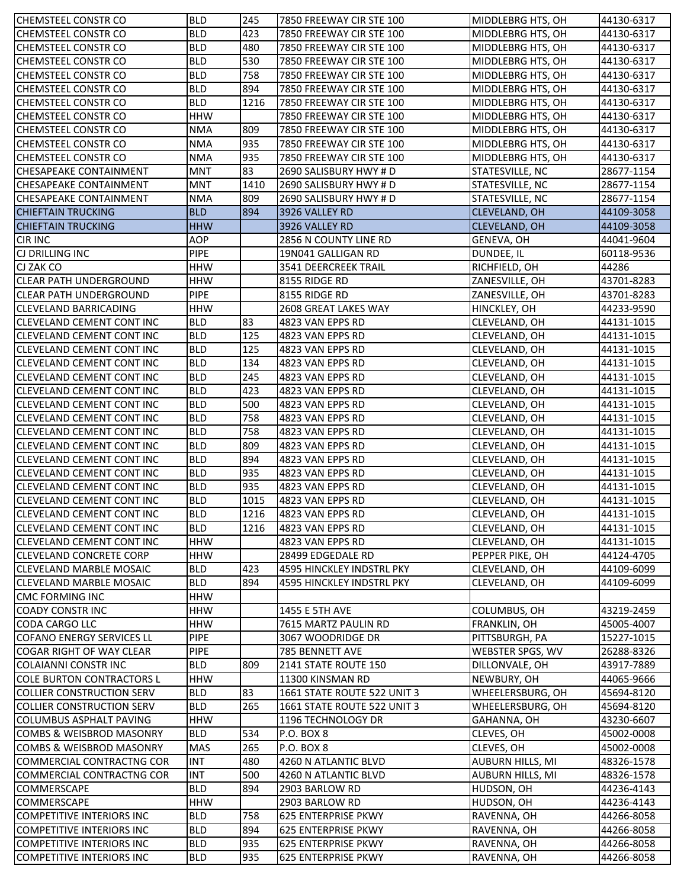| | | | | | |
|---|---|---|---|---|---|
| CHEMSTEEL CONSTR CO | BLD | 245 | 7850 FREEWAY CIR STE 100 | MIDDLEBRG HTS, OH | 44130-6317 |
| CHEMSTEEL CONSTR CO | BLD | 423 | 7850 FREEWAY CIR STE 100 | MIDDLEBRG HTS, OH | 44130-6317 |
| CHEMSTEEL CONSTR CO | BLD | 480 | 7850 FREEWAY CIR STE 100 | MIDDLEBRG HTS, OH | 44130-6317 |
| CHEMSTEEL CONSTR CO | BLD | 530 | 7850 FREEWAY CIR STE 100 | MIDDLEBRG HTS, OH | 44130-6317 |
| CHEMSTEEL CONSTR CO | BLD | 758 | 7850 FREEWAY CIR STE 100 | MIDDLEBRG HTS, OH | 44130-6317 |
| CHEMSTEEL CONSTR CO | BLD | 894 | 7850 FREEWAY CIR STE 100 | MIDDLEBRG HTS, OH | 44130-6317 |
| CHEMSTEEL CONSTR CO | BLD | 1216 | 7850 FREEWAY CIR STE 100 | MIDDLEBRG HTS, OH | 44130-6317 |
| CHEMSTEEL CONSTR CO | HHW | | 7850 FREEWAY CIR STE 100 | MIDDLEBRG HTS, OH | 44130-6317 |
| CHEMSTEEL CONSTR CO | NMA | 809 | 7850 FREEWAY CIR STE 100 | MIDDLEBRG HTS, OH | 44130-6317 |
| CHEMSTEEL CONSTR CO | NMA | 935 | 7850 FREEWAY CIR STE 100 | MIDDLEBRG HTS, OH | 44130-6317 |
| CHEMSTEEL CONSTR CO | NMA | 935 | 7850 FREEWAY CIR STE 100 | MIDDLEBRG HTS, OH | 44130-6317 |
| CHESAPEAKE CONTAINMENT | MNT | 83 | 2690 SALISBURY HWY # D | STATESVILLE, NC | 28677-1154 |
| CHESAPEAKE CONTAINMENT | MNT | 1410 | 2690 SALISBURY HWY # D | STATESVILLE, NC | 28677-1154 |
| CHESAPEAKE CONTAINMENT | NMA | 809 | 2690 SALISBURY HWY # D | STATESVILLE, NC | 28677-1154 |
| CHIEFTAIN TRUCKING | BLD | 894 | 3926 VALLEY RD | CLEVELAND, OH | 44109-3058 |
| CHIEFTAIN TRUCKING | HHW | | 3926 VALLEY RD | CLEVELAND, OH | 44109-3058 |
| CIR INC | AOP | | 2856 N COUNTY LINE RD | GENEVA, OH | 44041-9604 |
| CJ DRILLING INC | PIPE | | 19N041 GALLIGAN RD | DUNDEE, IL | 60118-9536 |
| CJ ZAK CO | HHW | | 3541 DEERCREEK TRAIL | RICHFIELD, OH | 44286 |
| CLEAR PATH UNDERGROUND | HHW | | 8155 RIDGE RD | ZANESVILLE, OH | 43701-8283 |
| CLEAR PATH UNDERGROUND | PIPE | | 8155 RIDGE RD | ZANESVILLE, OH | 43701-8283 |
| CLEVELAND BARRICADING | HHW | | 2608 GREAT LAKES WAY | HINCKLEY, OH | 44233-9590 |
| CLEVELAND CEMENT CONT INC | BLD | 83 | 4823 VAN EPPS RD | CLEVELAND, OH | 44131-1015 |
| CLEVELAND CEMENT CONT INC | BLD | 125 | 4823 VAN EPPS RD | CLEVELAND, OH | 44131-1015 |
| CLEVELAND CEMENT CONT INC | BLD | 125 | 4823 VAN EPPS RD | CLEVELAND, OH | 44131-1015 |
| CLEVELAND CEMENT CONT INC | BLD | 134 | 4823 VAN EPPS RD | CLEVELAND, OH | 44131-1015 |
| CLEVELAND CEMENT CONT INC | BLD | 245 | 4823 VAN EPPS RD | CLEVELAND, OH | 44131-1015 |
| CLEVELAND CEMENT CONT INC | BLD | 423 | 4823 VAN EPPS RD | CLEVELAND, OH | 44131-1015 |
| CLEVELAND CEMENT CONT INC | BLD | 500 | 4823 VAN EPPS RD | CLEVELAND, OH | 44131-1015 |
| CLEVELAND CEMENT CONT INC | BLD | 758 | 4823 VAN EPPS RD | CLEVELAND, OH | 44131-1015 |
| CLEVELAND CEMENT CONT INC | BLD | 758 | 4823 VAN EPPS RD | CLEVELAND, OH | 44131-1015 |
| CLEVELAND CEMENT CONT INC | BLD | 809 | 4823 VAN EPPS RD | CLEVELAND, OH | 44131-1015 |
| CLEVELAND CEMENT CONT INC | BLD | 894 | 4823 VAN EPPS RD | CLEVELAND, OH | 44131-1015 |
| CLEVELAND CEMENT CONT INC | BLD | 935 | 4823 VAN EPPS RD | CLEVELAND, OH | 44131-1015 |
| CLEVELAND CEMENT CONT INC | BLD | 935 | 4823 VAN EPPS RD | CLEVELAND, OH | 44131-1015 |
| CLEVELAND CEMENT CONT INC | BLD | 1015 | 4823 VAN EPPS RD | CLEVELAND, OH | 44131-1015 |
| CLEVELAND CEMENT CONT INC | BLD | 1216 | 4823 VAN EPPS RD | CLEVELAND, OH | 44131-1015 |
| CLEVELAND CEMENT CONT INC | BLD | 1216 | 4823 VAN EPPS RD | CLEVELAND, OH | 44131-1015 |
| CLEVELAND CEMENT CONT INC | HHW | | 4823 VAN EPPS RD | CLEVELAND, OH | 44131-1015 |
| CLEVELAND CONCRETE CORP | HHW | | 28499 EDGEDALE RD | PEPPER PIKE, OH | 44124-4705 |
| CLEVELAND MARBLE MOSAIC | BLD | 423 | 4595 HINCKLEY INDSTRL PKY | CLEVELAND, OH | 44109-6099 |
| CLEVELAND MARBLE MOSAIC | BLD | 894 | 4595 HINCKLEY INDSTRL PKY | CLEVELAND, OH | 44109-6099 |
| CMC FORMING INC | HHW | | | | |
| COADY CONSTR INC | HHW | | 1455 E 5TH AVE | COLUMBUS, OH | 43219-2459 |
| CODA CARGO LLC | HHW | | 7615 MARTZ PAULIN RD | FRANKLIN, OH | 45005-4007 |
| COFANO ENERGY SERVICES LL | PIPE | | 3067 WOODRIDGE DR | PITTSBURGH, PA | 15227-1015 |
| COGAR RIGHT OF WAY CLEAR | PIPE | | 785 BENNETT AVE | WEBSTER SPGS, WV | 26288-8326 |
| COLAIANNI CONSTR INC | BLD | 809 | 2141 STATE ROUTE 150 | DILLONVALE, OH | 43917-7889 |
| COLE BURTON CONTRACTORS L | HHW | | 11300 KINSMAN RD | NEWBURY, OH | 44065-9666 |
| COLLIER CONSTRUCTION SERV | BLD | 83 | 1661 STATE ROUTE 522 UNIT 3 | WHEELERSBURG, OH | 45694-8120 |
| COLLIER CONSTRUCTION SERV | BLD | 265 | 1661 STATE ROUTE 522 UNIT 3 | WHEELERSBURG, OH | 45694-8120 |
| COLUMBUS ASPHALT PAVING | HHW | | 1196 TECHNOLOGY DR | GAHANNA, OH | 43230-6607 |
| COMBS & WEISBROD MASONRY | BLD | 534 | P.O. BOX 8 | CLEVES, OH | 45002-0008 |
| COMBS & WEISBROD MASONRY | MAS | 265 | P.O. BOX 8 | CLEVES, OH | 45002-0008 |
| COMMERCIAL CONTRACTNG COR | INT | 480 | 4260 N ATLANTIC BLVD | AUBURN HILLS, MI | 48326-1578 |
| COMMERCIAL CONTRACTNG COR | INT | 500 | 4260 N ATLANTIC BLVD | AUBURN HILLS, MI | 48326-1578 |
| COMMERSCAPE | BLD | 894 | 2903 BARLOW RD | HUDSON, OH | 44236-4143 |
| COMMERSCAPE | HHW | | 2903 BARLOW RD | HUDSON, OH | 44236-4143 |
| COMPETITIVE INTERIORS INC | BLD | 758 | 625 ENTERPRISE PKWY | RAVENNA, OH | 44266-8058 |
| COMPETITIVE INTERIORS INC | BLD | 894 | 625 ENTERPRISE PKWY | RAVENNA, OH | 44266-8058 |
| COMPETITIVE INTERIORS INC | BLD | 935 | 625 ENTERPRISE PKWY | RAVENNA, OH | 44266-8058 |
| COMPETITIVE INTERIORS INC | BLD | 935 | 625 ENTERPRISE PKWY | RAVENNA, OH | 44266-8058 |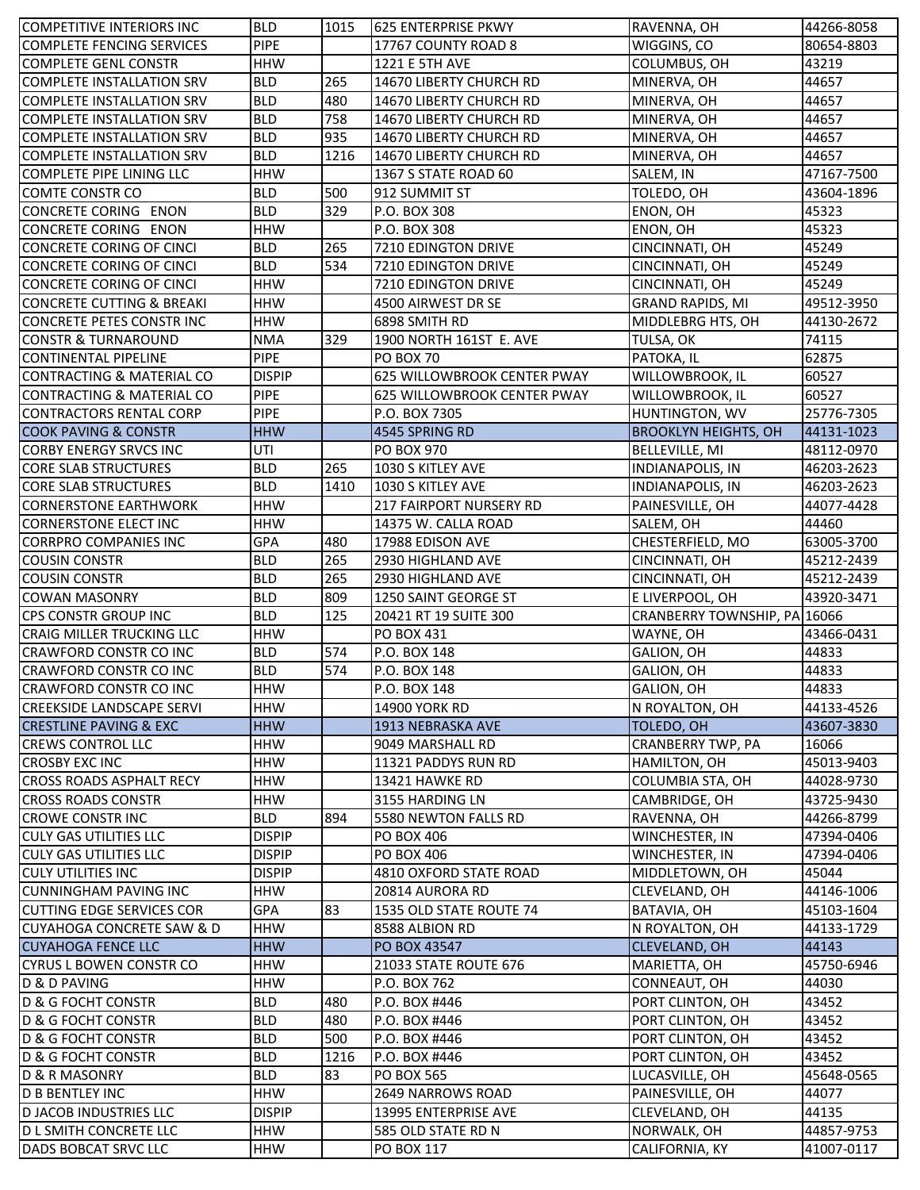| COMPETITIVE INTERIORS INC | BLD | 1015 | 625 ENTERPRISE PKWY | RAVENNA, OH | 44266-8058 |
|---|---|---|---|---|---|
| COMPLETE FENCING SERVICES | PIPE | | 17767 COUNTY ROAD 8 | WIGGINS, CO | 80654-8803 |
| COMPLETE GENL CONSTR | HHW | | 1221 E 5TH AVE | COLUMBUS, OH | 43219 |
| COMPLETE INSTALLATION SRV | BLD | 265 | 14670 LIBERTY CHURCH RD | MINERVA, OH | 44657 |
| COMPLETE INSTALLATION SRV | BLD | 480 | 14670 LIBERTY CHURCH RD | MINERVA, OH | 44657 |
| COMPLETE INSTALLATION SRV | BLD | 758 | 14670 LIBERTY CHURCH RD | MINERVA, OH | 44657 |
| COMPLETE INSTALLATION SRV | BLD | 935 | 14670 LIBERTY CHURCH RD | MINERVA, OH | 44657 |
| COMPLETE INSTALLATION SRV | BLD | 1216 | 14670 LIBERTY CHURCH RD | MINERVA, OH | 44657 |
| COMPLETE PIPE LINING LLC | HHW | | 1367 S STATE ROAD 60 | SALEM, IN | 47167-7500 |
| COMTE CONSTR CO | BLD | 500 | 912 SUMMIT ST | TOLEDO, OH | 43604-1896 |
| CONCRETE CORING ENON | BLD | 329 | P.O. BOX 308 | ENON, OH | 45323 |
| CONCRETE CORING ENON | HHW | | P.O. BOX 308 | ENON, OH | 45323 |
| CONCRETE CORING OF CINCI | BLD | 265 | 7210 EDINGTON DRIVE | CINCINNATI, OH | 45249 |
| CONCRETE CORING OF CINCI | BLD | 534 | 7210 EDINGTON DRIVE | CINCINNATI, OH | 45249 |
| CONCRETE CORING OF CINCI | HHW | | 7210 EDINGTON DRIVE | CINCINNATI, OH | 45249 |
| CONCRETE CUTTING & BREAKI | HHW | | 4500 AIRWEST DR SE | GRAND RAPIDS, MI | 49512-3950 |
| CONCRETE PETES CONSTR INC | HHW | | 6898 SMITH RD | MIDDLEBRG HTS, OH | 44130-2672 |
| CONSTR & TURNAROUND | NMA | 329 | 1900 NORTH 161ST E. AVE | TULSA, OK | 74115 |
| CONTINENTAL PIPELINE | PIPE | | PO BOX 70 | PATOKA, IL | 62875 |
| CONTRACTING & MATERIAL CO | DISPIP | | 625 WILLOWBROOK CENTER PWAY | WILLOWBROOK, IL | 60527 |
| CONTRACTING & MATERIAL CO | PIPE | | 625 WILLOWBROOK CENTER PWAY | WILLOWBROOK, IL | 60527 |
| CONTRACTORS RENTAL CORP | PIPE | | P.O. BOX 7305 | HUNTINGTON, WV | 25776-7305 |
| COOK PAVING & CONSTR | HHW | | 4545 SPRING RD | BROOKLYN HEIGHTS, OH | 44131-1023 |
| CORBY ENERGY SRVCS INC | UTI | | PO BOX 970 | BELLEVILLE, MI | 48112-0970 |
| CORE SLAB STRUCTURES | BLD | 265 | 1030 S KITLEY AVE | INDIANAPOLIS, IN | 46203-2623 |
| CORE SLAB STRUCTURES | BLD | 1410 | 1030 S KITLEY AVE | INDIANAPOLIS, IN | 46203-2623 |
| CORNERSTONE EARTHWORK | HHW | | 217 FAIRPORT NURSERY RD | PAINESVILLE, OH | 44077-4428 |
| CORNERSTONE ELECT INC | HHW | | 14375 W. CALLA ROAD | SALEM, OH | 44460 |
| CORRPRO COMPANIES INC | GPA | 480 | 17988 EDISON AVE | CHESTERFIELD, MO | 63005-3700 |
| COUSIN CONSTR | BLD | 265 | 2930 HIGHLAND AVE | CINCINNATI, OH | 45212-2439 |
| COUSIN CONSTR | BLD | 265 | 2930 HIGHLAND AVE | CINCINNATI, OH | 45212-2439 |
| COWAN MASONRY | BLD | 809 | 1250 SAINT GEORGE ST | E LIVERPOOL, OH | 43920-3471 |
| CPS CONSTR GROUP INC | BLD | 125 | 20421 RT 19 SUITE 300 | CRANBERRY TOWNSHIP, PA | 16066 |
| CRAIG MILLER TRUCKING LLC | HHW | | PO BOX 431 | WAYNE, OH | 43466-0431 |
| CRAWFORD CONSTR CO INC | BLD | 574 | P.O. BOX 148 | GALION, OH | 44833 |
| CRAWFORD CONSTR CO INC | BLD | 574 | P.O. BOX 148 | GALION, OH | 44833 |
| CRAWFORD CONSTR CO INC | HHW | | P.O. BOX 148 | GALION, OH | 44833 |
| CREEKSIDE LANDSCAPE SERVI | HHW | | 14900 YORK RD | N ROYALTON, OH | 44133-4526 |
| CRESTLINE PAVING & EXC | HHW | | 1913 NEBRASKA AVE | TOLEDO, OH | 43607-3830 |
| CREWS CONTROL LLC | HHW | | 9049 MARSHALL RD | CRANBERRY TWP, PA | 16066 |
| CROSBY EXC INC | HHW | | 11321 PADDYS RUN RD | HAMILTON, OH | 45013-9403 |
| CROSS ROADS ASPHALT RECY | HHW | | 13421 HAWKE RD | COLUMBIA STA, OH | 44028-9730 |
| CROSS ROADS CONSTR | HHW | | 3155 HARDING LN | CAMBRIDGE, OH | 43725-9430 |
| CROWE CONSTR INC | BLD | 894 | 5580 NEWTON FALLS RD | RAVENNA, OH | 44266-8799 |
| CULY GAS UTILITIES LLC | DISPIP | | PO BOX 406 | WINCHESTER, IN | 47394-0406 |
| CULY GAS UTILITIES LLC | DISPIP | | PO BOX 406 | WINCHESTER, IN | 47394-0406 |
| CULY UTILITIES INC | DISPIP | | 4810 OXFORD STATE ROAD | MIDDLETOWN, OH | 45044 |
| CUNNINGHAM PAVING INC | HHW | | 20814 AURORA RD | CLEVELAND, OH | 44146-1006 |
| CUTTING EDGE SERVICES COR | GPA | 83 | 1535 OLD STATE ROUTE 74 | BATAVIA, OH | 45103-1604 |
| CUYAHOGA CONCRETE SAW & D | HHW | | 8588 ALBION RD | N ROYALTON, OH | 44133-1729 |
| CUYAHOGA FENCE LLC | HHW | | PO BOX 43547 | CLEVELAND, OH | 44143 |
| CYRUS L BOWEN CONSTR CO | HHW | | 21033 STATE ROUTE 676 | MARIETTA, OH | 45750-6946 |
| D & D PAVING | HHW | | P.O. BOX 762 | CONNEAUT, OH | 44030 |
| D & G FOCHT CONSTR | BLD | 480 | P.O. BOX #446 | PORT CLINTON, OH | 43452 |
| D & G FOCHT CONSTR | BLD | 480 | P.O. BOX #446 | PORT CLINTON, OH | 43452 |
| D & G FOCHT CONSTR | BLD | 500 | P.O. BOX #446 | PORT CLINTON, OH | 43452 |
| D & G FOCHT CONSTR | BLD | 1216 | P.O. BOX #446 | PORT CLINTON, OH | 43452 |
| D & R MASONRY | BLD | 83 | PO BOX 565 | LUCASVILLE, OH | 45648-0565 |
| D B BENTLEY INC | HHW | | 2649 NARROWS ROAD | PAINESVILLE, OH | 44077 |
| D JACOB INDUSTRIES LLC | DISPIP | | 13995 ENTERPRISE AVE | CLEVELAND, OH | 44135 |
| D L SMITH CONCRETE LLC | HHW | | 585 OLD STATE RD N | NORWALK, OH | 44857-9753 |
| DADS BOBCAT SRVC LLC | HHW | | PO BOX 117 | CALIFORNIA, KY | 41007-0117 |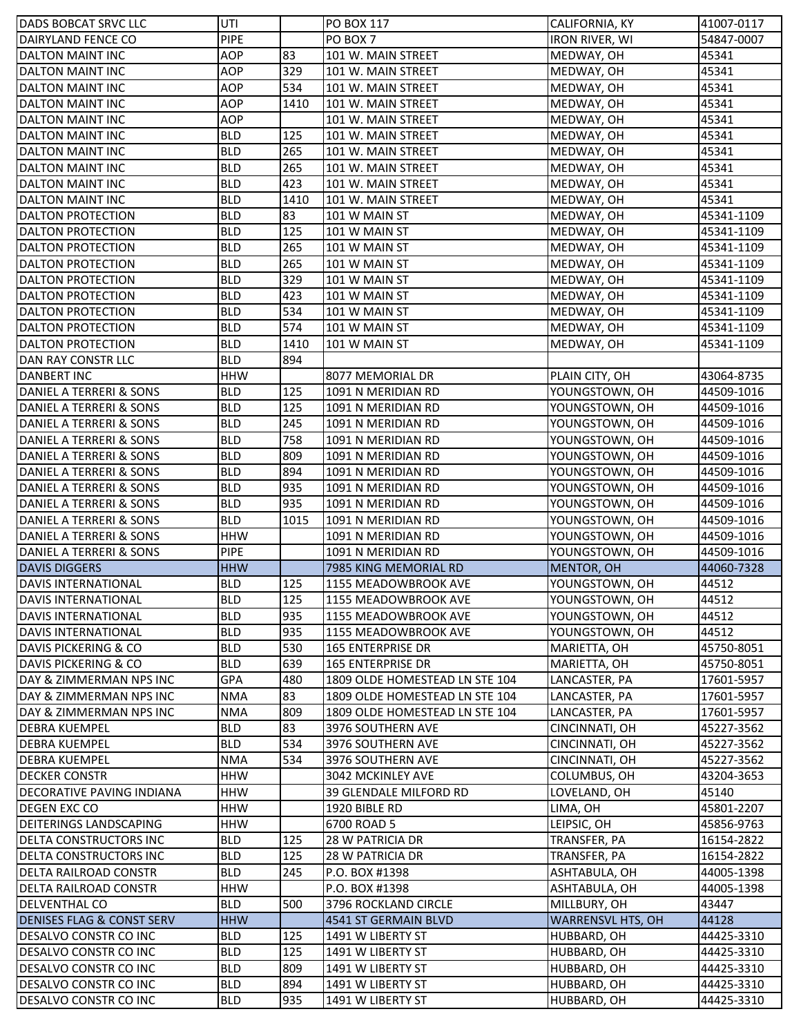| | | | | | |
|---|---|---|---|---|---|
| DADS BOBCAT SRVC LLC | UTI | | PO BOX 117 | CALIFORNIA, KY | 41007-0117 |
| DAIRYLAND FENCE CO | PIPE | | PO BOX 7 | IRON RIVER, WI | 54847-0007 |
| DALTON MAINT INC | AOP | 83 | 101 W. MAIN STREET | MEDWAY, OH | 45341 |
| DALTON MAINT INC | AOP | 329 | 101 W. MAIN STREET | MEDWAY, OH | 45341 |
| DALTON MAINT INC | AOP | 534 | 101 W. MAIN STREET | MEDWAY, OH | 45341 |
| DALTON MAINT INC | AOP | 1410 | 101 W. MAIN STREET | MEDWAY, OH | 45341 |
| DALTON MAINT INC | AOP | | 101 W. MAIN STREET | MEDWAY, OH | 45341 |
| DALTON MAINT INC | BLD | 125 | 101 W. MAIN STREET | MEDWAY, OH | 45341 |
| DALTON MAINT INC | BLD | 265 | 101 W. MAIN STREET | MEDWAY, OH | 45341 |
| DALTON MAINT INC | BLD | 265 | 101 W. MAIN STREET | MEDWAY, OH | 45341 |
| DALTON MAINT INC | BLD | 423 | 101 W. MAIN STREET | MEDWAY, OH | 45341 |
| DALTON MAINT INC | BLD | 1410 | 101 W. MAIN STREET | MEDWAY, OH | 45341 |
| DALTON PROTECTION | BLD | 83 | 101 W MAIN ST | MEDWAY, OH | 45341-1109 |
| DALTON PROTECTION | BLD | 125 | 101 W MAIN ST | MEDWAY, OH | 45341-1109 |
| DALTON PROTECTION | BLD | 265 | 101 W MAIN ST | MEDWAY, OH | 45341-1109 |
| DALTON PROTECTION | BLD | 265 | 101 W MAIN ST | MEDWAY, OH | 45341-1109 |
| DALTON PROTECTION | BLD | 329 | 101 W MAIN ST | MEDWAY, OH | 45341-1109 |
| DALTON PROTECTION | BLD | 423 | 101 W MAIN ST | MEDWAY, OH | 45341-1109 |
| DALTON PROTECTION | BLD | 534 | 101 W MAIN ST | MEDWAY, OH | 45341-1109 |
| DALTON PROTECTION | BLD | 574 | 101 W MAIN ST | MEDWAY, OH | 45341-1109 |
| DALTON PROTECTION | BLD | 1410 | 101 W MAIN ST | MEDWAY, OH | 45341-1109 |
| DAN RAY CONSTR LLC | BLD | 894 | | | |
| DANBERT INC | HHW | | 8077 MEMORIAL DR | PLAIN CITY, OH | 43064-8735 |
| DANIEL A TERRERI & SONS | BLD | 125 | 1091 N MERIDIAN RD | YOUNGSTOWN, OH | 44509-1016 |
| DANIEL A TERRERI & SONS | BLD | 125 | 1091 N MERIDIAN RD | YOUNGSTOWN, OH | 44509-1016 |
| DANIEL A TERRERI & SONS | BLD | 245 | 1091 N MERIDIAN RD | YOUNGSTOWN, OH | 44509-1016 |
| DANIEL A TERRERI & SONS | BLD | 758 | 1091 N MERIDIAN RD | YOUNGSTOWN, OH | 44509-1016 |
| DANIEL A TERRERI & SONS | BLD | 809 | 1091 N MERIDIAN RD | YOUNGSTOWN, OH | 44509-1016 |
| DANIEL A TERRERI & SONS | BLD | 894 | 1091 N MERIDIAN RD | YOUNGSTOWN, OH | 44509-1016 |
| DANIEL A TERRERI & SONS | BLD | 935 | 1091 N MERIDIAN RD | YOUNGSTOWN, OH | 44509-1016 |
| DANIEL A TERRERI & SONS | BLD | 935 | 1091 N MERIDIAN RD | YOUNGSTOWN, OH | 44509-1016 |
| DANIEL A TERRERI & SONS | BLD | 1015 | 1091 N MERIDIAN RD | YOUNGSTOWN, OH | 44509-1016 |
| DANIEL A TERRERI & SONS | HHW | | 1091 N MERIDIAN RD | YOUNGSTOWN, OH | 44509-1016 |
| DANIEL A TERRERI & SONS | PIPE | | 1091 N MERIDIAN RD | YOUNGSTOWN, OH | 44509-1016 |
| DAVIS DIGGERS | HHW | | 7985 KING MEMORIAL RD | MENTOR, OH | 44060-7328 |
| DAVIS INTERNATIONAL | BLD | 125 | 1155 MEADOWBROOK AVE | YOUNGSTOWN, OH | 44512 |
| DAVIS INTERNATIONAL | BLD | 125 | 1155 MEADOWBROOK AVE | YOUNGSTOWN, OH | 44512 |
| DAVIS INTERNATIONAL | BLD | 935 | 1155 MEADOWBROOK AVE | YOUNGSTOWN, OH | 44512 |
| DAVIS INTERNATIONAL | BLD | 935 | 1155 MEADOWBROOK AVE | YOUNGSTOWN, OH | 44512 |
| DAVIS PICKERING & CO | BLD | 530 | 165 ENTERPRISE DR | MARIETTA, OH | 45750-8051 |
| DAVIS PICKERING & CO | BLD | 639 | 165 ENTERPRISE DR | MARIETTA, OH | 45750-8051 |
| DAY & ZIMMERMAN NPS INC | GPA | 480 | 1809 OLDE HOMESTEAD LN STE 104 | LANCASTER, PA | 17601-5957 |
| DAY & ZIMMERMAN NPS INC | NMA | 83 | 1809 OLDE HOMESTEAD LN STE 104 | LANCASTER, PA | 17601-5957 |
| DAY & ZIMMERMAN NPS INC | NMA | 809 | 1809 OLDE HOMESTEAD LN STE 104 | LANCASTER, PA | 17601-5957 |
| DEBRA KUEMPEL | BLD | 83 | 3976 SOUTHERN AVE | CINCINNATI, OH | 45227-3562 |
| DEBRA KUEMPEL | BLD | 534 | 3976 SOUTHERN AVE | CINCINNATI, OH | 45227-3562 |
| DEBRA KUEMPEL | NMA | 534 | 3976 SOUTHERN AVE | CINCINNATI, OH | 45227-3562 |
| DECKER CONSTR | HHW | | 3042 MCKINLEY AVE | COLUMBUS, OH | 43204-3653 |
| DECORATIVE PAVING INDIANA | HHW | | 39 GLENDALE MILFORD RD | LOVELAND, OH | 45140 |
| DEGEN EXC CO | HHW | | 1920 BIBLE RD | LIMA, OH | 45801-2207 |
| DEITERINGS LANDSCAPING | HHW | | 6700 ROAD 5 | LEIPSIC, OH | 45856-9763 |
| DELTA CONSTRUCTORS INC | BLD | 125 | 28 W PATRICIA DR | TRANSFER, PA | 16154-2822 |
| DELTA CONSTRUCTORS INC | BLD | 125 | 28 W PATRICIA DR | TRANSFER, PA | 16154-2822 |
| DELTA RAILROAD CONSTR | BLD | 245 | P.O. BOX #1398 | ASHTABULA, OH | 44005-1398 |
| DELTA RAILROAD CONSTR | HHW | | P.O. BOX #1398 | ASHTABULA, OH | 44005-1398 |
| DELVENTHAL CO | BLD | 500 | 3796 ROCKLAND CIRCLE | MILLBURY, OH | 43447 |
| DENISES FLAG & CONST SERV | HHW | | 4541 ST GERMAIN BLVD | WARRENSVL HTS, OH | 44128 |
| DESALVO CONSTR CO INC | BLD | 125 | 1491 W LIBERTY ST | HUBBARD, OH | 44425-3310 |
| DESALVO CONSTR CO INC | BLD | 125 | 1491 W LIBERTY ST | HUBBARD, OH | 44425-3310 |
| DESALVO CONSTR CO INC | BLD | 809 | 1491 W LIBERTY ST | HUBBARD, OH | 44425-3310 |
| DESALVO CONSTR CO INC | BLD | 894 | 1491 W LIBERTY ST | HUBBARD, OH | 44425-3310 |
| DESALVO CONSTR CO INC | BLD | 935 | 1491 W LIBERTY ST | HUBBARD, OH | 44425-3310 |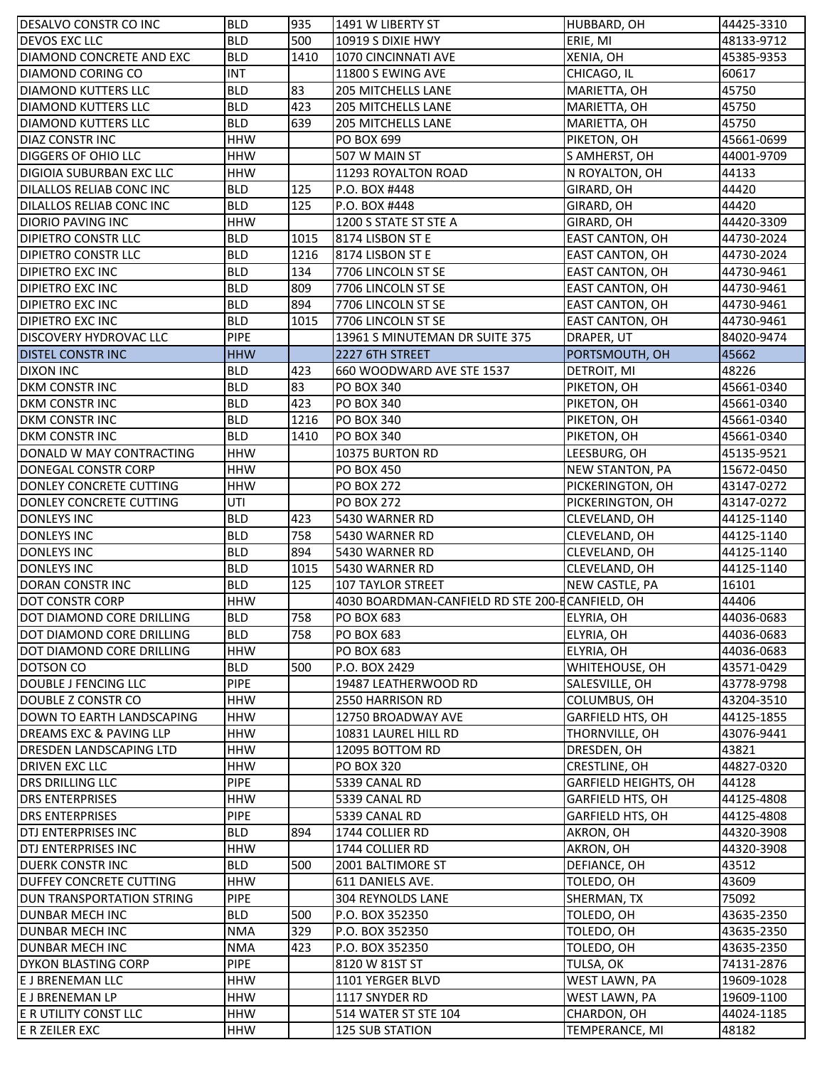| | | | | | |
|---|---|---|---|---|---|
| DESALVO CONSTR CO INC | BLD | 935 | 1491 W LIBERTY ST | HUBBARD, OH | 44425-3310 |
| DEVOS EXC LLC | BLD | 500 | 10919 S DIXIE HWY | ERIE, MI | 48133-9712 |
| DIAMOND CONCRETE AND EXC | BLD | 1410 | 1070 CINCINNATI AVE | XENIA, OH | 45385-9353 |
| DIAMOND CORING CO | INT | | 11800 S EWING AVE | CHICAGO, IL | 60617 |
| DIAMOND KUTTERS LLC | BLD | 83 | 205 MITCHELLS LANE | MARIETTA, OH | 45750 |
| DIAMOND KUTTERS LLC | BLD | 423 | 205 MITCHELLS LANE | MARIETTA, OH | 45750 |
| DIAMOND KUTTERS LLC | BLD | 639 | 205 MITCHELLS LANE | MARIETTA, OH | 45750 |
| DIAZ CONSTR INC | HHW | | PO BOX 699 | PIKETON, OH | 45661-0699 |
| DIGGERS OF OHIO LLC | HHW | | 507 W MAIN ST | S AMHERST, OH | 44001-9709 |
| DIGIOIA SUBURBAN EXC LLC | HHW | | 11293 ROYALTON ROAD | N ROYALTON, OH | 44133 |
| DILALLOS RELIAB CONC INC | BLD | 125 | P.O. BOX #448 | GIRARD, OH | 44420 |
| DILALLOS RELIAB CONC INC | BLD | 125 | P.O. BOX #448 | GIRARD, OH | 44420 |
| DIORIO PAVING INC | HHW | | 1200 S STATE ST STE A | GIRARD, OH | 44420-3309 |
| DIPIETRO CONSTR LLC | BLD | 1015 | 8174 LISBON ST E | EAST CANTON, OH | 44730-2024 |
| DIPIETRO CONSTR LLC | BLD | 1216 | 8174 LISBON ST E | EAST CANTON, OH | 44730-2024 |
| DIPIETRO EXC INC | BLD | 134 | 7706 LINCOLN ST SE | EAST CANTON, OH | 44730-9461 |
| DIPIETRO EXC INC | BLD | 809 | 7706 LINCOLN ST SE | EAST CANTON, OH | 44730-9461 |
| DIPIETRO EXC INC | BLD | 894 | 7706 LINCOLN ST SE | EAST CANTON, OH | 44730-9461 |
| DIPIETRO EXC INC | BLD | 1015 | 7706 LINCOLN ST SE | EAST CANTON, OH | 44730-9461 |
| DISCOVERY HYDROVAC LLC | PIPE | | 13961 S MINUTEMAN DR SUITE 375 | DRAPER, UT | 84020-9474 |
| DISTEL CONSTR INC | HHW | | 2227 6TH STREET | PORTSMOUTH, OH | 45662 |
| DIXON INC | BLD | 423 | 660 WOODWARD AVE STE 1537 | DETROIT, MI | 48226 |
| DKM CONSTR INC | BLD | 83 | PO BOX 340 | PIKETON, OH | 45661-0340 |
| DKM CONSTR INC | BLD | 423 | PO BOX 340 | PIKETON, OH | 45661-0340 |
| DKM CONSTR INC | BLD | 1216 | PO BOX 340 | PIKETON, OH | 45661-0340 |
| DKM CONSTR INC | BLD | 1410 | PO BOX 340 | PIKETON, OH | 45661-0340 |
| DONALD W MAY CONTRACTING | HHW | | 10375 BURTON RD | LEESBURG, OH | 45135-9521 |
| DONEGAL CONSTR CORP | HHW | | PO BOX 450 | NEW STANTON, PA | 15672-0450 |
| DONLEY CONCRETE CUTTING | HHW | | PO BOX 272 | PICKERINGTON, OH | 43147-0272 |
| DONLEY CONCRETE CUTTING | UTI | | PO BOX 272 | PICKERINGTON, OH | 43147-0272 |
| DONLEYS INC | BLD | 423 | 5430 WARNER RD | CLEVELAND, OH | 44125-1140 |
| DONLEYS INC | BLD | 758 | 5430 WARNER RD | CLEVELAND, OH | 44125-1140 |
| DONLEYS INC | BLD | 894 | 5430 WARNER RD | CLEVELAND, OH | 44125-1140 |
| DONLEYS INC | BLD | 1015 | 5430 WARNER RD | CLEVELAND, OH | 44125-1140 |
| DORAN CONSTR INC | BLD | 125 | 107 TAYLOR STREET | NEW CASTLE, PA | 16101 |
| DOT CONSTR CORP | HHW | | 4030 BOARDMAN-CANFIELD RD STE 200-E | CANFIELD, OH | 44406 |
| DOT DIAMOND CORE DRILLING | BLD | 758 | PO BOX 683 | ELYRIA, OH | 44036-0683 |
| DOT DIAMOND CORE DRILLING | BLD | 758 | PO BOX 683 | ELYRIA, OH | 44036-0683 |
| DOT DIAMOND CORE DRILLING | HHW | | PO BOX 683 | ELYRIA, OH | 44036-0683 |
| DOTSON CO | BLD | 500 | P.O. BOX 2429 | WHITEHOUSE, OH | 43571-0429 |
| DOUBLE J FENCING LLC | PIPE | | 19487 LEATHERWOOD RD | SALESVILLE, OH | 43778-9798 |
| DOUBLE Z CONSTR CO | HHW | | 2550 HARRISON RD | COLUMBUS, OH | 43204-3510 |
| DOWN TO EARTH LANDSCAPING | HHW | | 12750 BROADWAY AVE | GARFIELD HTS, OH | 44125-1855 |
| DREAMS EXC & PAVING LLP | HHW | | 10831 LAUREL HILL RD | THORNVILLE, OH | 43076-9441 |
| DRESDEN LANDSCAPING LTD | HHW | | 12095 BOTTOM RD | DRESDEN, OH | 43821 |
| DRIVEN EXC LLC | HHW | | PO BOX 320 | CRESTLINE, OH | 44827-0320 |
| DRS DRILLING LLC | PIPE | | 5339 CANAL RD | GARFIELD HEIGHTS, OH | 44128 |
| DRS ENTERPRISES | HHW | | 5339 CANAL RD | GARFIELD HTS, OH | 44125-4808 |
| DRS ENTERPRISES | PIPE | | 5339 CANAL RD | GARFIELD HTS, OH | 44125-4808 |
| DTJ ENTERPRISES INC | BLD | 894 | 1744 COLLIER RD | AKRON, OH | 44320-3908 |
| DTJ ENTERPRISES INC | HHW | | 1744 COLLIER RD | AKRON, OH | 44320-3908 |
| DUERK CONSTR INC | BLD | 500 | 2001 BALTIMORE ST | DEFIANCE, OH | 43512 |
| DUFFEY CONCRETE CUTTING | HHW | | 611 DANIELS AVE. | TOLEDO, OH | 43609 |
| DUN TRANSPORTATION STRING | PIPE | | 304 REYNOLDS LANE | SHERMAN, TX | 75092 |
| DUNBAR MECH INC | BLD | 500 | P.O. BOX 352350 | TOLEDO, OH | 43635-2350 |
| DUNBAR MECH INC | NMA | 329 | P.O. BOX 352350 | TOLEDO, OH | 43635-2350 |
| DUNBAR MECH INC | NMA | 423 | P.O. BOX 352350 | TOLEDO, OH | 43635-2350 |
| DYKON BLASTING CORP | PIPE | | 8120 W 81ST ST | TULSA, OK | 74131-2876 |
| E J BRENEMAN LLC | HHW | | 1101 YERGER BLVD | WEST LAWN, PA | 19609-1028 |
| E J BRENEMAN LP | HHW | | 1117 SNYDER RD | WEST LAWN, PA | 19609-1100 |
| E R UTILITY CONST LLC | HHW | | 514 WATER ST STE 104 | CHARDON, OH | 44024-1185 |
| E R ZEILER EXC | HHW | | 125 SUB STATION | TEMPERANCE, MI | 48182 |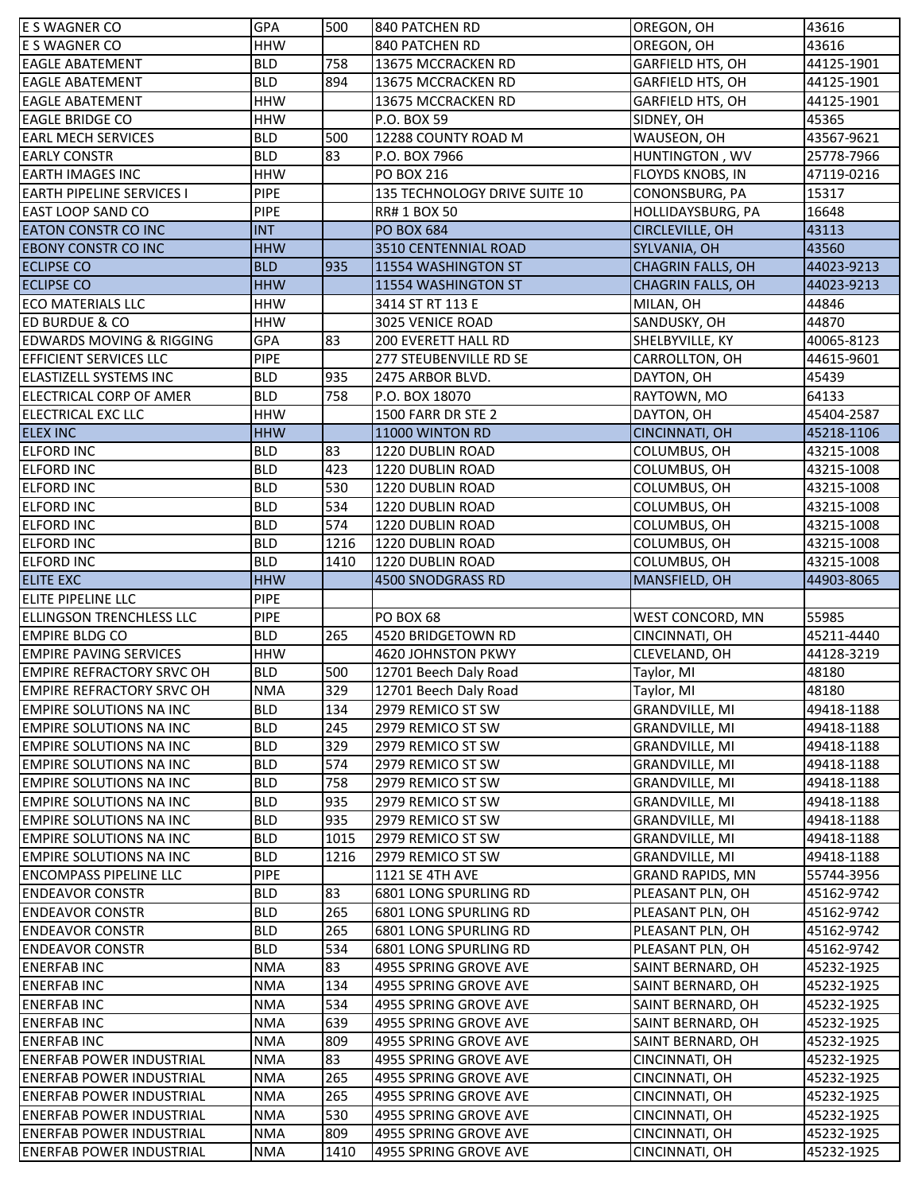| E S WAGNER CO | GPA | 500 | 840 PATCHEN RD | OREGON, OH | 43616 |
|---|---|---|---|---|---|
| E S WAGNER CO | HHW | | 840 PATCHEN RD | OREGON, OH | 43616 |
| EAGLE ABATEMENT | BLD | 758 | 13675 MCCRACKEN RD | GARFIELD HTS, OH | 44125-1901 |
| EAGLE ABATEMENT | BLD | 894 | 13675 MCCRACKEN RD | GARFIELD HTS, OH | 44125-1901 |
| EAGLE ABATEMENT | HHW | | 13675 MCCRACKEN RD | GARFIELD HTS, OH | 44125-1901 |
| EAGLE BRIDGE CO | HHW | | P.O. BOX 59 | SIDNEY, OH | 45365 |
| EARL MECH SERVICES | BLD | 500 | 12288 COUNTY ROAD M | WAUSEON, OH | 43567-9621 |
| EARLY CONSTR | BLD | 83 | P.O. BOX 7966 | HUNTINGTON , WV | 25778-7966 |
| EARTH IMAGES INC | HHW | | PO BOX 216 | FLOYDS KNOBS, IN | 47119-0216 |
| EARTH PIPELINE SERVICES I | PIPE | | 135 TECHNOLOGY DRIVE SUITE 10 | CONONSBURG, PA | 15317 |
| EAST LOOP SAND CO | PIPE | | RR# 1 BOX 50 | HOLLIDAYSBURG, PA | 16648 |
| EATON CONSTR CO INC | INT | | PO BOX 684 | CIRCLEVILLE, OH | 43113 |
| EBONY CONSTR CO INC | HHW | | 3510 CENTENNIAL ROAD | SYLVANIA, OH | 43560 |
| ECLIPSE CO | BLD | 935 | 11554 WASHINGTON ST | CHAGRIN FALLS, OH | 44023-9213 |
| ECLIPSE CO | HHW | | 11554 WASHINGTON ST | CHAGRIN FALLS, OH | 44023-9213 |
| ECO MATERIALS LLC | HHW | | 3414 ST RT 113 E | MILAN, OH | 44846 |
| ED BURDUE & CO | HHW | | 3025 VENICE ROAD | SANDUSKY, OH | 44870 |
| EDWARDS MOVING & RIGGING | GPA | 83 | 200 EVERETT HALL RD | SHELBYVILLE, KY | 40065-8123 |
| EFFICIENT SERVICES LLC | PIPE | | 277 STEUBENVILLE RD SE | CARROLLTON, OH | 44615-9601 |
| ELASTIZELL SYSTEMS INC | BLD | 935 | 2475 ARBOR BLVD. | DAYTON, OH | 45439 |
| ELECTRICAL CORP OF AMER | BLD | 758 | P.O. BOX 18070 | RAYTOWN, MO | 64133 |
| ELECTRICAL EXC LLC | HHW | | 1500 FARR DR STE 2 | DAYTON, OH | 45404-2587 |
| ELEX INC | HHW | | 11000 WINTON RD | CINCINNATI, OH | 45218-1106 |
| ELFORD INC | BLD | 83 | 1220 DUBLIN ROAD | COLUMBUS, OH | 43215-1008 |
| ELFORD INC | BLD | 423 | 1220 DUBLIN ROAD | COLUMBUS, OH | 43215-1008 |
| ELFORD INC | BLD | 530 | 1220 DUBLIN ROAD | COLUMBUS, OH | 43215-1008 |
| ELFORD INC | BLD | 534 | 1220 DUBLIN ROAD | COLUMBUS, OH | 43215-1008 |
| ELFORD INC | BLD | 574 | 1220 DUBLIN ROAD | COLUMBUS, OH | 43215-1008 |
| ELFORD INC | BLD | 1216 | 1220 DUBLIN ROAD | COLUMBUS, OH | 43215-1008 |
| ELFORD INC | BLD | 1410 | 1220 DUBLIN ROAD | COLUMBUS, OH | 43215-1008 |
| ELITE EXC | HHW | | 4500 SNODGRASS RD | MANSFIELD, OH | 44903-8065 |
| ELITE PIPELINE LLC | PIPE | | | | |
| ELLINGSON TRENCHLESS LLC | PIPE | | PO BOX 68 | WEST CONCORD, MN | 55985 |
| EMPIRE BLDG CO | BLD | 265 | 4520 BRIDGETOWN RD | CINCINNATI, OH | 45211-4440 |
| EMPIRE PAVING SERVICES | HHW | | 4620 JOHNSTON PKWY | CLEVELAND, OH | 44128-3219 |
| EMPIRE REFRACTORY SRVC OH | BLD | 500 | 12701 Beech Daly Road | Taylor, MI | 48180 |
| EMPIRE REFRACTORY SRVC OH | NMA | 329 | 12701 Beech Daly Road | Taylor, MI | 48180 |
| EMPIRE SOLUTIONS NA INC | BLD | 134 | 2979 REMICO ST SW | GRANDVILLE, MI | 49418-1188 |
| EMPIRE SOLUTIONS NA INC | BLD | 245 | 2979 REMICO ST SW | GRANDVILLE, MI | 49418-1188 |
| EMPIRE SOLUTIONS NA INC | BLD | 329 | 2979 REMICO ST SW | GRANDVILLE, MI | 49418-1188 |
| EMPIRE SOLUTIONS NA INC | BLD | 574 | 2979 REMICO ST SW | GRANDVILLE, MI | 49418-1188 |
| EMPIRE SOLUTIONS NA INC | BLD | 758 | 2979 REMICO ST SW | GRANDVILLE, MI | 49418-1188 |
| EMPIRE SOLUTIONS NA INC | BLD | 935 | 2979 REMICO ST SW | GRANDVILLE, MI | 49418-1188 |
| EMPIRE SOLUTIONS NA INC | BLD | 935 | 2979 REMICO ST SW | GRANDVILLE, MI | 49418-1188 |
| EMPIRE SOLUTIONS NA INC | BLD | 1015 | 2979 REMICO ST SW | GRANDVILLE, MI | 49418-1188 |
| EMPIRE SOLUTIONS NA INC | BLD | 1216 | 2979 REMICO ST SW | GRANDVILLE, MI | 49418-1188 |
| ENCOMPASS PIPELINE LLC | PIPE | | 1121 SE 4TH AVE | GRAND RAPIDS, MN | 55744-3956 |
| ENDEAVOR CONSTR | BLD | 83 | 6801 LONG SPURLING RD | PLEASANT PLN, OH | 45162-9742 |
| ENDEAVOR CONSTR | BLD | 265 | 6801 LONG SPURLING RD | PLEASANT PLN, OH | 45162-9742 |
| ENDEAVOR CONSTR | BLD | 265 | 6801 LONG SPURLING RD | PLEASANT PLN, OH | 45162-9742 |
| ENDEAVOR CONSTR | BLD | 534 | 6801 LONG SPURLING RD | PLEASANT PLN, OH | 45162-9742 |
| ENERFAB INC | NMA | 83 | 4955 SPRING GROVE AVE | SAINT BERNARD, OH | 45232-1925 |
| ENERFAB INC | NMA | 134 | 4955 SPRING GROVE AVE | SAINT BERNARD, OH | 45232-1925 |
| ENERFAB INC | NMA | 534 | 4955 SPRING GROVE AVE | SAINT BERNARD, OH | 45232-1925 |
| ENERFAB INC | NMA | 639 | 4955 SPRING GROVE AVE | SAINT BERNARD, OH | 45232-1925 |
| ENERFAB INC | NMA | 809 | 4955 SPRING GROVE AVE | SAINT BERNARD, OH | 45232-1925 |
| ENERFAB POWER INDUSTRIAL | NMA | 83 | 4955 SPRING GROVE AVE | CINCINNATI, OH | 45232-1925 |
| ENERFAB POWER INDUSTRIAL | NMA | 265 | 4955 SPRING GROVE AVE | CINCINNATI, OH | 45232-1925 |
| ENERFAB POWER INDUSTRIAL | NMA | 265 | 4955 SPRING GROVE AVE | CINCINNATI, OH | 45232-1925 |
| ENERFAB POWER INDUSTRIAL | NMA | 530 | 4955 SPRING GROVE AVE | CINCINNATI, OH | 45232-1925 |
| ENERFAB POWER INDUSTRIAL | NMA | 809 | 4955 SPRING GROVE AVE | CINCINNATI, OH | 45232-1925 |
| ENERFAB POWER INDUSTRIAL | NMA | 1410 | 4955 SPRING GROVE AVE | CINCINNATI, OH | 45232-1925 |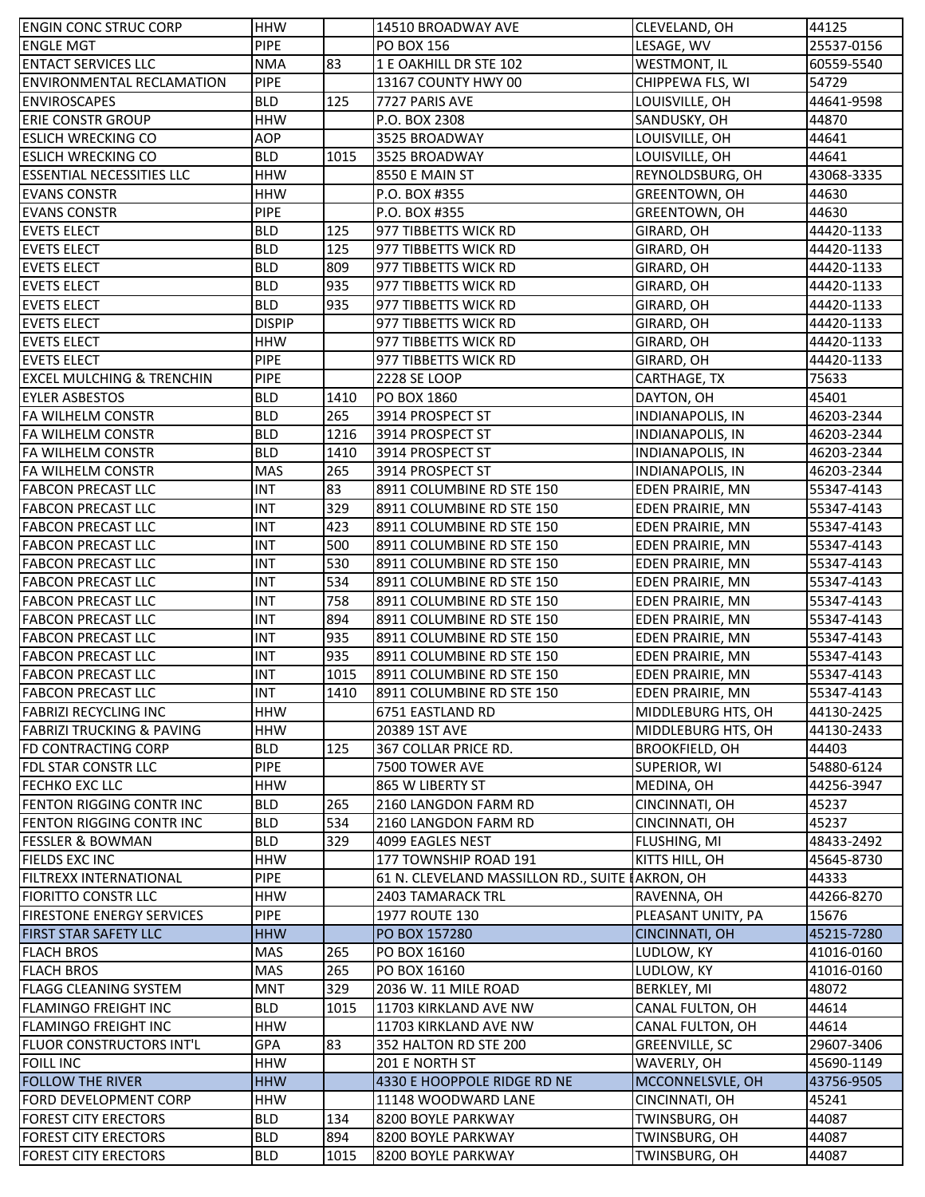| | | | | | |
|---|---|---|---|---|---|
| ENGIN CONC STRUC CORP | HHW | | 14510 BROADWAY AVE | CLEVELAND, OH | 44125 |
| ENGLE MGT | PIPE | | PO BOX 156 | LESAGE, WV | 25537-0156 |
| ENTACT SERVICES LLC | NMA | 83 | 1 E OAKHILL DR STE 102 | WESTMONT, IL | 60559-5540 |
| ENVIRONMENTAL RECLAMATION | PIPE | | 13167 COUNTY HWY 00 | CHIPPEWA FLS, WI | 54729 |
| ENVIROSCAPES | BLD | 125 | 7727 PARIS AVE | LOUISVILLE, OH | 44641-9598 |
| ERIE CONSTR GROUP | HHW | | P.O. BOX 2308 | SANDUSKY, OH | 44870 |
| ESLICH WRECKING CO | AOP | | 3525 BROADWAY | LOUISVILLE, OH | 44641 |
| ESLICH WRECKING CO | BLD | 1015 | 3525 BROADWAY | LOUISVILLE, OH | 44641 |
| ESSENTIAL NECESSITIES LLC | HHW | | 8550 E MAIN ST | REYNOLDSBURG, OH | 43068-3335 |
| EVANS CONSTR | HHW | | P.O. BOX #355 | GREENTOWN, OH | 44630 |
| EVANS CONSTR | PIPE | | P.O. BOX #355 | GREENTOWN, OH | 44630 |
| EVETS ELECT | BLD | 125 | 977 TIBBETTS WICK RD | GIRARD, OH | 44420-1133 |
| EVETS ELECT | BLD | 125 | 977 TIBBETTS WICK RD | GIRARD, OH | 44420-1133 |
| EVETS ELECT | BLD | 809 | 977 TIBBETTS WICK RD | GIRARD, OH | 44420-1133 |
| EVETS ELECT | BLD | 935 | 977 TIBBETTS WICK RD | GIRARD, OH | 44420-1133 |
| EVETS ELECT | BLD | 935 | 977 TIBBETTS WICK RD | GIRARD, OH | 44420-1133 |
| EVETS ELECT | DISPIP | | 977 TIBBETTS WICK RD | GIRARD, OH | 44420-1133 |
| EVETS ELECT | HHW | | 977 TIBBETTS WICK RD | GIRARD, OH | 44420-1133 |
| EVETS ELECT | PIPE | | 977 TIBBETTS WICK RD | GIRARD, OH | 44420-1133 |
| EXCEL MULCHING & TRENCHIN | PIPE | | 2228 SE LOOP | CARTHAGE, TX | 75633 |
| EYLER ASBESTOS | BLD | 1410 | PO BOX 1860 | DAYTON, OH | 45401 |
| FA WILHELM CONSTR | BLD | 265 | 3914 PROSPECT ST | INDIANAPOLIS, IN | 46203-2344 |
| FA WILHELM CONSTR | BLD | 1216 | 3914 PROSPECT ST | INDIANAPOLIS, IN | 46203-2344 |
| FA WILHELM CONSTR | BLD | 1410 | 3914 PROSPECT ST | INDIANAPOLIS, IN | 46203-2344 |
| FA WILHELM CONSTR | MAS | 265 | 3914 PROSPECT ST | INDIANAPOLIS, IN | 46203-2344 |
| FABCON PRECAST LLC | INT | 83 | 8911 COLUMBINE RD STE 150 | EDEN PRAIRIE, MN | 55347-4143 |
| FABCON PRECAST LLC | INT | 329 | 8911 COLUMBINE RD STE 150 | EDEN PRAIRIE, MN | 55347-4143 |
| FABCON PRECAST LLC | INT | 423 | 8911 COLUMBINE RD STE 150 | EDEN PRAIRIE, MN | 55347-4143 |
| FABCON PRECAST LLC | INT | 500 | 8911 COLUMBINE RD STE 150 | EDEN PRAIRIE, MN | 55347-4143 |
| FABCON PRECAST LLC | INT | 530 | 8911 COLUMBINE RD STE 150 | EDEN PRAIRIE, MN | 55347-4143 |
| FABCON PRECAST LLC | INT | 534 | 8911 COLUMBINE RD STE 150 | EDEN PRAIRIE, MN | 55347-4143 |
| FABCON PRECAST LLC | INT | 758 | 8911 COLUMBINE RD STE 150 | EDEN PRAIRIE, MN | 55347-4143 |
| FABCON PRECAST LLC | INT | 894 | 8911 COLUMBINE RD STE 150 | EDEN PRAIRIE, MN | 55347-4143 |
| FABCON PRECAST LLC | INT | 935 | 8911 COLUMBINE RD STE 150 | EDEN PRAIRIE, MN | 55347-4143 |
| FABCON PRECAST LLC | INT | 935 | 8911 COLUMBINE RD STE 150 | EDEN PRAIRIE, MN | 55347-4143 |
| FABCON PRECAST LLC | INT | 1015 | 8911 COLUMBINE RD STE 150 | EDEN PRAIRIE, MN | 55347-4143 |
| FABCON PRECAST LLC | INT | 1410 | 8911 COLUMBINE RD STE 150 | EDEN PRAIRIE, MN | 55347-4143 |
| FABRIZI RECYCLING INC | HHW | | 6751 EASTLAND RD | MIDDLEBURG HTS, OH | 44130-2425 |
| FABRIZI TRUCKING & PAVING | HHW | | 20389 1ST AVE | MIDDLEBURG HTS, OH | 44130-2433 |
| FD CONTRACTING CORP | BLD | 125 | 367 COLLAR PRICE RD. | BROOKFIELD, OH | 44403 |
| FDL STAR CONSTR LLC | PIPE | | 7500 TOWER AVE | SUPERIOR, WI | 54880-6124 |
| FECHKO EXC LLC | HHW | | 865 W LIBERTY ST | MEDINA, OH | 44256-3947 |
| FENTON RIGGING CONTR INC | BLD | 265 | 2160 LANGDON FARM RD | CINCINNATI, OH | 45237 |
| FENTON RIGGING CONTR INC | BLD | 534 | 2160 LANGDON FARM RD | CINCINNATI, OH | 45237 |
| FESSLER & BOWMAN | BLD | 329 | 4099 EAGLES NEST | FLUSHING, MI | 48433-2492 |
| FIELDS EXC INC | HHW | | 177 TOWNSHIP ROAD 191 | KITTS HILL, OH | 45645-8730 |
| FILTREXX INTERNATIONAL | PIPE | | 61 N. CLEVELAND MASSILLON RD., SUITE E | AKRON, OH | 44333 |
| FIORITTO CONSTR LLC | HHW | | 2403 TAMARACK TRL | RAVENNA, OH | 44266-8270 |
| FIRESTONE ENERGY SERVICES | PIPE | | 1977 ROUTE 130 | PLEASANT UNITY, PA | 15676 |
| FIRST STAR SAFETY LLC | HHW | | PO BOX 157280 | CINCINNATI, OH | 45215-7280 |
| FLACH BROS | MAS | 265 | PO BOX 16160 | LUDLOW, KY | 41016-0160 |
| FLACH BROS | MAS | 265 | PO BOX 16160 | LUDLOW, KY | 41016-0160 |
| FLAGG CLEANING SYSTEM | MNT | 329 | 2036 W. 11 MILE ROAD | BERKLEY, MI | 48072 |
| FLAMINGO FREIGHT INC | BLD | 1015 | 11703 KIRKLAND AVE NW | CANAL FULTON, OH | 44614 |
| FLAMINGO FREIGHT INC | HHW | | 11703 KIRKLAND AVE NW | CANAL FULTON, OH | 44614 |
| FLUOR CONSTRUCTORS INT'L | GPA | 83 | 352 HALTON RD STE 200 | GREENVILLE, SC | 29607-3406 |
| FOILL INC | HHW | | 201 E NORTH ST | WAVERLY, OH | 45690-1149 |
| FOLLOW THE RIVER | HHW | | 4330 E HOOPPOLE RIDGE RD NE | MCCONNELSVLE, OH | 43756-9505 |
| FORD DEVELOPMENT CORP | HHW | | 11148 WOODWARD LANE | CINCINNATI, OH | 45241 |
| FOREST CITY ERECTORS | BLD | 134 | 8200 BOYLE PARKWAY | TWINSBURG, OH | 44087 |
| FOREST CITY ERECTORS | BLD | 894 | 8200 BOYLE PARKWAY | TWINSBURG, OH | 44087 |
| FOREST CITY ERECTORS | BLD | 1015 | 8200 BOYLE PARKWAY | TWINSBURG, OH | 44087 |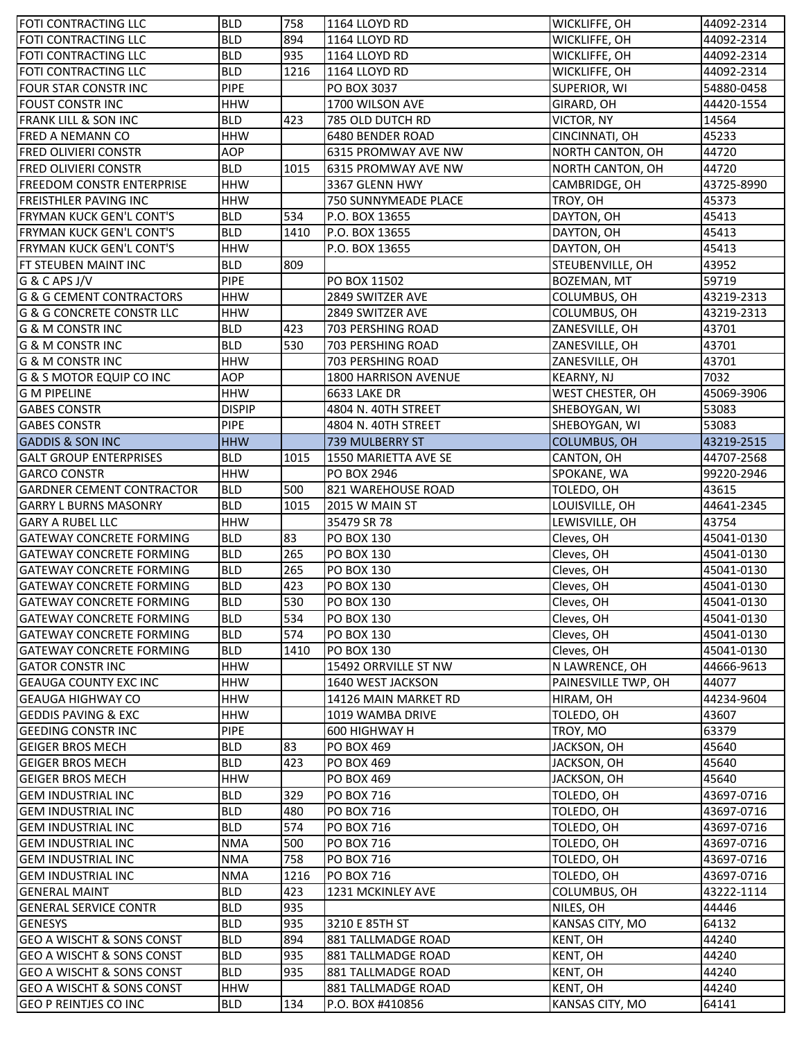| FOTI CONTRACTING LLC | BLD | 758 | 1164 LLOYD RD | WICKLIFFE, OH | 44092-2314 |
|---|---|---|---|---|---|
| FOTI CONTRACTING LLC | BLD | 894 | 1164 LLOYD RD | WICKLIFFE, OH | 44092-2314 |
| FOTI CONTRACTING LLC | BLD | 935 | 1164 LLOYD RD | WICKLIFFE, OH | 44092-2314 |
| FOTI CONTRACTING LLC | BLD | 1216 | 1164 LLOYD RD | WICKLIFFE, OH | 44092-2314 |
| FOUR STAR CONSTR INC | PIPE | | PO BOX 3037 | SUPERIOR, WI | 54880-0458 |
| FOUST CONSTR INC | HHW | | 1700 WILSON AVE | GIRARD, OH | 44420-1554 |
| FRANK LILL & SON INC | BLD | 423 | 785 OLD DUTCH RD | VICTOR, NY | 14564 |
| FRED A NEMANN CO | HHW | | 6480 BENDER ROAD | CINCINNATI, OH | 45233 |
| FRED OLIVIERI CONSTR | AOP | | 6315 PROMWAY AVE NW | NORTH CANTON, OH | 44720 |
| FRED OLIVIERI CONSTR | BLD | 1015 | 6315 PROMWAY AVE NW | NORTH CANTON, OH | 44720 |
| FREEDOM CONSTR ENTERPRISE | HHW | | 3367 GLENN HWY | CAMBRIDGE, OH | 43725-8990 |
| FREISTHLER PAVING INC | HHW | | 750 SUNNYMEADE PLACE | TROY, OH | 45373 |
| FRYMAN KUCK GEN'L CONT'S | BLD | 534 | P.O. BOX 13655 | DAYTON, OH | 45413 |
| FRYMAN KUCK GEN'L CONT'S | BLD | 1410 | P.O. BOX 13655 | DAYTON, OH | 45413 |
| FRYMAN KUCK GEN'L CONT'S | HHW | | P.O. BOX 13655 | DAYTON, OH | 45413 |
| FT STEUBEN MAINT INC | BLD | 809 | | STEUBENVILLE, OH | 43952 |
| G & C APS J/V | PIPE | | PO BOX 11502 | BOZEMAN, MT | 59719 |
| G & G CEMENT CONTRACTORS | HHW | | 2849 SWITZER AVE | COLUMBUS, OH | 43219-2313 |
| G & G CONCRETE CONSTR LLC | HHW | | 2849 SWITZER AVE | COLUMBUS, OH | 43219-2313 |
| G & M CONSTR INC | BLD | 423 | 703 PERSHING ROAD | ZANESVILLE, OH | 43701 |
| G & M CONSTR INC | BLD | 530 | 703 PERSHING ROAD | ZANESVILLE, OH | 43701 |
| G & M CONSTR INC | HHW | | 703 PERSHING ROAD | ZANESVILLE, OH | 43701 |
| G & S MOTOR EQUIP CO INC | AOP | | 1800 HARRISON AVENUE | KEARNY, NJ | 7032 |
| G M PIPELINE | HHW | | 6633 LAKE DR | WEST CHESTER, OH | 45069-3906 |
| GABES CONSTR | DISPIP | | 4804 N. 40TH STREET | SHEBOYGAN, WI | 53083 |
| GABES CONSTR | PIPE | | 4804 N. 40TH STREET | SHEBOYGAN, WI | 53083 |
| GADDIS & SON INC | HHW | | 739 MULBERRY ST | COLUMBUS, OH | 43219-2515 |
| GALT GROUP ENTERPRISES | BLD | 1015 | 1550 MARIETTA AVE SE | CANTON, OH | 44707-2568 |
| GARCO CONSTR | HHW | | PO BOX 2946 | SPOKANE, WA | 99220-2946 |
| GARDNER CEMENT CONTRACTOR | BLD | 500 | 821 WAREHOUSE ROAD | TOLEDO, OH | 43615 |
| GARRY L BURNS MASONRY | BLD | 1015 | 2015 W MAIN ST | LOUISVILLE, OH | 44641-2345 |
| GARY A RUBEL LLC | HHW | | 35479 SR 78 | LEWISVILLE, OH | 43754 |
| GATEWAY CONCRETE FORMING | BLD | 83 | PO BOX 130 | Cleves, OH | 45041-0130 |
| GATEWAY CONCRETE FORMING | BLD | 265 | PO BOX 130 | Cleves, OH | 45041-0130 |
| GATEWAY CONCRETE FORMING | BLD | 265 | PO BOX 130 | Cleves, OH | 45041-0130 |
| GATEWAY CONCRETE FORMING | BLD | 423 | PO BOX 130 | Cleves, OH | 45041-0130 |
| GATEWAY CONCRETE FORMING | BLD | 530 | PO BOX 130 | Cleves, OH | 45041-0130 |
| GATEWAY CONCRETE FORMING | BLD | 534 | PO BOX 130 | Cleves, OH | 45041-0130 |
| GATEWAY CONCRETE FORMING | BLD | 574 | PO BOX 130 | Cleves, OH | 45041-0130 |
| GATEWAY CONCRETE FORMING | BLD | 1410 | PO BOX 130 | Cleves, OH | 45041-0130 |
| GATOR CONSTR INC | HHW | | 15492 ORRVILLE ST NW | N LAWRENCE, OH | 44666-9613 |
| GEAUGA COUNTY EXC INC | HHW | | 1640 WEST JACKSON | PAINESVILLE TWP, OH | 44077 |
| GEAUGA HIGHWAY CO | HHW | | 14126 MAIN MARKET RD | HIRAM, OH | 44234-9604 |
| GEDDIS PAVING & EXC | HHW | | 1019 WAMBA DRIVE | TOLEDO, OH | 43607 |
| GEEDING CONSTR INC | PIPE | | 600 HIGHWAY H | TROY, MO | 63379 |
| GEIGER BROS MECH | BLD | 83 | PO BOX 469 | JACKSON, OH | 45640 |
| GEIGER BROS MECH | BLD | 423 | PO BOX 469 | JACKSON, OH | 45640 |
| GEIGER BROS MECH | HHW | | PO BOX 469 | JACKSON, OH | 45640 |
| GEM INDUSTRIAL INC | BLD | 329 | PO BOX 716 | TOLEDO, OH | 43697-0716 |
| GEM INDUSTRIAL INC | BLD | 480 | PO BOX 716 | TOLEDO, OH | 43697-0716 |
| GEM INDUSTRIAL INC | BLD | 574 | PO BOX 716 | TOLEDO, OH | 43697-0716 |
| GEM INDUSTRIAL INC | NMA | 500 | PO BOX 716 | TOLEDO, OH | 43697-0716 |
| GEM INDUSTRIAL INC | NMA | 758 | PO BOX 716 | TOLEDO, OH | 43697-0716 |
| GEM INDUSTRIAL INC | NMA | 1216 | PO BOX 716 | TOLEDO, OH | 43697-0716 |
| GENERAL MAINT | BLD | 423 | 1231 MCKINLEY AVE | COLUMBUS, OH | 43222-1114 |
| GENERAL SERVICE CONTR | BLD | 935 | | NILES, OH | 44446 |
| GENESYS | BLD | 935 | 3210 E 85TH ST | KANSAS CITY, MO | 64132 |
| GEO A WISCHT & SONS CONST | BLD | 894 | 881 TALLMADGE ROAD | KENT, OH | 44240 |
| GEO A WISCHT & SONS CONST | BLD | 935 | 881 TALLMADGE ROAD | KENT, OH | 44240 |
| GEO A WISCHT & SONS CONST | BLD | 935 | 881 TALLMADGE ROAD | KENT, OH | 44240 |
| GEO A WISCHT & SONS CONST | HHW | | 881 TALLMADGE ROAD | KENT, OH | 44240 |
| GEO P REINTJES CO INC | BLD | 134 | P.O. BOX #410856 | KANSAS CITY, MO | 64141 |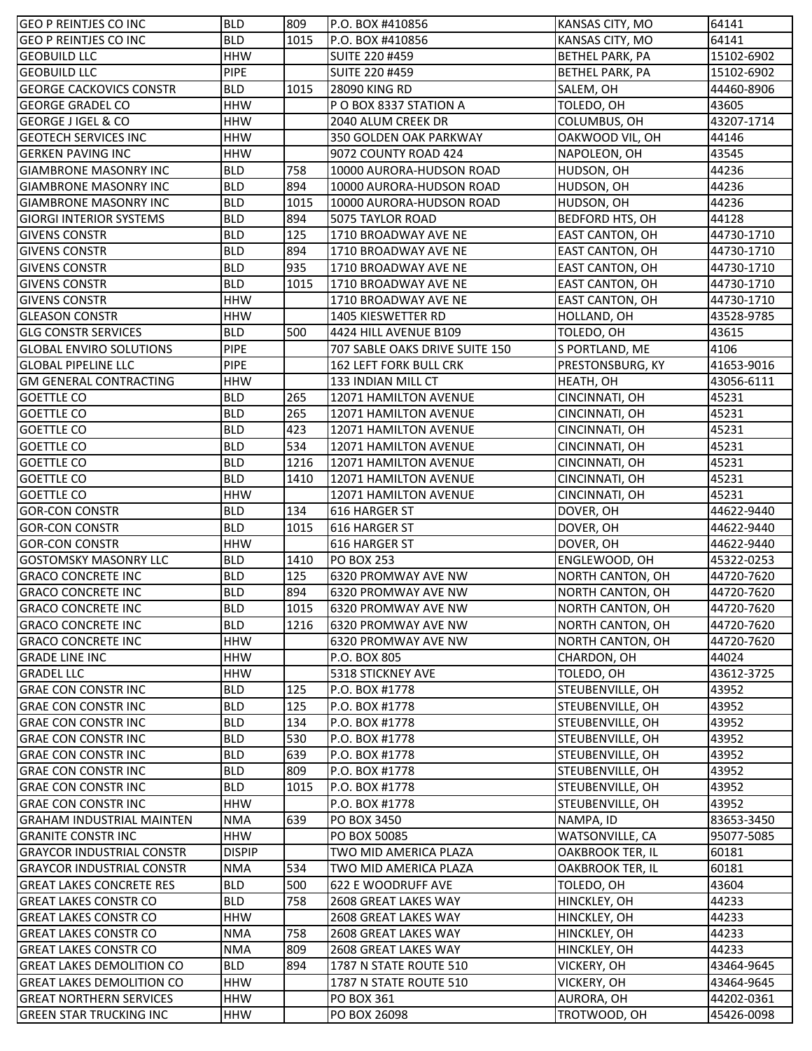| | | | | | |
|---|---|---|---|---|---|
| GEO P REINTJES CO INC | BLD | 809 | P.O. BOX #410856 | KANSAS CITY, MO | 64141 |
| GEO P REINTJES CO INC | BLD | 1015 | P.O. BOX #410856 | KANSAS CITY, MO | 64141 |
| GEOBUILD LLC | HHW | | SUITE 220 #459 | BETHEL PARK, PA | 15102-6902 |
| GEOBUILD LLC | PIPE | | SUITE 220 #459 | BETHEL PARK, PA | 15102-6902 |
| GEORGE CACKOVICS CONSTR | BLD | 1015 | 28090 KING RD | SALEM, OH | 44460-8906 |
| GEORGE GRADEL CO | HHW | | P O BOX 8337 STATION A | TOLEDO, OH | 43605 |
| GEORGE J IGEL & CO | HHW | | 2040 ALUM CREEK DR | COLUMBUS, OH | 43207-1714 |
| GEOTECH SERVICES INC | HHW | | 350 GOLDEN OAK PARKWAY | OAKWOOD VIL, OH | 44146 |
| GERKEN PAVING INC | HHW | | 9072 COUNTY ROAD 424 | NAPOLEON, OH | 43545 |
| GIAMBRONE MASONRY INC | BLD | 758 | 10000 AURORA-HUDSON ROAD | HUDSON, OH | 44236 |
| GIAMBRONE MASONRY INC | BLD | 894 | 10000 AURORA-HUDSON ROAD | HUDSON, OH | 44236 |
| GIAMBRONE MASONRY INC | BLD | 1015 | 10000 AURORA-HUDSON ROAD | HUDSON, OH | 44236 |
| GIORGI INTERIOR SYSTEMS | BLD | 894 | 5075 TAYLOR ROAD | BEDFORD HTS, OH | 44128 |
| GIVENS CONSTR | BLD | 125 | 1710 BROADWAY AVE NE | EAST CANTON, OH | 44730-1710 |
| GIVENS CONSTR | BLD | 894 | 1710 BROADWAY AVE NE | EAST CANTON, OH | 44730-1710 |
| GIVENS CONSTR | BLD | 935 | 1710 BROADWAY AVE NE | EAST CANTON, OH | 44730-1710 |
| GIVENS CONSTR | BLD | 1015 | 1710 BROADWAY AVE NE | EAST CANTON, OH | 44730-1710 |
| GIVENS CONSTR | HHW | | 1710 BROADWAY AVE NE | EAST CANTON, OH | 44730-1710 |
| GLEASON CONSTR | HHW | | 1405 KIESWETTER RD | HOLLAND, OH | 43528-9785 |
| GLG CONSTR SERVICES | BLD | 500 | 4424 HILL AVENUE B109 | TOLEDO, OH | 43615 |
| GLOBAL ENVIRO SOLUTIONS | PIPE | | 707 SABLE OAKS DRIVE SUITE 150 | S PORTLAND, ME | 4106 |
| GLOBAL PIPELINE LLC | PIPE | | 162 LEFT FORK BULL CRK | PRESTONSBURG, KY | 41653-9016 |
| GM GENERAL CONTRACTING | HHW | | 133 INDIAN MILL CT | HEATH, OH | 43056-6111 |
| GOETTLE CO | BLD | 265 | 12071 HAMILTON AVENUE | CINCINNATI, OH | 45231 |
| GOETTLE CO | BLD | 265 | 12071 HAMILTON AVENUE | CINCINNATI, OH | 45231 |
| GOETTLE CO | BLD | 423 | 12071 HAMILTON AVENUE | CINCINNATI, OH | 45231 |
| GOETTLE CO | BLD | 534 | 12071 HAMILTON AVENUE | CINCINNATI, OH | 45231 |
| GOETTLE CO | BLD | 1216 | 12071 HAMILTON AVENUE | CINCINNATI, OH | 45231 |
| GOETTLE CO | BLD | 1410 | 12071 HAMILTON AVENUE | CINCINNATI, OH | 45231 |
| GOETTLE CO | HHW | | 12071 HAMILTON AVENUE | CINCINNATI, OH | 45231 |
| GOR-CON CONSTR | BLD | 134 | 616 HARGER ST | DOVER, OH | 44622-9440 |
| GOR-CON CONSTR | BLD | 1015 | 616 HARGER ST | DOVER, OH | 44622-9440 |
| GOR-CON CONSTR | HHW | | 616 HARGER ST | DOVER, OH | 44622-9440 |
| GOSTOMSKY MASONRY LLC | BLD | 1410 | PO BOX 253 | ENGLEWOOD, OH | 45322-0253 |
| GRACO CONCRETE INC | BLD | 125 | 6320 PROMWAY AVE NW | NORTH CANTON, OH | 44720-7620 |
| GRACO CONCRETE INC | BLD | 894 | 6320 PROMWAY AVE NW | NORTH CANTON, OH | 44720-7620 |
| GRACO CONCRETE INC | BLD | 1015 | 6320 PROMWAY AVE NW | NORTH CANTON, OH | 44720-7620 |
| GRACO CONCRETE INC | BLD | 1216 | 6320 PROMWAY AVE NW | NORTH CANTON, OH | 44720-7620 |
| GRACO CONCRETE INC | HHW | | 6320 PROMWAY AVE NW | NORTH CANTON, OH | 44720-7620 |
| GRADE LINE INC | HHW | | P.O. BOX 805 | CHARDON, OH | 44024 |
| GRADEL LLC | HHW | | 5318 STICKNEY AVE | TOLEDO, OH | 43612-3725 |
| GRAE CON CONSTR INC | BLD | 125 | P.O. BOX #1778 | STEUBENVILLE, OH | 43952 |
| GRAE CON CONSTR INC | BLD | 125 | P.O. BOX #1778 | STEUBENVILLE, OH | 43952 |
| GRAE CON CONSTR INC | BLD | 134 | P.O. BOX #1778 | STEUBENVILLE, OH | 43952 |
| GRAE CON CONSTR INC | BLD | 530 | P.O. BOX #1778 | STEUBENVILLE, OH | 43952 |
| GRAE CON CONSTR INC | BLD | 639 | P.O. BOX #1778 | STEUBENVILLE, OH | 43952 |
| GRAE CON CONSTR INC | BLD | 809 | P.O. BOX #1778 | STEUBENVILLE, OH | 43952 |
| GRAE CON CONSTR INC | BLD | 1015 | P.O. BOX #1778 | STEUBENVILLE, OH | 43952 |
| GRAE CON CONSTR INC | HHW | | P.O. BOX #1778 | STEUBENVILLE, OH | 43952 |
| GRAHAM INDUSTRIAL MAINTEN | NMA | 639 | PO BOX 3450 | NAMPA, ID | 83653-3450 |
| GRANITE CONSTR INC | HHW | | PO BOX 50085 | WATSONVILLE, CA | 95077-5085 |
| GRAYCOR INDUSTRIAL CONSTR | DISPIP | | TWO MID AMERICA PLAZA | OAKBROOK TER, IL | 60181 |
| GRAYCOR INDUSTRIAL CONSTR | NMA | 534 | TWO MID AMERICA PLAZA | OAKBROOK TER, IL | 60181 |
| GREAT LAKES CONCRETE RES | BLD | 500 | 622 E WOODRUFF AVE | TOLEDO, OH | 43604 |
| GREAT LAKES CONSTR CO | BLD | 758 | 2608 GREAT LAKES WAY | HINCKLEY, OH | 44233 |
| GREAT LAKES CONSTR CO | HHW | | 2608 GREAT LAKES WAY | HINCKLEY, OH | 44233 |
| GREAT LAKES CONSTR CO | NMA | 758 | 2608 GREAT LAKES WAY | HINCKLEY, OH | 44233 |
| GREAT LAKES CONSTR CO | NMA | 809 | 2608 GREAT LAKES WAY | HINCKLEY, OH | 44233 |
| GREAT LAKES DEMOLITION CO | BLD | 894 | 1787 N STATE ROUTE 510 | VICKERY, OH | 43464-9645 |
| GREAT LAKES DEMOLITION CO | HHW | | 1787 N STATE ROUTE 510 | VICKERY, OH | 43464-9645 |
| GREAT NORTHERN SERVICES | HHW | | PO BOX 361 | AURORA, OH | 44202-0361 |
| GREEN STAR TRUCKING INC | HHW | | PO BOX 26098 | TROTWOOD, OH | 45426-0098 |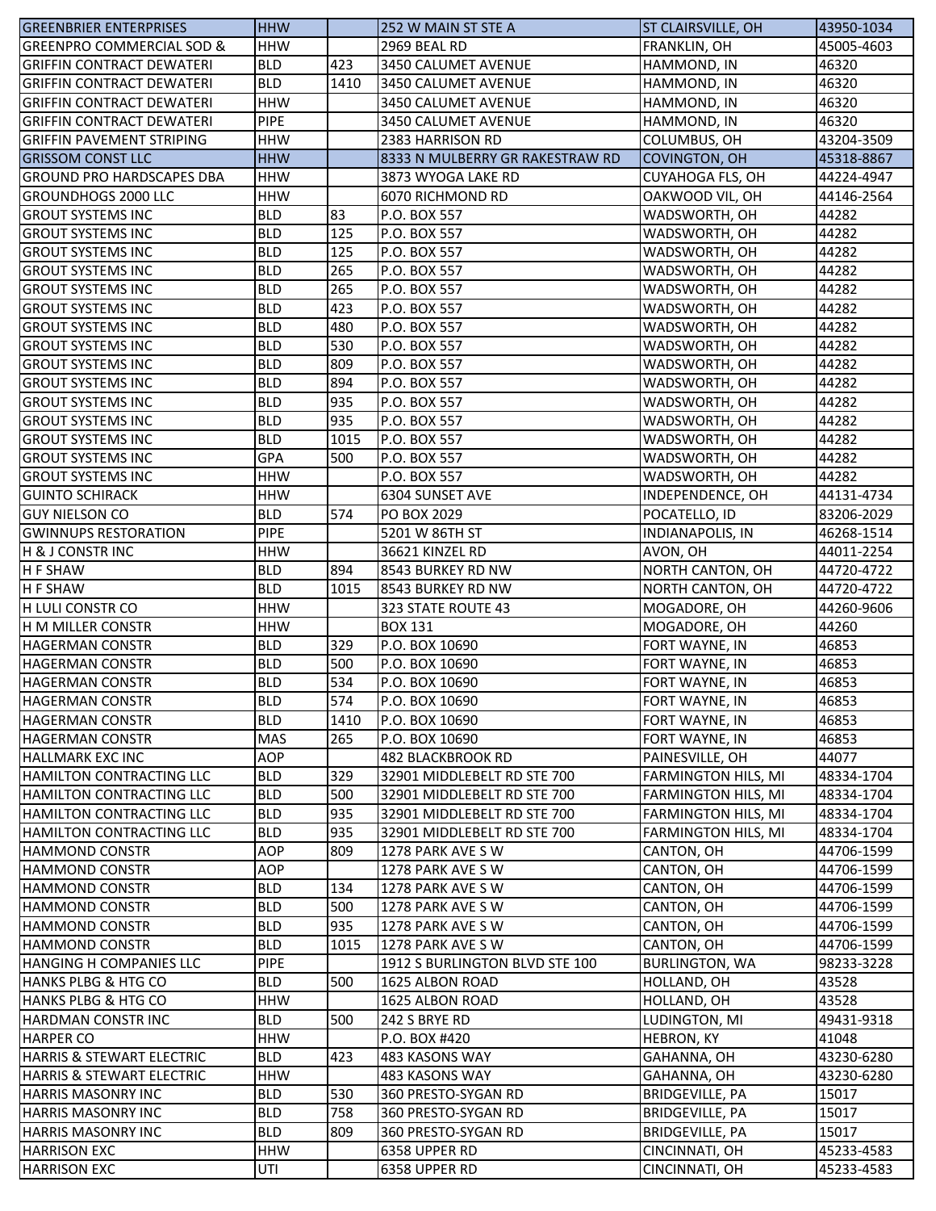| | | | | | |
|---|---|---|---|---|---|
| GREENBRIER ENTERPRISES | HHW | | 252 W MAIN ST STE A | ST CLAIRSVILLE, OH | 43950-1034 |
| GREENPRO COMMERCIAL SOD & | HHW | | 2969 BEAL RD | FRANKLIN, OH | 45005-4603 |
| GRIFFIN CONTRACT DEWATERI | BLD | 423 | 3450 CALUMET AVENUE | HAMMOND, IN | 46320 |
| GRIFFIN CONTRACT DEWATERI | BLD | 1410 | 3450 CALUMET AVENUE | HAMMOND, IN | 46320 |
| GRIFFIN CONTRACT DEWATERI | HHW | | 3450 CALUMET AVENUE | HAMMOND, IN | 46320 |
| GRIFFIN CONTRACT DEWATERI | PIPE | | 3450 CALUMET AVENUE | HAMMOND, IN | 46320 |
| GRIFFIN PAVEMENT STRIPING | HHW | | 2383 HARRISON RD | COLUMBUS, OH | 43204-3509 |
| GRISSOM CONST LLC | HHW | | 8333 N MULBERRY GR RAKESTRAW RD | COVINGTON, OH | 45318-8867 |
| GROUND PRO HARDSCAPES DBA | HHW | | 3873 WYOGA LAKE RD | CUYAHOGA FLS, OH | 44224-4947 |
| GROUNDHOGS 2000 LLC | HHW | | 6070 RICHMOND RD | OAKWOOD VIL, OH | 44146-2564 |
| GROUT SYSTEMS INC | BLD | 83 | P.O. BOX 557 | WADSWORTH, OH | 44282 |
| GROUT SYSTEMS INC | BLD | 125 | P.O. BOX 557 | WADSWORTH, OH | 44282 |
| GROUT SYSTEMS INC | BLD | 125 | P.O. BOX 557 | WADSWORTH, OH | 44282 |
| GROUT SYSTEMS INC | BLD | 265 | P.O. BOX 557 | WADSWORTH, OH | 44282 |
| GROUT SYSTEMS INC | BLD | 265 | P.O. BOX 557 | WADSWORTH, OH | 44282 |
| GROUT SYSTEMS INC | BLD | 423 | P.O. BOX 557 | WADSWORTH, OH | 44282 |
| GROUT SYSTEMS INC | BLD | 480 | P.O. BOX 557 | WADSWORTH, OH | 44282 |
| GROUT SYSTEMS INC | BLD | 530 | P.O. BOX 557 | WADSWORTH, OH | 44282 |
| GROUT SYSTEMS INC | BLD | 809 | P.O. BOX 557 | WADSWORTH, OH | 44282 |
| GROUT SYSTEMS INC | BLD | 894 | P.O. BOX 557 | WADSWORTH, OH | 44282 |
| GROUT SYSTEMS INC | BLD | 935 | P.O. BOX 557 | WADSWORTH, OH | 44282 |
| GROUT SYSTEMS INC | BLD | 935 | P.O. BOX 557 | WADSWORTH, OH | 44282 |
| GROUT SYSTEMS INC | BLD | 1015 | P.O. BOX 557 | WADSWORTH, OH | 44282 |
| GROUT SYSTEMS INC | GPA | 500 | P.O. BOX 557 | WADSWORTH, OH | 44282 |
| GROUT SYSTEMS INC | HHW | | P.O. BOX 557 | WADSWORTH, OH | 44282 |
| GUINTO SCHIRACK | HHW | | 6304 SUNSET AVE | INDEPENDENCE, OH | 44131-4734 |
| GUY NIELSON CO | BLD | 574 | PO BOX 2029 | POCATELLO, ID | 83206-2029 |
| GWINNUPS RESTORATION | PIPE | | 5201 W 86TH ST | INDIANAPOLIS, IN | 46268-1514 |
| H & J CONSTR INC | HHW | | 36621 KINZEL RD | AVON, OH | 44011-2254 |
| H F SHAW | BLD | 894 | 8543 BURKEY RD NW | NORTH CANTON, OH | 44720-4722 |
| H F SHAW | BLD | 1015 | 8543 BURKEY RD NW | NORTH CANTON, OH | 44720-4722 |
| H LULI CONSTR CO | HHW | | 323 STATE ROUTE 43 | MOGADORE, OH | 44260-9606 |
| H M MILLER CONSTR | HHW | | BOX 131 | MOGADORE, OH | 44260 |
| HAGERMAN CONSTR | BLD | 329 | P.O. BOX 10690 | FORT WAYNE, IN | 46853 |
| HAGERMAN CONSTR | BLD | 500 | P.O. BOX 10690 | FORT WAYNE, IN | 46853 |
| HAGERMAN CONSTR | BLD | 534 | P.O. BOX 10690 | FORT WAYNE, IN | 46853 |
| HAGERMAN CONSTR | BLD | 574 | P.O. BOX 10690 | FORT WAYNE, IN | 46853 |
| HAGERMAN CONSTR | BLD | 1410 | P.O. BOX 10690 | FORT WAYNE, IN | 46853 |
| HAGERMAN CONSTR | MAS | 265 | P.O. BOX 10690 | FORT WAYNE, IN | 46853 |
| HALLMARK EXC INC | AOP | | 482 BLACKBROOK RD | PAINESVILLE, OH | 44077 |
| HAMILTON CONTRACTING LLC | BLD | 329 | 32901 MIDDLEBELT RD STE 700 | FARMINGTON HILS, MI | 48334-1704 |
| HAMILTON CONTRACTING LLC | BLD | 500 | 32901 MIDDLEBELT RD STE 700 | FARMINGTON HILS, MI | 48334-1704 |
| HAMILTON CONTRACTING LLC | BLD | 935 | 32901 MIDDLEBELT RD STE 700 | FARMINGTON HILS, MI | 48334-1704 |
| HAMILTON CONTRACTING LLC | BLD | 935 | 32901 MIDDLEBELT RD STE 700 | FARMINGTON HILS, MI | 48334-1704 |
| HAMMOND CONSTR | AOP | 809 | 1278 PARK AVE S W | CANTON, OH | 44706-1599 |
| HAMMOND CONSTR | AOP | | 1278 PARK AVE S W | CANTON, OH | 44706-1599 |
| HAMMOND CONSTR | BLD | 134 | 1278 PARK AVE S W | CANTON, OH | 44706-1599 |
| HAMMOND CONSTR | BLD | 500 | 1278 PARK AVE S W | CANTON, OH | 44706-1599 |
| HAMMOND CONSTR | BLD | 935 | 1278 PARK AVE S W | CANTON, OH | 44706-1599 |
| HAMMOND CONSTR | BLD | 1015 | 1278 PARK AVE S W | CANTON, OH | 44706-1599 |
| HANGING H COMPANIES LLC | PIPE | | 1912 S BURLINGTON BLVD STE 100 | BURLINGTON, WA | 98233-3228 |
| HANKS PLBG & HTG CO | BLD | 500 | 1625 ALBON ROAD | HOLLAND, OH | 43528 |
| HANKS PLBG & HTG CO | HHW | | 1625 ALBON ROAD | HOLLAND, OH | 43528 |
| HARDMAN CONSTR INC | BLD | 500 | 242 S BRYE RD | LUDINGTON, MI | 49431-9318 |
| HARPER CO | HHW | | P.O. BOX #420 | HEBRON, KY | 41048 |
| HARRIS & STEWART ELECTRIC | BLD | 423 | 483 KASONS WAY | GAHANNA, OH | 43230-6280 |
| HARRIS & STEWART ELECTRIC | HHW | | 483 KASONS WAY | GAHANNA, OH | 43230-6280 |
| HARRIS MASONRY INC | BLD | 530 | 360 PRESTO-SYGAN RD | BRIDGEVILLE, PA | 15017 |
| HARRIS MASONRY INC | BLD | 758 | 360 PRESTO-SYGAN RD | BRIDGEVILLE, PA | 15017 |
| HARRIS MASONRY INC | BLD | 809 | 360 PRESTO-SYGAN RD | BRIDGEVILLE, PA | 15017 |
| HARRISON EXC | HHW | | 6358 UPPER RD | CINCINNATI, OH | 45233-4583 |
| HARRISON EXC | UTI | | 6358 UPPER RD | CINCINNATI, OH | 45233-4583 |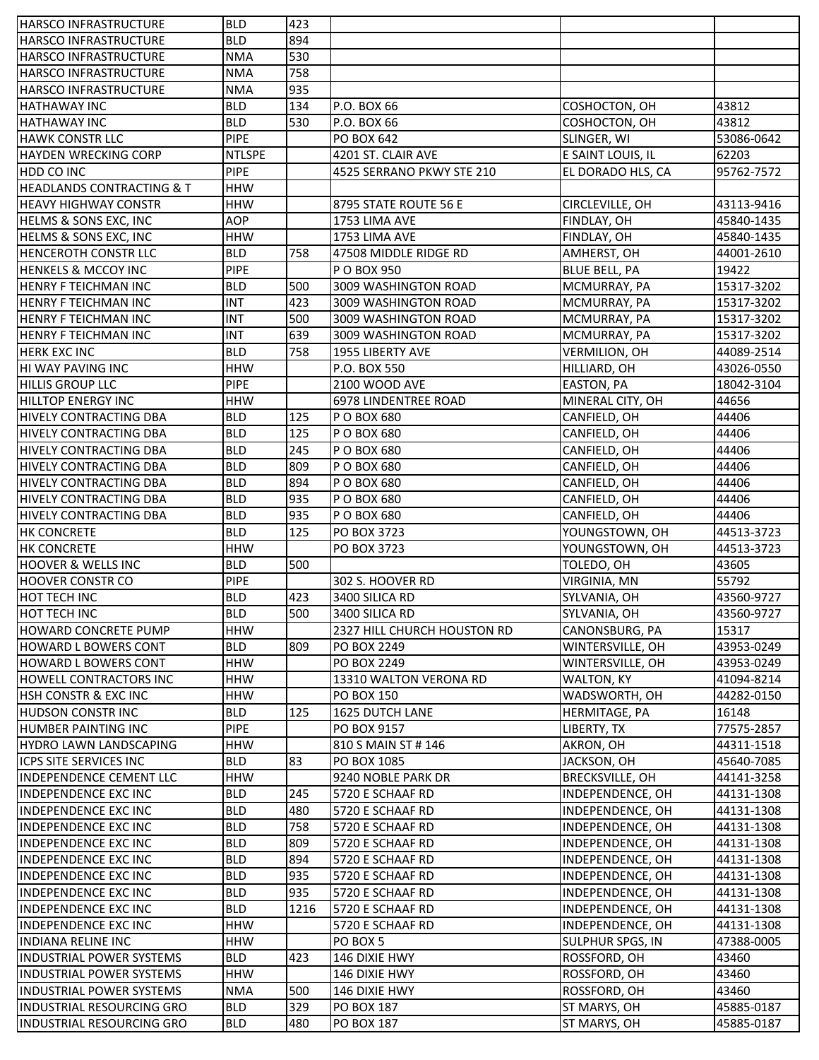| | | | | | |
|---|---|---|---|---|---|
| HARSCO INFRASTRUCTURE | BLD | 423 | | | |
| HARSCO INFRASTRUCTURE | BLD | 894 | | | |
| HARSCO INFRASTRUCTURE | NMA | 530 | | | |
| HARSCO INFRASTRUCTURE | NMA | 758 | | | |
| HARSCO INFRASTRUCTURE | NMA | 935 | | | |
| HATHAWAY INC | BLD | 134 | P.O. BOX 66 | COSHOCTON, OH | 43812 |
| HATHAWAY INC | BLD | 530 | P.O. BOX 66 | COSHOCTON, OH | 43812 |
| HAWK CONSTR LLC | PIPE | | PO BOX 642 | SLINGER, WI | 53086-0642 |
| HAYDEN WRECKING CORP | NTLSPE | | 4201 ST. CLAIR AVE | E SAINT LOUIS, IL | 62203 |
| HDD CO INC | PIPE | | 4525 SERRANO PKWY STE 210 | EL DORADO HLS, CA | 95762-7572 |
| HEADLANDS CONTRACTING & T | HHW | | | | |
| HEAVY HIGHWAY CONSTR | HHW | | 8795 STATE ROUTE 56 E | CIRCLEVILLE, OH | 43113-9416 |
| HELMS & SONS EXC, INC | AOP | | 1753 LIMA AVE | FINDLAY, OH | 45840-1435 |
| HELMS & SONS EXC, INC | HHW | | 1753 LIMA AVE | FINDLAY, OH | 45840-1435 |
| HENCEROTH CONSTR LLC | BLD | 758 | 47508 MIDDLE RIDGE RD | AMHERST, OH | 44001-2610 |
| HENKELS & MCCOY INC | PIPE | | P O BOX 950 | BLUE BELL, PA | 19422 |
| HENRY F TEICHMAN INC | BLD | 500 | 3009 WASHINGTON ROAD | MCMURRAY, PA | 15317-3202 |
| HENRY F TEICHMAN INC | INT | 423 | 3009 WASHINGTON ROAD | MCMURRAY, PA | 15317-3202 |
| HENRY F TEICHMAN INC | INT | 500 | 3009 WASHINGTON ROAD | MCMURRAY, PA | 15317-3202 |
| HENRY F TEICHMAN INC | INT | 639 | 3009 WASHINGTON ROAD | MCMURRAY, PA | 15317-3202 |
| HERK EXC INC | BLD | 758 | 1955 LIBERTY AVE | VERMILION, OH | 44089-2514 |
| HI WAY PAVING INC | HHW | | P.O. BOX 550 | HILLIARD, OH | 43026-0550 |
| HILLIS GROUP LLC | PIPE | | 2100 WOOD AVE | EASTON, PA | 18042-3104 |
| HILLTOP ENERGY INC | HHW | | 6978 LINDENTREE ROAD | MINERAL CITY, OH | 44656 |
| HIVELY CONTRACTING DBA | BLD | 125 | P O BOX 680 | CANFIELD, OH | 44406 |
| HIVELY CONTRACTING DBA | BLD | 125 | P O BOX 680 | CANFIELD, OH | 44406 |
| HIVELY CONTRACTING DBA | BLD | 245 | P O BOX 680 | CANFIELD, OH | 44406 |
| HIVELY CONTRACTING DBA | BLD | 809 | P O BOX 680 | CANFIELD, OH | 44406 |
| HIVELY CONTRACTING DBA | BLD | 894 | P O BOX 680 | CANFIELD, OH | 44406 |
| HIVELY CONTRACTING DBA | BLD | 935 | P O BOX 680 | CANFIELD, OH | 44406 |
| HIVELY CONTRACTING DBA | BLD | 935 | P O BOX 680 | CANFIELD, OH | 44406 |
| HK CONCRETE | BLD | 125 | PO BOX 3723 | YOUNGSTOWN, OH | 44513-3723 |
| HK CONCRETE | HHW | | PO BOX 3723 | YOUNGSTOWN, OH | 44513-3723 |
| HOOVER & WELLS INC | BLD | 500 | | TOLEDO, OH | 43605 |
| HOOVER CONSTR CO | PIPE | | 302 S. HOOVER RD | VIRGINIA, MN | 55792 |
| HOT TECH INC | BLD | 423 | 3400 SILICA RD | SYLVANIA, OH | 43560-9727 |
| HOT TECH INC | BLD | 500 | 3400 SILICA RD | SYLVANIA, OH | 43560-9727 |
| HOWARD CONCRETE PUMP | HHW | | 2327 HILL CHURCH HOUSTON RD | CANONSBURG, PA | 15317 |
| HOWARD L BOWERS CONT | BLD | 809 | PO BOX 2249 | WINTERSVILLE, OH | 43953-0249 |
| HOWARD L BOWERS CONT | HHW | | PO BOX 2249 | WINTERSVILLE, OH | 43953-0249 |
| HOWELL CONTRACTORS INC | HHW | | 13310 WALTON VERONA RD | WALTON, KY | 41094-8214 |
| HSH CONSTR & EXC INC | HHW | | PO BOX 150 | WADSWORTH, OH | 44282-0150 |
| HUDSON CONSTR INC | BLD | 125 | 1625 DUTCH LANE | HERMITAGE, PA | 16148 |
| HUMBER PAINTING INC | PIPE | | PO BOX 9157 | LIBERTY, TX | 77575-2857 |
| HYDRO LAWN LANDSCAPING | HHW | | 810 S MAIN ST # 146 | AKRON, OH | 44311-1518 |
| ICPS SITE SERVICES INC | BLD | 83 | PO BOX 1085 | JACKSON, OH | 45640-7085 |
| INDEPENDENCE CEMENT LLC | HHW | | 9240 NOBLE PARK DR | BRECKSVILLE, OH | 44141-3258 |
| INDEPENDENCE EXC INC | BLD | 245 | 5720 E SCHAAF RD | INDEPENDENCE, OH | 44131-1308 |
| INDEPENDENCE EXC INC | BLD | 480 | 5720 E SCHAAF RD | INDEPENDENCE, OH | 44131-1308 |
| INDEPENDENCE EXC INC | BLD | 758 | 5720 E SCHAAF RD | INDEPENDENCE, OH | 44131-1308 |
| INDEPENDENCE EXC INC | BLD | 809 | 5720 E SCHAAF RD | INDEPENDENCE, OH | 44131-1308 |
| INDEPENDENCE EXC INC | BLD | 894 | 5720 E SCHAAF RD | INDEPENDENCE, OH | 44131-1308 |
| INDEPENDENCE EXC INC | BLD | 935 | 5720 E SCHAAF RD | INDEPENDENCE, OH | 44131-1308 |
| INDEPENDENCE EXC INC | BLD | 935 | 5720 E SCHAAF RD | INDEPENDENCE, OH | 44131-1308 |
| INDEPENDENCE EXC INC | BLD | 1216 | 5720 E SCHAAF RD | INDEPENDENCE, OH | 44131-1308 |
| INDEPENDENCE EXC INC | HHW | | 5720 E SCHAAF RD | INDEPENDENCE, OH | 44131-1308 |
| INDIANA RELINE INC | HHW | | PO BOX 5 | SULPHUR SPGS, IN | 47388-0005 |
| INDUSTRIAL POWER SYSTEMS | BLD | 423 | 146 DIXIE HWY | ROSSFORD, OH | 43460 |
| INDUSTRIAL POWER SYSTEMS | HHW | | 146 DIXIE HWY | ROSSFORD, OH | 43460 |
| INDUSTRIAL POWER SYSTEMS | NMA | 500 | 146 DIXIE HWY | ROSSFORD, OH | 43460 |
| INDUSTRIAL RESOURCING GRO | BLD | 329 | PO BOX 187 | ST MARYS, OH | 45885-0187 |
| INDUSTRIAL RESOURCING GRO | BLD | 480 | PO BOX 187 | ST MARYS, OH | 45885-0187 |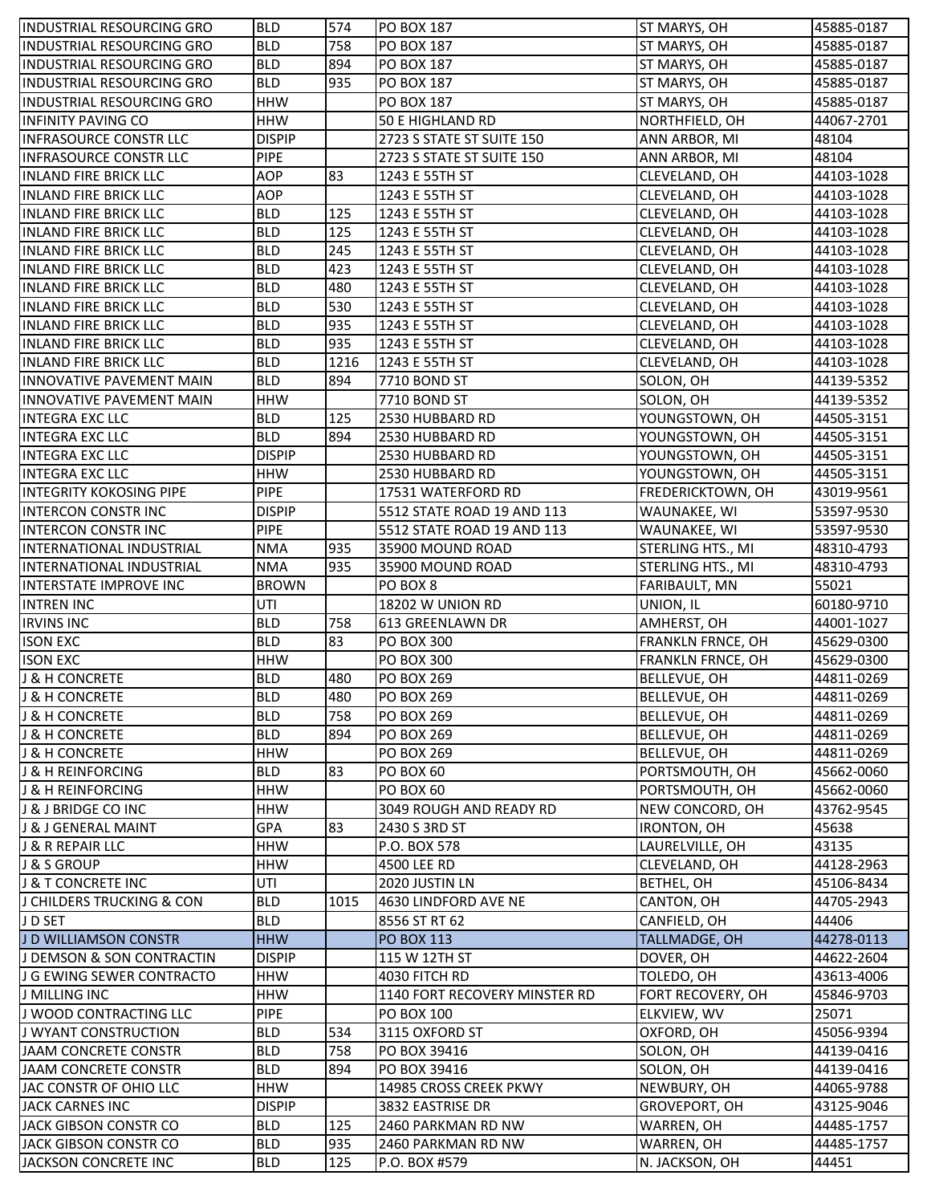| | | | | | |
|---|---|---|---|---|---|
| INDUSTRIAL RESOURCING GRO | BLD | 574 | PO BOX 187 | ST MARYS, OH | 45885-0187 |
| INDUSTRIAL RESOURCING GRO | BLD | 758 | PO BOX 187 | ST MARYS, OH | 45885-0187 |
| INDUSTRIAL RESOURCING GRO | BLD | 894 | PO BOX 187 | ST MARYS, OH | 45885-0187 |
| INDUSTRIAL RESOURCING GRO | BLD | 935 | PO BOX 187 | ST MARYS, OH | 45885-0187 |
| INDUSTRIAL RESOURCING GRO | HHW | | PO BOX 187 | ST MARYS, OH | 45885-0187 |
| INFINITY PAVING CO | HHW | | 50 E HIGHLAND RD | NORTHFIELD, OH | 44067-2701 |
| INFRASOURCE CONSTR LLC | DISPIP | | 2723 S STATE ST SUITE 150 | ANN ARBOR, MI | 48104 |
| INFRASOURCE CONSTR LLC | PIPE | | 2723 S STATE ST SUITE 150 | ANN ARBOR, MI | 48104 |
| INLAND FIRE BRICK LLC | AOP | 83 | 1243 E 55TH ST | CLEVELAND, OH | 44103-1028 |
| INLAND FIRE BRICK LLC | AOP | | 1243 E 55TH ST | CLEVELAND, OH | 44103-1028 |
| INLAND FIRE BRICK LLC | BLD | 125 | 1243 E 55TH ST | CLEVELAND, OH | 44103-1028 |
| INLAND FIRE BRICK LLC | BLD | 125 | 1243 E 55TH ST | CLEVELAND, OH | 44103-1028 |
| INLAND FIRE BRICK LLC | BLD | 245 | 1243 E 55TH ST | CLEVELAND, OH | 44103-1028 |
| INLAND FIRE BRICK LLC | BLD | 423 | 1243 E 55TH ST | CLEVELAND, OH | 44103-1028 |
| INLAND FIRE BRICK LLC | BLD | 480 | 1243 E 55TH ST | CLEVELAND, OH | 44103-1028 |
| INLAND FIRE BRICK LLC | BLD | 530 | 1243 E 55TH ST | CLEVELAND, OH | 44103-1028 |
| INLAND FIRE BRICK LLC | BLD | 935 | 1243 E 55TH ST | CLEVELAND, OH | 44103-1028 |
| INLAND FIRE BRICK LLC | BLD | 935 | 1243 E 55TH ST | CLEVELAND, OH | 44103-1028 |
| INLAND FIRE BRICK LLC | BLD | 1216 | 1243 E 55TH ST | CLEVELAND, OH | 44103-1028 |
| INNOVATIVE PAVEMENT MAIN | BLD | 894 | 7710 BOND ST | SOLON, OH | 44139-5352 |
| INNOVATIVE PAVEMENT MAIN | HHW | | 7710 BOND ST | SOLON, OH | 44139-5352 |
| INTEGRA EXC LLC | BLD | 125 | 2530 HUBBARD RD | YOUNGSTOWN, OH | 44505-3151 |
| INTEGRA EXC LLC | BLD | 894 | 2530 HUBBARD RD | YOUNGSTOWN, OH | 44505-3151 |
| INTEGRA EXC LLC | DISPIP | | 2530 HUBBARD RD | YOUNGSTOWN, OH | 44505-3151 |
| INTEGRA EXC LLC | HHW | | 2530 HUBBARD RD | YOUNGSTOWN, OH | 44505-3151 |
| INTEGRITY KOKOSING PIPE | PIPE | | 17531 WATERFORD RD | FREDERICKTOWN, OH | 43019-9561 |
| INTERCON CONSTR INC | DISPIP | | 5512 STATE ROAD 19 AND 113 | WAUNAKEE, WI | 53597-9530 |
| INTERCON CONSTR INC | PIPE | | 5512 STATE ROAD 19 AND 113 | WAUNAKEE, WI | 53597-9530 |
| INTERNATIONAL INDUSTRIAL | NMA | 935 | 35900 MOUND ROAD | STERLING HTS., MI | 48310-4793 |
| INTERNATIONAL INDUSTRIAL | NMA | 935 | 35900 MOUND ROAD | STERLING HTS., MI | 48310-4793 |
| INTERSTATE IMPROVE INC | BROWN | | PO BOX 8 | FARIBAULT, MN | 55021 |
| INTREN INC | UTI | | 18202 W UNION RD | UNION, IL | 60180-9710 |
| IRVINS INC | BLD | 758 | 613 GREENLAWN DR | AMHERST, OH | 44001-1027 |
| ISON EXC | BLD | 83 | PO BOX 300 | FRANKLN FRNCE, OH | 45629-0300 |
| ISON EXC | HHW | | PO BOX 300 | FRANKLN FRNCE, OH | 45629-0300 |
| J & H CONCRETE | BLD | 480 | PO BOX 269 | BELLEVUE, OH | 44811-0269 |
| J & H CONCRETE | BLD | 480 | PO BOX 269 | BELLEVUE, OH | 44811-0269 |
| J & H CONCRETE | BLD | 758 | PO BOX 269 | BELLEVUE, OH | 44811-0269 |
| J & H CONCRETE | BLD | 894 | PO BOX 269 | BELLEVUE, OH | 44811-0269 |
| J & H CONCRETE | HHW | | PO BOX 269 | BELLEVUE, OH | 44811-0269 |
| J & H REINFORCING | BLD | 83 | PO BOX 60 | PORTSMOUTH, OH | 45662-0060 |
| J & H REINFORCING | HHW | | PO BOX 60 | PORTSMOUTH, OH | 45662-0060 |
| J & J BRIDGE CO INC | HHW | | 3049 ROUGH AND READY RD | NEW CONCORD, OH | 43762-9545 |
| J & J GENERAL MAINT | GPA | 83 | 2430 S 3RD ST | IRONTON, OH | 45638 |
| J & R REPAIR LLC | HHW | | P.O. BOX 578 | LAURELVILLE, OH | 43135 |
| J & S GROUP | HHW | | 4500 LEE RD | CLEVELAND, OH | 44128-2963 |
| J & T CONCRETE INC | UTI | | 2020 JUSTIN LN | BETHEL, OH | 45106-8434 |
| J CHILDERS TRUCKING & CON | BLD | 1015 | 4630 LINDFORD AVE NE | CANTON, OH | 44705-2943 |
| J D SET | BLD | | 8556 ST RT 62 | CANFIELD, OH | 44406 |
| J D WILLIAMSON CONSTR | HHW | | PO BOX 113 | TALLMADGE, OH | 44278-0113 |
| J DEMSON & SON CONTRACTIN | DISPIP | | 115 W 12TH ST | DOVER, OH | 44622-2604 |
| J G EWING SEWER CONTRACTO | HHW | | 4030 FITCH RD | TOLEDO, OH | 43613-4006 |
| J MILLING INC | HHW | | 1140 FORT RECOVERY MINSTER RD | FORT RECOVERY, OH | 45846-9703 |
| J WOOD CONTRACTING LLC | PIPE | | PO BOX 100 | ELKVIEW, WV | 25071 |
| J WYANT CONSTRUCTION | BLD | 534 | 3115 OXFORD ST | OXFORD, OH | 45056-9394 |
| JAAM CONCRETE CONSTR | BLD | 758 | PO BOX 39416 | SOLON, OH | 44139-0416 |
| JAAM CONCRETE CONSTR | BLD | 894 | PO BOX 39416 | SOLON, OH | 44139-0416 |
| JAC CONSTR OF OHIO LLC | HHW | | 14985 CROSS CREEK PKWY | NEWBURY, OH | 44065-9788 |
| JACK CARNES INC | DISPIP | | 3832 EASTRISE DR | GROVEPORT, OH | 43125-9046 |
| JACK GIBSON CONSTR CO | BLD | 125 | 2460 PARKMAN RD NW | WARREN, OH | 44485-1757 |
| JACK GIBSON CONSTR CO | BLD | 935 | 2460 PARKMAN RD NW | WARREN, OH | 44485-1757 |
| JACKSON CONCRETE INC | BLD | 125 | P.O. BOX #579 | N. JACKSON, OH | 44451 |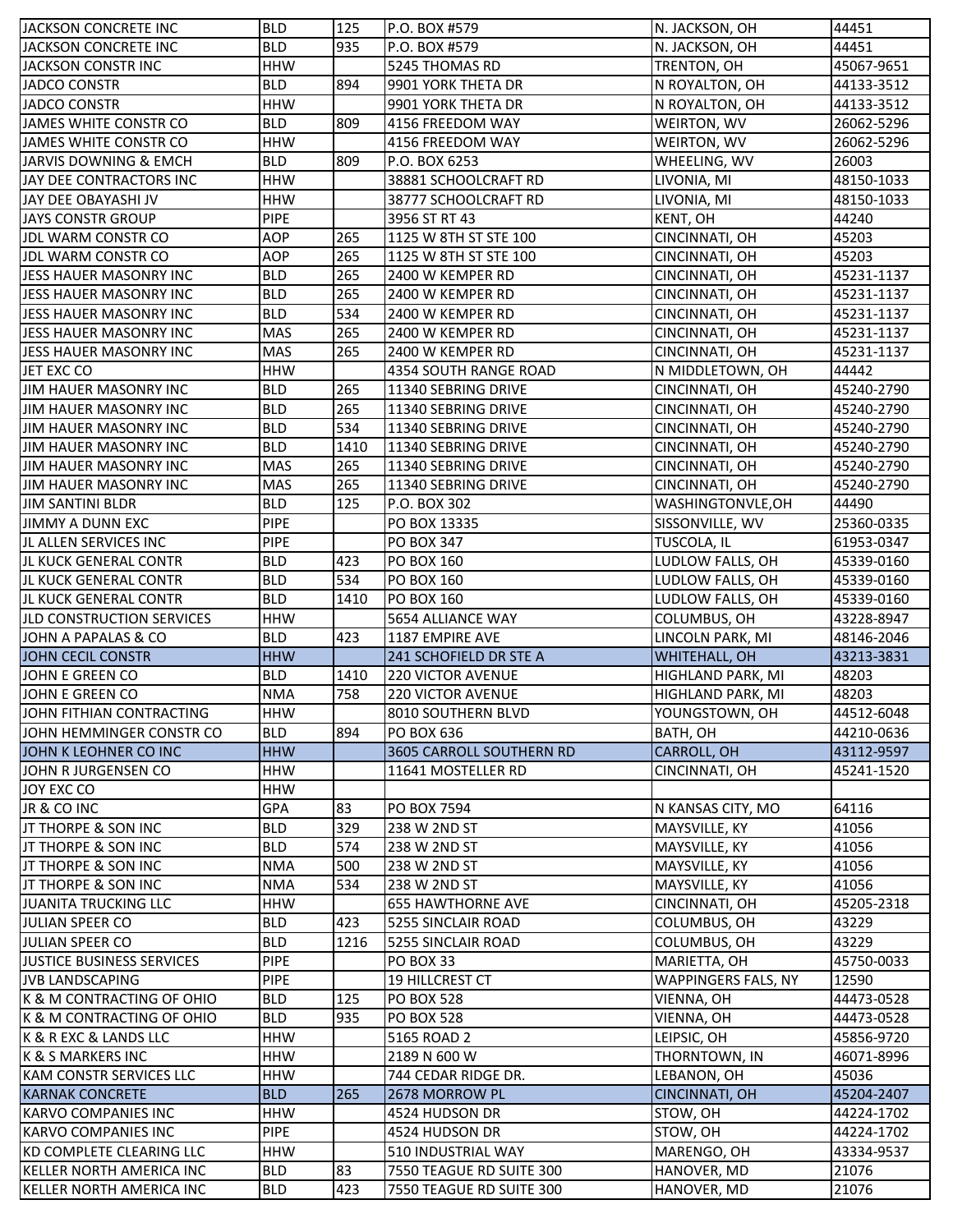| | | | | | |
|---|---|---|---|---|---|
| JACKSON CONCRETE INC | BLD | 125 | P.O. BOX #579 | N. JACKSON, OH | 44451 |
| JACKSON CONCRETE INC | BLD | 935 | P.O. BOX #579 | N. JACKSON, OH | 44451 |
| JACKSON CONSTR INC | HHW | | 5245 THOMAS RD | TRENTON, OH | 45067-9651 |
| JADCO CONSTR | BLD | 894 | 9901 YORK THETA DR | N ROYALTON, OH | 44133-3512 |
| JADCO CONSTR | HHW | | 9901 YORK THETA DR | N ROYALTON, OH | 44133-3512 |
| JAMES WHITE CONSTR CO | BLD | 809 | 4156 FREEDOM WAY | WEIRTON, WV | 26062-5296 |
| JAMES WHITE CONSTR CO | HHW | | 4156 FREEDOM WAY | WEIRTON, WV | 26062-5296 |
| JARVIS DOWNING & EMCH | BLD | 809 | P.O. BOX 6253 | WHEELING, WV | 26003 |
| JAY DEE CONTRACTORS INC | HHW | | 38881 SCHOOLCRAFT RD | LIVONIA, MI | 48150-1033 |
| JAY DEE OBAYASHI JV | HHW | | 38777 SCHOOLCRAFT RD | LIVONIA, MI | 48150-1033 |
| JAYS CONSTR GROUP | PIPE | | 3956 ST RT 43 | KENT, OH | 44240 |
| JDL WARM CONSTR CO | AOP | 265 | 1125 W 8TH ST STE 100 | CINCINNATI, OH | 45203 |
| JDL WARM CONSTR CO | AOP | 265 | 1125 W 8TH ST STE 100 | CINCINNATI, OH | 45203 |
| JESS HAUER MASONRY INC | BLD | 265 | 2400 W KEMPER RD | CINCINNATI, OH | 45231-1137 |
| JESS HAUER MASONRY INC | BLD | 265 | 2400 W KEMPER RD | CINCINNATI, OH | 45231-1137 |
| JESS HAUER MASONRY INC | BLD | 534 | 2400 W KEMPER RD | CINCINNATI, OH | 45231-1137 |
| JESS HAUER MASONRY INC | MAS | 265 | 2400 W KEMPER RD | CINCINNATI, OH | 45231-1137 |
| JESS HAUER MASONRY INC | MAS | 265 | 2400 W KEMPER RD | CINCINNATI, OH | 45231-1137 |
| JET EXC CO | HHW | | 4354 SOUTH RANGE ROAD | N MIDDLETOWN, OH | 44442 |
| JIM HAUER MASONRY INC | BLD | 265 | 11340 SEBRING DRIVE | CINCINNATI, OH | 45240-2790 |
| JIM HAUER MASONRY INC | BLD | 265 | 11340 SEBRING DRIVE | CINCINNATI, OH | 45240-2790 |
| JIM HAUER MASONRY INC | BLD | 534 | 11340 SEBRING DRIVE | CINCINNATI, OH | 45240-2790 |
| JIM HAUER MASONRY INC | BLD | 1410 | 11340 SEBRING DRIVE | CINCINNATI, OH | 45240-2790 |
| JIM HAUER MASONRY INC | MAS | 265 | 11340 SEBRING DRIVE | CINCINNATI, OH | 45240-2790 |
| JIM HAUER MASONRY INC | MAS | 265 | 11340 SEBRING DRIVE | CINCINNATI, OH | 45240-2790 |
| JIM SANTINI BLDR | BLD | 125 | P.O. BOX 302 | WASHINGTONVLE,OH | 44490 |
| JIMMY A DUNN EXC | PIPE | | PO BOX 13335 | SISSONVILLE, WV | 25360-0335 |
| JL ALLEN SERVICES INC | PIPE | | PO BOX 347 | TUSCOLA, IL | 61953-0347 |
| JL KUCK GENERAL CONTR | BLD | 423 | PO BOX 160 | LUDLOW FALLS, OH | 45339-0160 |
| JL KUCK GENERAL CONTR | BLD | 534 | PO BOX 160 | LUDLOW FALLS, OH | 45339-0160 |
| JL KUCK GENERAL CONTR | BLD | 1410 | PO BOX 160 | LUDLOW FALLS, OH | 45339-0160 |
| JLD CONSTRUCTION SERVICES | HHW | | 5654 ALLIANCE WAY | COLUMBUS, OH | 43228-8947 |
| JOHN A PAPALAS & CO | BLD | 423 | 1187 EMPIRE AVE | LINCOLN PARK, MI | 48146-2046 |
| JOHN CECIL CONSTR | HHW | | 241 SCHOFIELD DR STE A | WHITEHALL, OH | 43213-3831 |
| JOHN E GREEN CO | BLD | 1410 | 220 VICTOR AVENUE | HIGHLAND PARK, MI | 48203 |
| JOHN E GREEN CO | NMA | 758 | 220 VICTOR AVENUE | HIGHLAND PARK, MI | 48203 |
| JOHN FITHIAN CONTRACTING | HHW | | 8010 SOUTHERN BLVD | YOUNGSTOWN, OH | 44512-6048 |
| JOHN HEMMINGER CONSTR CO | BLD | 894 | PO BOX 636 | BATH, OH | 44210-0636 |
| JOHN K LEOHNER CO INC | HHW | | 3605 CARROLL SOUTHERN RD | CARROLL, OH | 43112-9597 |
| JOHN R JURGENSEN CO | HHW | | 11641 MOSTELLER RD | CINCINNATI, OH | 45241-1520 |
| JOY EXC CO | HHW | | | | |
| JR & CO INC | GPA | 83 | PO BOX 7594 | N KANSAS CITY, MO | 64116 |
| JT THORPE & SON INC | BLD | 329 | 238 W 2ND ST | MAYSVILLE, KY | 41056 |
| JT THORPE & SON INC | BLD | 574 | 238 W 2ND ST | MAYSVILLE, KY | 41056 |
| JT THORPE & SON INC | NMA | 500 | 238 W 2ND ST | MAYSVILLE, KY | 41056 |
| JT THORPE & SON INC | NMA | 534 | 238 W 2ND ST | MAYSVILLE, KY | 41056 |
| JUANITA TRUCKING LLC | HHW | | 655 HAWTHORNE AVE | CINCINNATI, OH | 45205-2318 |
| JULIAN SPEER CO | BLD | 423 | 5255 SINCLAIR ROAD | COLUMBUS, OH | 43229 |
| JULIAN SPEER CO | BLD | 1216 | 5255 SINCLAIR ROAD | COLUMBUS, OH | 43229 |
| JUSTICE BUSINESS SERVICES | PIPE | | PO BOX 33 | MARIETTA, OH | 45750-0033 |
| JVB LANDSCAPING | PIPE | | 19 HILLCREST CT | WAPPINGERS FALS, NY | 12590 |
| K & M CONTRACTING OF OHIO | BLD | 125 | PO BOX 528 | VIENNA, OH | 44473-0528 |
| K & M CONTRACTING OF OHIO | BLD | 935 | PO BOX 528 | VIENNA, OH | 44473-0528 |
| K & R EXC & LANDS LLC | HHW | | 5165 ROAD 2 | LEIPSIC, OH | 45856-9720 |
| K & S MARKERS INC | HHW | | 2189 N 600 W | THORNTOWN, IN | 46071-8996 |
| KAM CONSTR SERVICES LLC | HHW | | 744 CEDAR RIDGE DR. | LEBANON, OH | 45036 |
| KARNAK CONCRETE | BLD | 265 | 2678 MORROW PL | CINCINNATI, OH | 45204-2407 |
| KARVO COMPANIES INC | HHW | | 4524 HUDSON DR | STOW, OH | 44224-1702 |
| KARVO COMPANIES INC | PIPE | | 4524 HUDSON DR | STOW, OH | 44224-1702 |
| KD COMPLETE CLEARING LLC | HHW | | 510 INDUSTRIAL WAY | MARENGO, OH | 43334-9537 |
| KELLER NORTH AMERICA INC | BLD | 83 | 7550 TEAGUE RD SUITE 300 | HANOVER, MD | 21076 |
| KELLER NORTH AMERICA INC | BLD | 423 | 7550 TEAGUE RD SUITE 300 | HANOVER, MD | 21076 |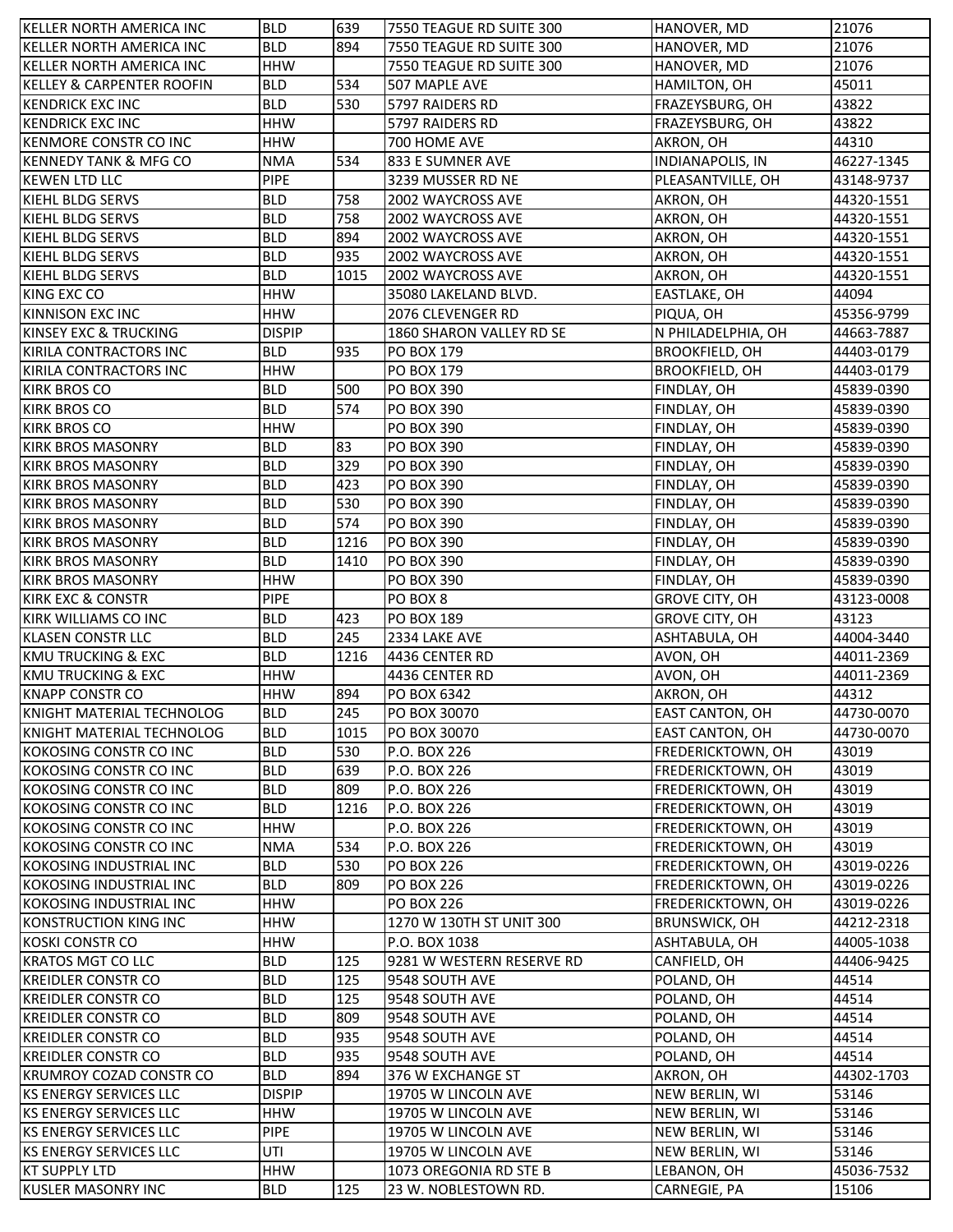| | | | | | |
|---|---|---|---|---|---|
| KELLER NORTH AMERICA INC | BLD | 639 | 7550 TEAGUE RD SUITE 300 | HANOVER, MD | 21076 |
| KELLER NORTH AMERICA INC | BLD | 894 | 7550 TEAGUE RD SUITE 300 | HANOVER, MD | 21076 |
| KELLER NORTH AMERICA INC | HHW | | 7550 TEAGUE RD SUITE 300 | HANOVER, MD | 21076 |
| KELLEY & CARPENTER ROOFIN | BLD | 534 | 507 MAPLE AVE | HAMILTON, OH | 45011 |
| KENDRICK EXC INC | BLD | 530 | 5797 RAIDERS RD | FRAZEYSBURG, OH | 43822 |
| KENDRICK EXC INC | HHW | | 5797 RAIDERS RD | FRAZEYSBURG, OH | 43822 |
| KENMORE CONSTR CO INC | HHW | | 700 HOME AVE | AKRON, OH | 44310 |
| KENNEDY TANK & MFG CO | NMA | 534 | 833 E SUMNER AVE | INDIANAPOLIS, IN | 46227-1345 |
| KEWEN LTD LLC | PIPE | | 3239 MUSSER RD NE | PLEASANTVILLE, OH | 43148-9737 |
| KIEHL BLDG SERVS | BLD | 758 | 2002 WAYCROSS AVE | AKRON, OH | 44320-1551 |
| KIEHL BLDG SERVS | BLD | 758 | 2002 WAYCROSS AVE | AKRON, OH | 44320-1551 |
| KIEHL BLDG SERVS | BLD | 894 | 2002 WAYCROSS AVE | AKRON, OH | 44320-1551 |
| KIEHL BLDG SERVS | BLD | 935 | 2002 WAYCROSS AVE | AKRON, OH | 44320-1551 |
| KIEHL BLDG SERVS | BLD | 1015 | 2002 WAYCROSS AVE | AKRON, OH | 44320-1551 |
| KING EXC CO | HHW | | 35080 LAKELAND BLVD. | EASTLAKE, OH | 44094 |
| KINNISON EXC INC | HHW | | 2076 CLEVENGER RD | PIQUA, OH | 45356-9799 |
| KINSEY EXC & TRUCKING | DISPIP | | 1860 SHARON VALLEY RD SE | N PHILADELPHIA, OH | 44663-7887 |
| KIRILA CONTRACTORS INC | BLD | 935 | PO BOX 179 | BROOKFIELD, OH | 44403-0179 |
| KIRILA CONTRACTORS INC | HHW | | PO BOX 179 | BROOKFIELD, OH | 44403-0179 |
| KIRK BROS CO | BLD | 500 | PO BOX 390 | FINDLAY, OH | 45839-0390 |
| KIRK BROS CO | BLD | 574 | PO BOX 390 | FINDLAY, OH | 45839-0390 |
| KIRK BROS CO | HHW | | PO BOX 390 | FINDLAY, OH | 45839-0390 |
| KIRK BROS MASONRY | BLD | 83 | PO BOX 390 | FINDLAY, OH | 45839-0390 |
| KIRK BROS MASONRY | BLD | 329 | PO BOX 390 | FINDLAY, OH | 45839-0390 |
| KIRK BROS MASONRY | BLD | 423 | PO BOX 390 | FINDLAY, OH | 45839-0390 |
| KIRK BROS MASONRY | BLD | 530 | PO BOX 390 | FINDLAY, OH | 45839-0390 |
| KIRK BROS MASONRY | BLD | 574 | PO BOX 390 | FINDLAY, OH | 45839-0390 |
| KIRK BROS MASONRY | BLD | 1216 | PO BOX 390 | FINDLAY, OH | 45839-0390 |
| KIRK BROS MASONRY | BLD | 1410 | PO BOX 390 | FINDLAY, OH | 45839-0390 |
| KIRK BROS MASONRY | HHW | | PO BOX 390 | FINDLAY, OH | 45839-0390 |
| KIRK EXC & CONSTR | PIPE | | PO BOX 8 | GROVE CITY, OH | 43123-0008 |
| KIRK WILLIAMS CO INC | BLD | 423 | PO BOX 189 | GROVE CITY, OH | 43123 |
| KLASEN CONSTR LLC | BLD | 245 | 2334 LAKE AVE | ASHTABULA, OH | 44004-3440 |
| KMU TRUCKING & EXC | BLD | 1216 | 4436 CENTER RD | AVON, OH | 44011-2369 |
| KMU TRUCKING & EXC | HHW | | 4436 CENTER RD | AVON, OH | 44011-2369 |
| KNAPP CONSTR CO | HHW | 894 | PO BOX 6342 | AKRON, OH | 44312 |
| KNIGHT MATERIAL TECHNOLOG | BLD | 245 | PO BOX 30070 | EAST CANTON, OH | 44730-0070 |
| KNIGHT MATERIAL TECHNOLOG | BLD | 1015 | PO BOX 30070 | EAST CANTON, OH | 44730-0070 |
| KOKOSING CONSTR CO INC | BLD | 530 | P.O. BOX 226 | FREDERICKTOWN, OH | 43019 |
| KOKOSING CONSTR CO INC | BLD | 639 | P.O. BOX 226 | FREDERICKTOWN, OH | 43019 |
| KOKOSING CONSTR CO INC | BLD | 809 | P.O. BOX 226 | FREDERICKTOWN, OH | 43019 |
| KOKOSING CONSTR CO INC | BLD | 1216 | P.O. BOX 226 | FREDERICKTOWN, OH | 43019 |
| KOKOSING CONSTR CO INC | HHW | | P.O. BOX 226 | FREDERICKTOWN, OH | 43019 |
| KOKOSING CONSTR CO INC | NMA | 534 | P.O. BOX 226 | FREDERICKTOWN, OH | 43019 |
| KOKOSING INDUSTRIAL INC | BLD | 530 | PO BOX 226 | FREDERICKTOWN, OH | 43019-0226 |
| KOKOSING INDUSTRIAL INC | BLD | 809 | PO BOX 226 | FREDERICKTOWN, OH | 43019-0226 |
| KOKOSING INDUSTRIAL INC | HHW | | PO BOX 226 | FREDERICKTOWN, OH | 43019-0226 |
| KONSTRUCTION KING INC | HHW | | 1270 W 130TH ST UNIT 300 | BRUNSWICK, OH | 44212-2318 |
| KOSKI CONSTR CO | HHW | | P.O. BOX 1038 | ASHTABULA, OH | 44005-1038 |
| KRATOS MGT CO LLC | BLD | 125 | 9281 W WESTERN RESERVE RD | CANFIELD, OH | 44406-9425 |
| KREIDLER CONSTR CO | BLD | 125 | 9548 SOUTH AVE | POLAND, OH | 44514 |
| KREIDLER CONSTR CO | BLD | 125 | 9548 SOUTH AVE | POLAND, OH | 44514 |
| KREIDLER CONSTR CO | BLD | 809 | 9548 SOUTH AVE | POLAND, OH | 44514 |
| KREIDLER CONSTR CO | BLD | 935 | 9548 SOUTH AVE | POLAND, OH | 44514 |
| KREIDLER CONSTR CO | BLD | 935 | 9548 SOUTH AVE | POLAND, OH | 44514 |
| KRUMROY COZAD CONSTR CO | BLD | 894 | 376 W EXCHANGE ST | AKRON, OH | 44302-1703 |
| KS ENERGY SERVICES LLC | DISPIP | | 19705 W LINCOLN AVE | NEW BERLIN, WI | 53146 |
| KS ENERGY SERVICES LLC | HHW | | 19705 W LINCOLN AVE | NEW BERLIN, WI | 53146 |
| KS ENERGY SERVICES LLC | PIPE | | 19705 W LINCOLN AVE | NEW BERLIN, WI | 53146 |
| KS ENERGY SERVICES LLC | UTI | | 19705 W LINCOLN AVE | NEW BERLIN, WI | 53146 |
| KT SUPPLY LTD | HHW | | 1073 OREGONIA RD STE B | LEBANON, OH | 45036-7532 |
| KUSLER MASONRY INC | BLD | 125 | 23 W. NOBLESTOWN RD. | CARNEGIE, PA | 15106 |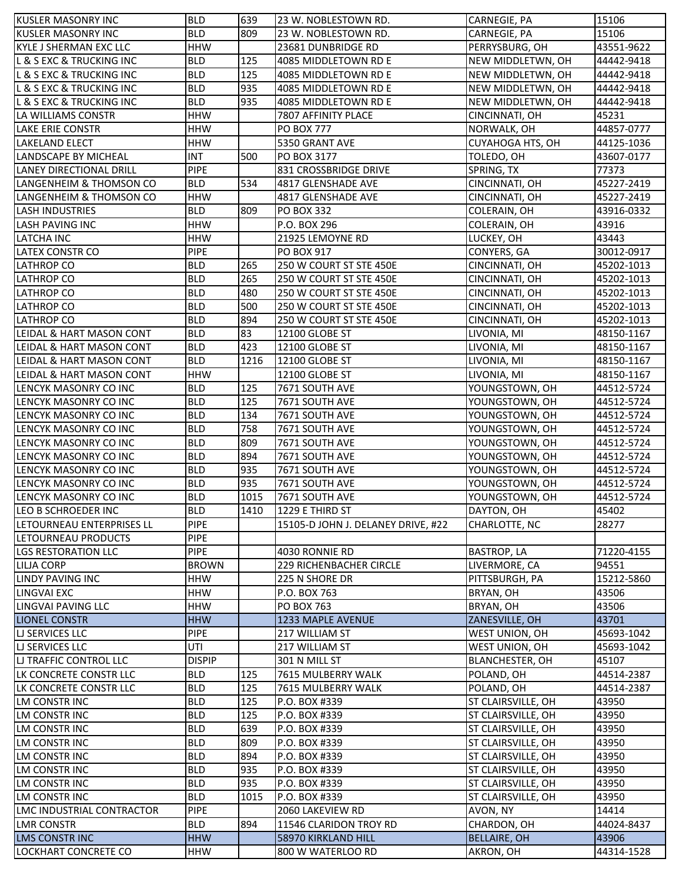| | | | | | |
|---|---|---|---|---|---|
| KUSLER MASONRY INC | BLD | 639 | 23 W. NOBLESTOWN RD. | CARNEGIE, PA | 15106 |
| KUSLER MASONRY INC | BLD | 809 | 23 W. NOBLESTOWN RD. | CARNEGIE, PA | 15106 |
| KYLE J SHERMAN EXC LLC | HHW | | 23681 DUNBRIDGE RD | PERRYSBURG, OH | 43551-9622 |
| L & S EXC & TRUCKING INC | BLD | 125 | 4085 MIDDLETOWN RD E | NEW MIDDLETWN, OH | 44442-9418 |
| L & S EXC & TRUCKING INC | BLD | 125 | 4085 MIDDLETOWN RD E | NEW MIDDLETWN, OH | 44442-9418 |
| L & S EXC & TRUCKING INC | BLD | 935 | 4085 MIDDLETOWN RD E | NEW MIDDLETWN, OH | 44442-9418 |
| L & S EXC & TRUCKING INC | BLD | 935 | 4085 MIDDLETOWN RD E | NEW MIDDLETWN, OH | 44442-9418 |
| LA WILLIAMS CONSTR | HHW | | 7807 AFFINITY PLACE | CINCINNATI, OH | 45231 |
| LAKE ERIE CONSTR | HHW | | PO BOX 777 | NORWALK, OH | 44857-0777 |
| LAKELAND ELECT | HHW | | 5350 GRANT AVE | CUYAHOGA HTS, OH | 44125-1036 |
| LANDSCAPE BY MICHEAL | INT | 500 | PO BOX 3177 | TOLEDO, OH | 43607-0177 |
| LANEY DIRECTIONAL DRILL | PIPE | | 831 CROSSBRIDGE DRIVE | SPRING, TX | 77373 |
| LANGENHEIM & THOMSON CO | BLD | 534 | 4817 GLENSHADE AVE | CINCINNATI, OH | 45227-2419 |
| LANGENHEIM & THOMSON CO | HHW | | 4817 GLENSHADE AVE | CINCINNATI, OH | 45227-2419 |
| LASH INDUSTRIES | BLD | 809 | PO BOX 332 | COLERAIN, OH | 43916-0332 |
| LASH PAVING INC | HHW | | P.O. BOX 296 | COLERAIN, OH | 43916 |
| LATCHA INC | HHW | | 21925 LEMOYNE RD | LUCKEY, OH | 43443 |
| LATEX CONSTR CO | PIPE | | PO BOX 917 | CONYERS, GA | 30012-0917 |
| LATHROP CO | BLD | 265 | 250 W COURT ST STE 450E | CINCINNATI, OH | 45202-1013 |
| LATHROP CO | BLD | 265 | 250 W COURT ST STE 450E | CINCINNATI, OH | 45202-1013 |
| LATHROP CO | BLD | 480 | 250 W COURT ST STE 450E | CINCINNATI, OH | 45202-1013 |
| LATHROP CO | BLD | 500 | 250 W COURT ST STE 450E | CINCINNATI, OH | 45202-1013 |
| LATHROP CO | BLD | 894 | 250 W COURT ST STE 450E | CINCINNATI, OH | 45202-1013 |
| LEIDAL & HART MASON CONT | BLD | 83 | 12100 GLOBE ST | LIVONIA, MI | 48150-1167 |
| LEIDAL & HART MASON CONT | BLD | 423 | 12100 GLOBE ST | LIVONIA, MI | 48150-1167 |
| LEIDAL & HART MASON CONT | BLD | 1216 | 12100 GLOBE ST | LIVONIA, MI | 48150-1167 |
| LEIDAL & HART MASON CONT | HHW | | 12100 GLOBE ST | LIVONIA, MI | 48150-1167 |
| LENCYK MASONRY CO INC | BLD | 125 | 7671 SOUTH AVE | YOUNGSTOWN, OH | 44512-5724 |
| LENCYK MASONRY CO INC | BLD | 125 | 7671 SOUTH AVE | YOUNGSTOWN, OH | 44512-5724 |
| LENCYK MASONRY CO INC | BLD | 134 | 7671 SOUTH AVE | YOUNGSTOWN, OH | 44512-5724 |
| LENCYK MASONRY CO INC | BLD | 758 | 7671 SOUTH AVE | YOUNGSTOWN, OH | 44512-5724 |
| LENCYK MASONRY CO INC | BLD | 809 | 7671 SOUTH AVE | YOUNGSTOWN, OH | 44512-5724 |
| LENCYK MASONRY CO INC | BLD | 894 | 7671 SOUTH AVE | YOUNGSTOWN, OH | 44512-5724 |
| LENCYK MASONRY CO INC | BLD | 935 | 7671 SOUTH AVE | YOUNGSTOWN, OH | 44512-5724 |
| LENCYK MASONRY CO INC | BLD | 935 | 7671 SOUTH AVE | YOUNGSTOWN, OH | 44512-5724 |
| LENCYK MASONRY CO INC | BLD | 1015 | 7671 SOUTH AVE | YOUNGSTOWN, OH | 44512-5724 |
| LEO B SCHROEDER INC | BLD | 1410 | 1229 E THIRD ST | DAYTON, OH | 45402 |
| LETOURNEAU ENTERPRISES LL | PIPE | | 15105-D JOHN J. DELANEY DRIVE, #22 | CHARLOTTE, NC | 28277 |
| LETOURNEAU PRODUCTS | PIPE | | | | |
| LGS RESTORATION LLC | PIPE | | 4030 RONNIE RD | BASTROP, LA | 71220-4155 |
| LILJA CORP | BROWN | | 229 RICHENBACHER CIRCLE | LIVERMORE, CA | 94551 |
| LINDY PAVING INC | HHW | | 225 N SHORE DR | PITTSBURGH, PA | 15212-5860 |
| LINGVAI EXC | HHW | | P.O. BOX 763 | BRYAN, OH | 43506 |
| LINGVAI PAVING LLC | HHW | | PO BOX 763 | BRYAN, OH | 43506 |
| LIONEL CONSTR | HHW | | 1233 MAPLE AVENUE | ZANESVILLE, OH | 43701 |
| LJ SERVICES LLC | PIPE | | 217 WILLIAM ST | WEST UNION, OH | 45693-1042 |
| LJ SERVICES LLC | UTI | | 217 WILLIAM ST | WEST UNION, OH | 45693-1042 |
| LJ TRAFFIC CONTROL LLC | DISPIP | | 301 N MILL ST | BLANCHESTER, OH | 45107 |
| LK CONCRETE CONSTR LLC | BLD | 125 | 7615 MULBERRY WALK | POLAND, OH | 44514-2387 |
| LK CONCRETE CONSTR LLC | BLD | 125 | 7615 MULBERRY WALK | POLAND, OH | 44514-2387 |
| LM CONSTR INC | BLD | 125 | P.O. BOX #339 | ST CLAIRSVILLE, OH | 43950 |
| LM CONSTR INC | BLD | 125 | P.O. BOX #339 | ST CLAIRSVILLE, OH | 43950 |
| LM CONSTR INC | BLD | 639 | P.O. BOX #339 | ST CLAIRSVILLE, OH | 43950 |
| LM CONSTR INC | BLD | 809 | P.O. BOX #339 | ST CLAIRSVILLE, OH | 43950 |
| LM CONSTR INC | BLD | 894 | P.O. BOX #339 | ST CLAIRSVILLE, OH | 43950 |
| LM CONSTR INC | BLD | 935 | P.O. BOX #339 | ST CLAIRSVILLE, OH | 43950 |
| LM CONSTR INC | BLD | 935 | P.O. BOX #339 | ST CLAIRSVILLE, OH | 43950 |
| LM CONSTR INC | BLD | 1015 | P.O. BOX #339 | ST CLAIRSVILLE, OH | 43950 |
| LMC INDUSTRIAL CONTRACTOR | PIPE | | 2060 LAKEVIEW RD | AVON, NY | 14414 |
| LMR CONSTR | BLD | 894 | 11546 CLARIDON TROY RD | CHARDON, OH | 44024-8437 |
| LMS CONSTR INC | HHW | | 58970 KIRKLAND HILL | BELLAIRE, OH | 43906 |
| LOCKHART CONCRETE CO | HHW | | 800 W WATERLOO RD | AKRON, OH | 44314-1528 |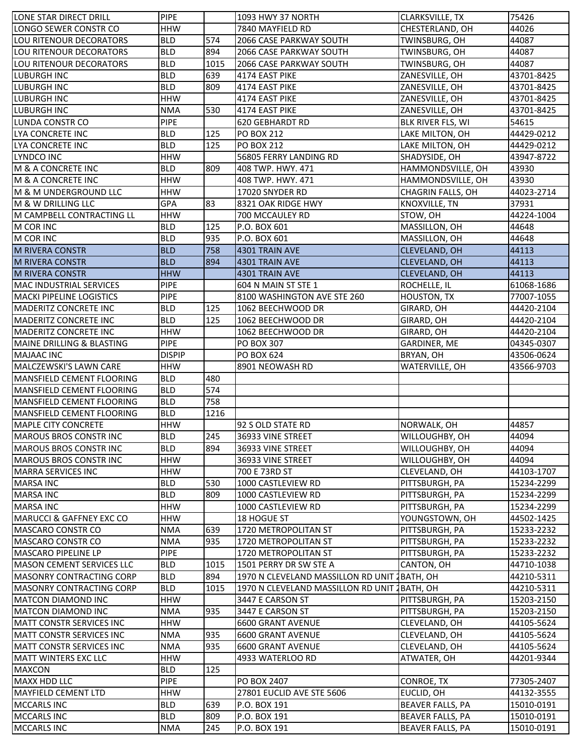| | | | | | |
|---|---|---|---|---|---|
| LONE STAR DIRECT DRILL | PIPE | | 1093 HWY 37 NORTH | CLARKSVILLE, TX | 75426 |
| LONGO SEWER CONSTR CO | HHW | | 7840 MAYFIELD RD | CHESTERLAND, OH | 44026 |
| LOU RITENOUR DECORATORS | BLD | 574 | 2066 CASE PARKWAY SOUTH | TWINSBURG, OH | 44087 |
| LOU RITENOUR DECORATORS | BLD | 894 | 2066 CASE PARKWAY SOUTH | TWINSBURG, OH | 44087 |
| LOU RITENOUR DECORATORS | BLD | 1015 | 2066 CASE PARKWAY SOUTH | TWINSBURG, OH | 44087 |
| LUBURGH INC | BLD | 639 | 4174 EAST PIKE | ZANESVILLE, OH | 43701-8425 |
| LUBURGH INC | BLD | 809 | 4174 EAST PIKE | ZANESVILLE, OH | 43701-8425 |
| LUBURGH INC | HHW | | 4174 EAST PIKE | ZANESVILLE, OH | 43701-8425 |
| LUBURGH INC | NMA | 530 | 4174 EAST PIKE | ZANESVILLE, OH | 43701-8425 |
| LUNDA CONSTR CO | PIPE | | 620 GEBHARDT RD | BLK RIVER FLS, WI | 54615 |
| LYA CONCRETE INC | BLD | 125 | PO BOX 212 | LAKE MILTON, OH | 44429-0212 |
| LYA CONCRETE INC | BLD | 125 | PO BOX 212 | LAKE MILTON, OH | 44429-0212 |
| LYNDCO INC | HHW | | 56805 FERRY LANDING RD | SHADYSIDE, OH | 43947-8722 |
| M & A CONCRETE INC | BLD | 809 | 408 TWP. HWY. 471 | HAMMONDSVILLE, OH | 43930 |
| M & A CONCRETE INC | HHW | | 408 TWP. HWY. 471 | HAMMONDSVILLE, OH | 43930 |
| M & M UNDERGROUND LLC | HHW | | 17020 SNYDER RD | CHAGRIN FALLS, OH | 44023-2714 |
| M & W DRILLING LLC | GPA | 83 | 8321 OAK RIDGE HWY | KNOXVILLE, TN | 37931 |
| M CAMPBELL CONTRACTING LL | HHW | | 700 MCCAULEY RD | STOW, OH | 44224-1004 |
| M COR INC | BLD | 125 | P.O. BOX 601 | MASSILLON, OH | 44648 |
| M COR INC | BLD | 935 | P.O. BOX 601 | MASSILLON, OH | 44648 |
| M RIVERA CONSTR | BLD | 758 | 4301 TRAIN AVE | CLEVELAND, OH | 44113 |
| M RIVERA CONSTR | BLD | 894 | 4301 TRAIN AVE | CLEVELAND, OH | 44113 |
| M RIVERA CONSTR | HHW | | 4301 TRAIN AVE | CLEVELAND, OH | 44113 |
| MAC INDUSTRIAL SERVICES | PIPE | | 604 N MAIN ST STE 1 | ROCHELLE, IL | 61068-1686 |
| MACKI PIPELINE LOGISTICS | PIPE | | 8100 WASHINGTON AVE STE 260 | HOUSTON, TX | 77007-1055 |
| MADERITZ CONCRETE INC | BLD | 125 | 1062 BEECHWOOD DR | GIRARD, OH | 44420-2104 |
| MADERITZ CONCRETE INC | BLD | 125 | 1062 BEECHWOOD DR | GIRARD, OH | 44420-2104 |
| MADERITZ CONCRETE INC | HHW | | 1062 BEECHWOOD DR | GIRARD, OH | 44420-2104 |
| MAINE DRILLING & BLASTING | PIPE | | PO BOX 307 | GARDINER, ME | 04345-0307 |
| MAJAAC INC | DISPIP | | PO BOX 624 | BRYAN, OH | 43506-0624 |
| MALCZEWSKI'S LAWN CARE | HHW | | 8901 NEOWASH RD | WATERVILLE, OH | 43566-9703 |
| MANSFIELD CEMENT FLOORING | BLD | 480 | | | |
| MANSFIELD CEMENT FLOORING | BLD | 574 | | | |
| MANSFIELD CEMENT FLOORING | BLD | 758 | | | |
| MANSFIELD CEMENT FLOORING | BLD | 1216 | | | |
| MAPLE CITY CONCRETE | HHW | | 92 S OLD STATE RD | NORWALK, OH | 44857 |
| MAROUS BROS CONSTR INC | BLD | 245 | 36933 VINE STREET | WILLOUGHBY, OH | 44094 |
| MAROUS BROS CONSTR INC | BLD | 894 | 36933 VINE STREET | WILLOUGHBY, OH | 44094 |
| MAROUS BROS CONSTR INC | HHW | | 36933 VINE STREET | WILLOUGHBY, OH | 44094 |
| MARRA SERVICES INC | HHW | | 700 E 73RD ST | CLEVELAND, OH | 44103-1707 |
| MARSA INC | BLD | 530 | 1000 CASTLEVIEW RD | PITTSBURGH, PA | 15234-2299 |
| MARSA INC | BLD | 809 | 1000 CASTLEVIEW RD | PITTSBURGH, PA | 15234-2299 |
| MARSA INC | HHW | | 1000 CASTLEVIEW RD | PITTSBURGH, PA | 15234-2299 |
| MARUCCI & GAFFNEY EXC CO | HHW | | 18 HOGUE ST | YOUNGSTOWN, OH | 44502-1425 |
| MASCARO CONSTR CO | NMA | 639 | 1720 METROPOLITAN ST | PITTSBURGH, PA | 15233-2232 |
| MASCARO CONSTR CO | NMA | 935 | 1720 METROPOLITAN ST | PITTSBURGH, PA | 15233-2232 |
| MASCARO PIPELINE LP | PIPE | | 1720 METROPOLITAN ST | PITTSBURGH, PA | 15233-2232 |
| MASON CEMENT SERVICES LLC | BLD | 1015 | 1501 PERRY DR SW STE A | CANTON, OH | 44710-1038 |
| MASONRY CONTRACTING CORP | BLD | 894 | 1970 N CLEVELAND MASSILLON RD UNIT 2 | BATH, OH | 44210-5311 |
| MASONRY CONTRACTING CORP | BLD | 1015 | 1970 N CLEVELAND MASSILLON RD UNIT 2 | BATH, OH | 44210-5311 |
| MATCON DIAMOND INC | HHW | | 3447 E CARSON ST | PITTSBURGH, PA | 15203-2150 |
| MATCON DIAMOND INC | NMA | 935 | 3447 E CARSON ST | PITTSBURGH, PA | 15203-2150 |
| MATT CONSTR SERVICES INC | HHW | | 6600 GRANT AVENUE | CLEVELAND, OH | 44105-5624 |
| MATT CONSTR SERVICES INC | NMA | 935 | 6600 GRANT AVENUE | CLEVELAND, OH | 44105-5624 |
| MATT CONSTR SERVICES INC | NMA | 935 | 6600 GRANT AVENUE | CLEVELAND, OH | 44105-5624 |
| MATT WINTERS EXC LLC | HHW | | 4933 WATERLOO RD | ATWATER, OH | 44201-9344 |
| MAXCON | BLD | 125 | | | |
| MAXX HDD LLC | PIPE | | PO BOX 2407 | CONROE, TX | 77305-2407 |
| MAYFIELD CEMENT LTD | HHW | | 27801 EUCLID AVE STE 5606 | EUCLID, OH | 44132-3555 |
| MCCARLS INC | BLD | 639 | P.O. BOX 191 | BEAVER FALLS, PA | 15010-0191 |
| MCCARLS INC | BLD | 809 | P.O. BOX 191 | BEAVER FALLS, PA | 15010-0191 |
| MCCARLS INC | NMA | 245 | P.O. BOX 191 | BEAVER FALLS, PA | 15010-0191 |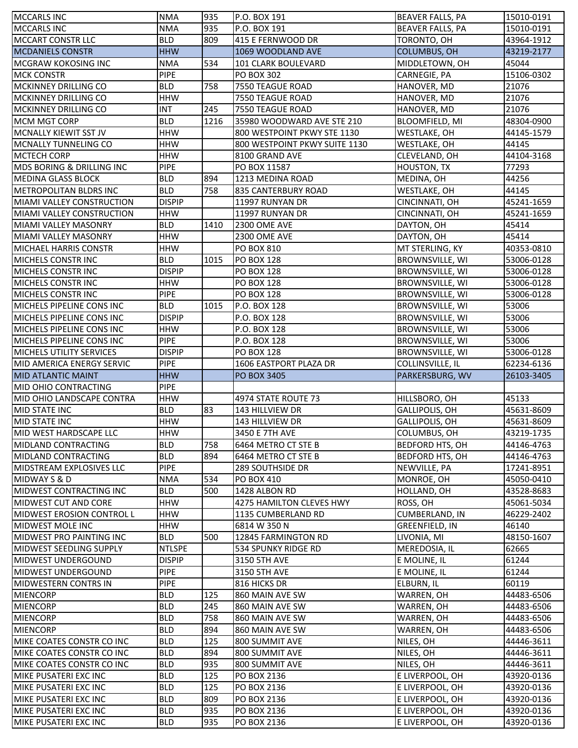| MCCARLS INC | NMA | 935 | P.O. BOX 191 | BEAVER FALLS, PA | 15010-0191 |
|---|---|---|---|---|---|
| MCCARLS INC | NMA | 935 | P.O. BOX 191 | BEAVER FALLS, PA | 15010-0191 |
| MCCART CONSTR LLC | BLD | 809 | 415 E FERNWOOD DR | TORONTO, OH | 43964-1912 |
| MCDANIELS CONSTR | HHW | | 1069 WOODLAND AVE | COLUMBUS, OH | 43219-2177 |
| MCGRAW KOKOSING INC | NMA | 534 | 101 CLARK BOULEVARD | MIDDLETOWN, OH | 45044 |
| MCK CONSTR | PIPE | | PO BOX 302 | CARNEGIE, PA | 15106-0302 |
| MCKINNEY DRILLING CO | BLD | 758 | 7550 TEAGUE ROAD | HANOVER, MD | 21076 |
| MCKINNEY DRILLING CO | HHW | | 7550 TEAGUE ROAD | HANOVER, MD | 21076 |
| MCKINNEY DRILLING CO | INT | 245 | 7550 TEAGUE ROAD | HANOVER, MD | 21076 |
| MCM MGT CORP | BLD | 1216 | 35980 WOODWARD AVE STE 210 | BLOOMFIELD, MI | 48304-0900 |
| MCNALLY KIEWIT SST JV | HHW | | 800 WESTPOINT PKWY STE 1130 | WESTLAKE, OH | 44145-1579 |
| MCNALLY TUNNELING CO | HHW | | 800 WESTPOINT PKWY SUITE 1130 | WESTLAKE, OH | 44145 |
| MCTECH CORP | HHW | | 8100 GRAND AVE | CLEVELAND, OH | 44104-3168 |
| MDS BORING & DRILLING INC | PIPE | | PO BOX 11587 | HOUSTON, TX | 77293 |
| MEDINA GLASS BLOCK | BLD | 894 | 1213 MEDINA ROAD | MEDINA, OH | 44256 |
| METROPOLITAN BLDRS INC | BLD | 758 | 835 CANTERBURY ROAD | WESTLAKE, OH | 44145 |
| MIAMI VALLEY CONSTRUCTION | DISPIP | | 11997 RUNYAN DR | CINCINNATI, OH | 45241-1659 |
| MIAMI VALLEY CONSTRUCTION | HHW | | 11997 RUNYAN DR | CINCINNATI, OH | 45241-1659 |
| MIAMI VALLEY MASONRY | BLD | 1410 | 2300 OME AVE | DAYTON, OH | 45414 |
| MIAMI VALLEY MASONRY | HHW | | 2300 OME AVE | DAYTON, OH | 45414 |
| MICHAEL HARRIS CONSTR | HHW | | PO BOX 810 | MT STERLING, KY | 40353-0810 |
| MICHELS CONSTR INC | BLD | 1015 | PO BOX 128 | BROWNSVILLE, WI | 53006-0128 |
| MICHELS CONSTR INC | DISPIP | | PO BOX 128 | BROWNSVILLE, WI | 53006-0128 |
| MICHELS CONSTR INC | HHW | | PO BOX 128 | BROWNSVILLE, WI | 53006-0128 |
| MICHELS CONSTR INC | PIPE | | PO BOX 128 | BROWNSVILLE, WI | 53006-0128 |
| MICHELS PIPELINE CONS INC | BLD | 1015 | P.O. BOX 128 | BROWNSVILLE, WI | 53006 |
| MICHELS PIPELINE CONS INC | DISPIP | | P.O. BOX 128 | BROWNSVILLE, WI | 53006 |
| MICHELS PIPELINE CONS INC | HHW | | P.O. BOX 128 | BROWNSVILLE, WI | 53006 |
| MICHELS PIPELINE CONS INC | PIPE | | P.O. BOX 128 | BROWNSVILLE, WI | 53006 |
| MICHELS UTILITY SERVICES | DISPIP | | PO BOX 128 | BROWNSVILLE, WI | 53006-0128 |
| MID AMERICA ENERGY SERVIC | PIPE | | 1606 EASTPORT PLAZA DR | COLLINSVILLE, IL | 62234-6136 |
| MID ATLANTIC MAINT | HHW | | PO BOX 3405 | PARKERSBURG, WV | 26103-3405 |
| MID OHIO CONTRACTING | PIPE | | | | |
| MID OHIO LANDSCAPE CONTRA | HHW | | 4974 STATE ROUTE 73 | HILLSBORO, OH | 45133 |
| MID STATE INC | BLD | 83 | 143 HILLVIEW DR | GALLIPOLIS, OH | 45631-8609 |
| MID STATE INC | HHW | | 143 HILLVIEW DR | GALLIPOLIS, OH | 45631-8609 |
| MID WEST HARDSCAPE LLC | HHW | | 3450 E 7TH AVE | COLUMBUS, OH | 43219-1735 |
| MIDLAND CONTRACTING | BLD | 758 | 6464 METRO CT STE B | BEDFORD HTS, OH | 44146-4763 |
| MIDLAND CONTRACTING | BLD | 894 | 6464 METRO CT STE B | BEDFORD HTS, OH | 44146-4763 |
| MIDSTREAM EXPLOSIVES LLC | PIPE | | 289 SOUTHSIDE DR | NEWVILLE, PA | 17241-8951 |
| MIDWAY S & D | NMA | 534 | PO BOX 410 | MONROE, OH | 45050-0410 |
| MIDWEST CONTRACTING INC | BLD | 500 | 1428 ALBON RD | HOLLAND, OH | 43528-8683 |
| MIDWEST CUT AND CORE | HHW | | 4275 HAMILTON CLEVES HWY | ROSS, OH | 45061-5034 |
| MIDWEST EROSION CONTROL L | HHW | | 1135 CUMBERLAND RD | CUMBERLAND, IN | 46229-2402 |
| MIDWEST MOLE INC | HHW | | 6814 W 350 N | GREENFIELD, IN | 46140 |
| MIDWEST PRO PAINTING INC | BLD | 500 | 12845 FARMINGTON RD | LIVONIA, MI | 48150-1607 |
| MIDWEST SEEDLING SUPPLY | NTLSPE | | 534 SPUNKY RIDGE RD | MEREDOSIA, IL | 62665 |
| MIDWEST UNDERGOUND | DISPIP | | 3150 5TH AVE | E MOLINE, IL | 61244 |
| MIDWEST UNDERGOUND | PIPE | | 3150 5TH AVE | E MOLINE, IL | 61244 |
| MIDWESTERN CONTRS IN | PIPE | | 816 HICKS DR | ELBURN, IL | 60119 |
| MIENCORP | BLD | 125 | 860 MAIN AVE SW | WARREN, OH | 44483-6506 |
| MIENCORP | BLD | 245 | 860 MAIN AVE SW | WARREN, OH | 44483-6506 |
| MIENCORP | BLD | 758 | 860 MAIN AVE SW | WARREN, OH | 44483-6506 |
| MIENCORP | BLD | 894 | 860 MAIN AVE SW | WARREN, OH | 44483-6506 |
| MIKE COATES CONSTR CO INC | BLD | 125 | 800 SUMMIT AVE | NILES, OH | 44446-3611 |
| MIKE COATES CONSTR CO INC | BLD | 894 | 800 SUMMIT AVE | NILES, OH | 44446-3611 |
| MIKE COATES CONSTR CO INC | BLD | 935 | 800 SUMMIT AVE | NILES, OH | 44446-3611 |
| MIKE PUSATERI EXC INC | BLD | 125 | PO BOX 2136 | E LIVERPOOL, OH | 43920-0136 |
| MIKE PUSATERI EXC INC | BLD | 125 | PO BOX 2136 | E LIVERPOOL, OH | 43920-0136 |
| MIKE PUSATERI EXC INC | BLD | 809 | PO BOX 2136 | E LIVERPOOL, OH | 43920-0136 |
| MIKE PUSATERI EXC INC | BLD | 935 | PO BOX 2136 | E LIVERPOOL, OH | 43920-0136 |
| MIKE PUSATERI EXC INC | BLD | 935 | PO BOX 2136 | E LIVERPOOL, OH | 43920-0136 |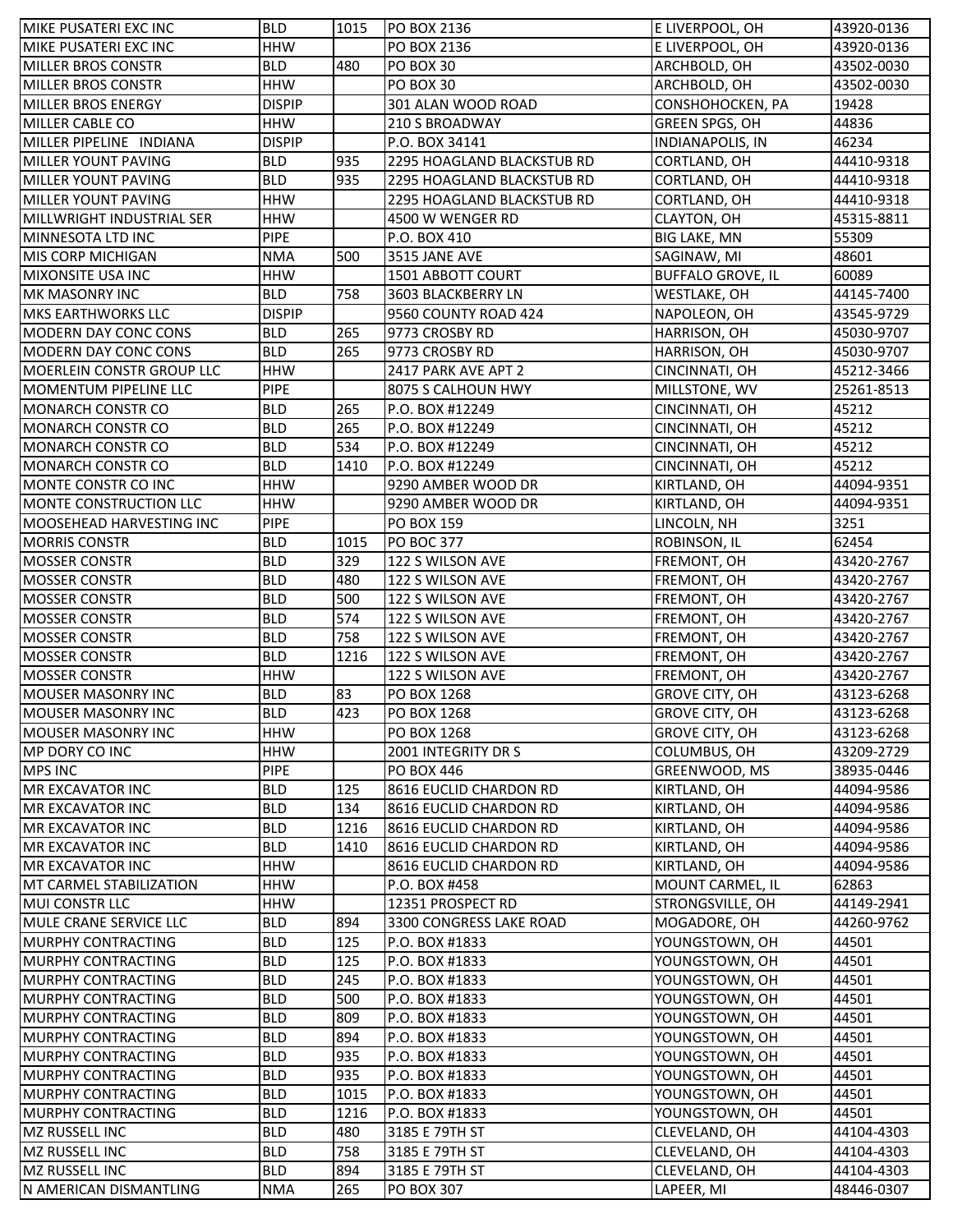| | | | | | |
|---|---|---|---|---|---|
| MIKE PUSATERI EXC INC | BLD | 1015 | PO BOX 2136 | E LIVERPOOL, OH | 43920-0136 |
| MIKE PUSATERI EXC INC | HHW | | PO BOX 2136 | E LIVERPOOL, OH | 43920-0136 |
| MILLER BROS CONSTR | BLD | 480 | PO BOX 30 | ARCHBOLD, OH | 43502-0030 |
| MILLER BROS CONSTR | HHW | | PO BOX 30 | ARCHBOLD, OH | 43502-0030 |
| MILLER BROS ENERGY | DISPIP | | 301 ALAN WOOD ROAD | CONSHOHOCKEN, PA | 19428 |
| MILLER CABLE CO | HHW | | 210 S BROADWAY | GREEN SPGS, OH | 44836 |
| MILLER PIPELINE INDIANA | DISPIP | | P.O. BOX 34141 | INDIANAPOLIS, IN | 46234 |
| MILLER YOUNT PAVING | BLD | 935 | 2295 HOAGLAND BLACKSTUB RD | CORTLAND, OH | 44410-9318 |
| MILLER YOUNT PAVING | BLD | 935 | 2295 HOAGLAND BLACKSTUB RD | CORTLAND, OH | 44410-9318 |
| MILLER YOUNT PAVING | HHW | | 2295 HOAGLAND BLACKSTUB RD | CORTLAND, OH | 44410-9318 |
| MILLWRIGHT INDUSTRIAL SER | HHW | | 4500 W WENGER RD | CLAYTON, OH | 45315-8811 |
| MINNESOTA LTD INC | PIPE | | P.O. BOX 410 | BIG LAKE, MN | 55309 |
| MIS CORP MICHIGAN | NMA | 500 | 3515 JANE AVE | SAGINAW, MI | 48601 |
| MIXONSITE USA INC | HHW | | 1501 ABBOTT COURT | BUFFALO GROVE, IL | 60089 |
| MK MASONRY INC | BLD | 758 | 3603 BLACKBERRY LN | WESTLAKE, OH | 44145-7400 |
| MKS EARTHWORKS LLC | DISPIP | | 9560 COUNTY ROAD 424 | NAPOLEON, OH | 43545-9729 |
| MODERN DAY CONC CONS | BLD | 265 | 9773 CROSBY RD | HARRISON, OH | 45030-9707 |
| MODERN DAY CONC CONS | BLD | 265 | 9773 CROSBY RD | HARRISON, OH | 45030-9707 |
| MOERLEIN CONSTR GROUP LLC | HHW | | 2417 PARK AVE APT 2 | CINCINNATI, OH | 45212-3466 |
| MOMENTUM PIPELINE LLC | PIPE | | 8075 S CALHOUN HWY | MILLSTONE, WV | 25261-8513 |
| MONARCH CONSTR CO | BLD | 265 | P.O. BOX #12249 | CINCINNATI, OH | 45212 |
| MONARCH CONSTR CO | BLD | 265 | P.O. BOX #12249 | CINCINNATI, OH | 45212 |
| MONARCH CONSTR CO | BLD | 534 | P.O. BOX #12249 | CINCINNATI, OH | 45212 |
| MONARCH CONSTR CO | BLD | 1410 | P.O. BOX #12249 | CINCINNATI, OH | 45212 |
| MONTE CONSTR CO INC | HHW | | 9290 AMBER WOOD DR | KIRTLAND, OH | 44094-9351 |
| MONTE CONSTRUCTION LLC | HHW | | 9290 AMBER WOOD DR | KIRTLAND, OH | 44094-9351 |
| MOOSEHEAD HARVESTING INC | PIPE | | PO BOX 159 | LINCOLN, NH | 3251 |
| MORRIS CONSTR | BLD | 1015 | PO BOC 377 | ROBINSON, IL | 62454 |
| MOSSER CONSTR | BLD | 329 | 122 S WILSON AVE | FREMONT, OH | 43420-2767 |
| MOSSER CONSTR | BLD | 480 | 122 S WILSON AVE | FREMONT, OH | 43420-2767 |
| MOSSER CONSTR | BLD | 500 | 122 S WILSON AVE | FREMONT, OH | 43420-2767 |
| MOSSER CONSTR | BLD | 574 | 122 S WILSON AVE | FREMONT, OH | 43420-2767 |
| MOSSER CONSTR | BLD | 758 | 122 S WILSON AVE | FREMONT, OH | 43420-2767 |
| MOSSER CONSTR | BLD | 1216 | 122 S WILSON AVE | FREMONT, OH | 43420-2767 |
| MOSSER CONSTR | HHW | | 122 S WILSON AVE | FREMONT, OH | 43420-2767 |
| MOUSER MASONRY INC | BLD | 83 | PO BOX 1268 | GROVE CITY, OH | 43123-6268 |
| MOUSER MASONRY INC | BLD | 423 | PO BOX 1268 | GROVE CITY, OH | 43123-6268 |
| MOUSER MASONRY INC | HHW | | PO BOX 1268 | GROVE CITY, OH | 43123-6268 |
| MP DORY CO INC | HHW | | 2001 INTEGRITY DR S | COLUMBUS, OH | 43209-2729 |
| MPS INC | PIPE | | PO BOX 446 | GREENWOOD, MS | 38935-0446 |
| MR EXCAVATOR INC | BLD | 125 | 8616 EUCLID CHARDON RD | KIRTLAND, OH | 44094-9586 |
| MR EXCAVATOR INC | BLD | 134 | 8616 EUCLID CHARDON RD | KIRTLAND, OH | 44094-9586 |
| MR EXCAVATOR INC | BLD | 1216 | 8616 EUCLID CHARDON RD | KIRTLAND, OH | 44094-9586 |
| MR EXCAVATOR INC | BLD | 1410 | 8616 EUCLID CHARDON RD | KIRTLAND, OH | 44094-9586 |
| MR EXCAVATOR INC | HHW | | 8616 EUCLID CHARDON RD | KIRTLAND, OH | 44094-9586 |
| MT CARMEL STABILIZATION | HHW | | P.O. BOX #458 | MOUNT CARMEL, IL | 62863 |
| MUI CONSTR LLC | HHW | | 12351 PROSPECT RD | STRONGSVILLE, OH | 44149-2941 |
| MULE CRANE SERVICE LLC | BLD | 894 | 3300 CONGRESS LAKE ROAD | MOGADORE, OH | 44260-9762 |
| MURPHY CONTRACTING | BLD | 125 | P.O. BOX #1833 | YOUNGSTOWN, OH | 44501 |
| MURPHY CONTRACTING | BLD | 125 | P.O. BOX #1833 | YOUNGSTOWN, OH | 44501 |
| MURPHY CONTRACTING | BLD | 245 | P.O. BOX #1833 | YOUNGSTOWN, OH | 44501 |
| MURPHY CONTRACTING | BLD | 500 | P.O. BOX #1833 | YOUNGSTOWN, OH | 44501 |
| MURPHY CONTRACTING | BLD | 809 | P.O. BOX #1833 | YOUNGSTOWN, OH | 44501 |
| MURPHY CONTRACTING | BLD | 894 | P.O. BOX #1833 | YOUNGSTOWN, OH | 44501 |
| MURPHY CONTRACTING | BLD | 935 | P.O. BOX #1833 | YOUNGSTOWN, OH | 44501 |
| MURPHY CONTRACTING | BLD | 935 | P.O. BOX #1833 | YOUNGSTOWN, OH | 44501 |
| MURPHY CONTRACTING | BLD | 1015 | P.O. BOX #1833 | YOUNGSTOWN, OH | 44501 |
| MURPHY CONTRACTING | BLD | 1216 | P.O. BOX #1833 | YOUNGSTOWN, OH | 44501 |
| MZ RUSSELL INC | BLD | 480 | 3185 E 79TH ST | CLEVELAND, OH | 44104-4303 |
| MZ RUSSELL INC | BLD | 758 | 3185 E 79TH ST | CLEVELAND, OH | 44104-4303 |
| MZ RUSSELL INC | BLD | 894 | 3185 E 79TH ST | CLEVELAND, OH | 44104-4303 |
| N AMERICAN DISMANTLING | NMA | 265 | PO BOX 307 | LAPEER, MI | 48446-0307 |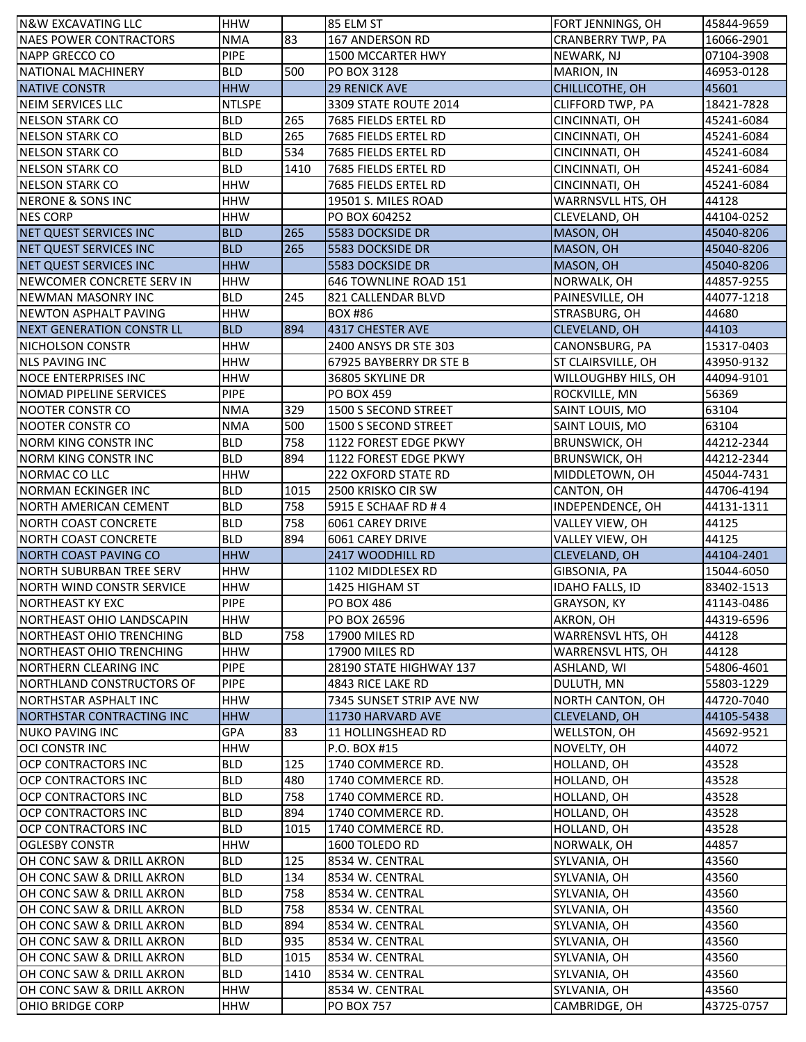| | | | | | |
|---|---|---|---|---|---|
| N&W EXCAVATING LLC | HHW | | 85 ELM ST | FORT JENNINGS, OH | 45844-9659 |
| NAES POWER CONTRACTORS | NMA | 83 | 167 ANDERSON RD | CRANBERRY TWP, PA | 16066-2901 |
| NAPP GRECCO CO | PIPE | | 1500 MCCARTER HWY | NEWARK, NJ | 07104-3908 |
| NATIONAL MACHINERY | BLD | 500 | PO BOX 3128 | MARION, IN | 46953-0128 |
| NATIVE CONSTR | HHW | | 29 RENICK AVE | CHILLICOTHE, OH | 45601 |
| NEIM SERVICES LLC | NTLSPE | | 3309 STATE ROUTE 2014 | CLIFFORD TWP, PA | 18421-7828 |
| NELSON STARK CO | BLD | 265 | 7685 FIELDS ERTEL RD | CINCINNATI, OH | 45241-6084 |
| NELSON STARK CO | BLD | 265 | 7685 FIELDS ERTEL RD | CINCINNATI, OH | 45241-6084 |
| NELSON STARK CO | BLD | 534 | 7685 FIELDS ERTEL RD | CINCINNATI, OH | 45241-6084 |
| NELSON STARK CO | BLD | 1410 | 7685 FIELDS ERTEL RD | CINCINNATI, OH | 45241-6084 |
| NELSON STARK CO | HHW | | 7685 FIELDS ERTEL RD | CINCINNATI, OH | 45241-6084 |
| NERONE & SONS INC | HHW | | 19501 S. MILES ROAD | WARRNSVLL HTS, OH | 44128 |
| NES CORP | HHW | | PO BOX 604252 | CLEVELAND, OH | 44104-0252 |
| NET QUEST SERVICES INC | BLD | 265 | 5583 DOCKSIDE DR | MASON, OH | 45040-8206 |
| NET QUEST SERVICES INC | BLD | 265 | 5583 DOCKSIDE DR | MASON, OH | 45040-8206 |
| NET QUEST SERVICES INC | HHW | | 5583 DOCKSIDE DR | MASON, OH | 45040-8206 |
| NEWCOMER CONCRETE SERV IN | HHW | | 646 TOWNLINE ROAD 151 | NORWALK, OH | 44857-9255 |
| NEWMAN MASONRY INC | BLD | 245 | 821 CALLENDAR BLVD | PAINESVILLE, OH | 44077-1218 |
| NEWTON ASPHALT PAVING | HHW | | BOX #86 | STRASBURG, OH | 44680 |
| NEXT GENERATION CONSTR LL | BLD | 894 | 4317 CHESTER AVE | CLEVELAND, OH | 44103 |
| NICHOLSON CONSTR | HHW | | 2400 ANSYS DR STE 303 | CANONSBURG, PA | 15317-0403 |
| NLS PAVING INC | HHW | | 67925 BAYBERRY DR STE B | ST CLAIRSVILLE, OH | 43950-9132 |
| NOCE ENTERPRISES INC | HHW | | 36805 SKYLINE DR | WILLOUGHBY HILS, OH | 44094-9101 |
| NOMAD PIPELINE SERVICES | PIPE | | PO BOX 459 | ROCKVILLE, MN | 56369 |
| NOOTER CONSTR CO | NMA | 329 | 1500 S SECOND STREET | SAINT LOUIS, MO | 63104 |
| NOOTER CONSTR CO | NMA | 500 | 1500 S SECOND STREET | SAINT LOUIS, MO | 63104 |
| NORM KING CONSTR INC | BLD | 758 | 1122 FOREST EDGE PKWY | BRUNSWICK, OH | 44212-2344 |
| NORM KING CONSTR INC | BLD | 894 | 1122 FOREST EDGE PKWY | BRUNSWICK, OH | 44212-2344 |
| NORMAC CO LLC | HHW | | 222 OXFORD STATE RD | MIDDLETOWN, OH | 45044-7431 |
| NORMAN ECKINGER INC | BLD | 1015 | 2500 KRISKO CIR SW | CANTON, OH | 44706-4194 |
| NORTH AMERICAN CEMENT | BLD | 758 | 5915 E SCHAAF RD # 4 | INDEPENDENCE, OH | 44131-1311 |
| NORTH COAST CONCRETE | BLD | 758 | 6061 CAREY DRIVE | VALLEY VIEW, OH | 44125 |
| NORTH COAST CONCRETE | BLD | 894 | 6061 CAREY DRIVE | VALLEY VIEW, OH | 44125 |
| NORTH COAST PAVING CO | HHW | | 2417 WOODHILL RD | CLEVELAND, OH | 44104-2401 |
| NORTH SUBURBAN TREE SERV | HHW | | 1102 MIDDLESEX RD | GIBSONIA, PA | 15044-6050 |
| NORTH WIND CONSTR SERVICE | HHW | | 1425 HIGHAM ST | IDAHO FALLS, ID | 83402-1513 |
| NORTHEAST KY EXC | PIPE | | PO BOX 486 | GRAYSON, KY | 41143-0486 |
| NORTHEAST OHIO LANDSCAPIN | HHW | | PO BOX 26596 | AKRON, OH | 44319-6596 |
| NORTHEAST OHIO TRENCHING | BLD | 758 | 17900 MILES RD | WARRENSVL HTS, OH | 44128 |
| NORTHEAST OHIO TRENCHING | HHW | | 17900 MILES RD | WARRENSVL HTS, OH | 44128 |
| NORTHERN CLEARING INC | PIPE | | 28190 STATE HIGHWAY 137 | ASHLAND, WI | 54806-4601 |
| NORTHLAND CONSTRUCTORS OF | PIPE | | 4843 RICE LAKE RD | DULUTH, MN | 55803-1229 |
| NORTHSTAR ASPHALT INC | HHW | | 7345 SUNSET STRIP AVE NW | NORTH CANTON, OH | 44720-7040 |
| NORTHSTAR CONTRACTING INC | HHW | | 11730 HARVARD AVE | CLEVELAND, OH | 44105-5438 |
| NUKO PAVING INC | GPA | 83 | 11 HOLLINGSHEAD RD | WELLSTON, OH | 45692-9521 |
| OCI CONSTR INC | HHW | | P.O. BOX #15 | NOVELTY, OH | 44072 |
| OCP CONTRACTORS INC | BLD | 125 | 1740 COMMERCE RD. | HOLLAND, OH | 43528 |
| OCP CONTRACTORS INC | BLD | 480 | 1740 COMMERCE RD. | HOLLAND, OH | 43528 |
| OCP CONTRACTORS INC | BLD | 758 | 1740 COMMERCE RD. | HOLLAND, OH | 43528 |
| OCP CONTRACTORS INC | BLD | 894 | 1740 COMMERCE RD. | HOLLAND, OH | 43528 |
| OCP CONTRACTORS INC | BLD | 1015 | 1740 COMMERCE RD. | HOLLAND, OH | 43528 |
| OGLESBY CONSTR | HHW | | 1600 TOLEDO RD | NORWALK, OH | 44857 |
| OH CONC SAW & DRILL AKRON | BLD | 125 | 8534 W. CENTRAL | SYLVANIA, OH | 43560 |
| OH CONC SAW & DRILL AKRON | BLD | 134 | 8534 W. CENTRAL | SYLVANIA, OH | 43560 |
| OH CONC SAW & DRILL AKRON | BLD | 758 | 8534 W. CENTRAL | SYLVANIA, OH | 43560 |
| OH CONC SAW & DRILL AKRON | BLD | 758 | 8534 W. CENTRAL | SYLVANIA, OH | 43560 |
| OH CONC SAW & DRILL AKRON | BLD | 894 | 8534 W. CENTRAL | SYLVANIA, OH | 43560 |
| OH CONC SAW & DRILL AKRON | BLD | 935 | 8534 W. CENTRAL | SYLVANIA, OH | 43560 |
| OH CONC SAW & DRILL AKRON | BLD | 1015 | 8534 W. CENTRAL | SYLVANIA, OH | 43560 |
| OH CONC SAW & DRILL AKRON | BLD | 1410 | 8534 W. CENTRAL | SYLVANIA, OH | 43560 |
| OH CONC SAW & DRILL AKRON | HHW | | 8534 W. CENTRAL | SYLVANIA, OH | 43560 |
| OHIO BRIDGE CORP | HHW | | PO BOX 757 | CAMBRIDGE, OH | 43725-0757 |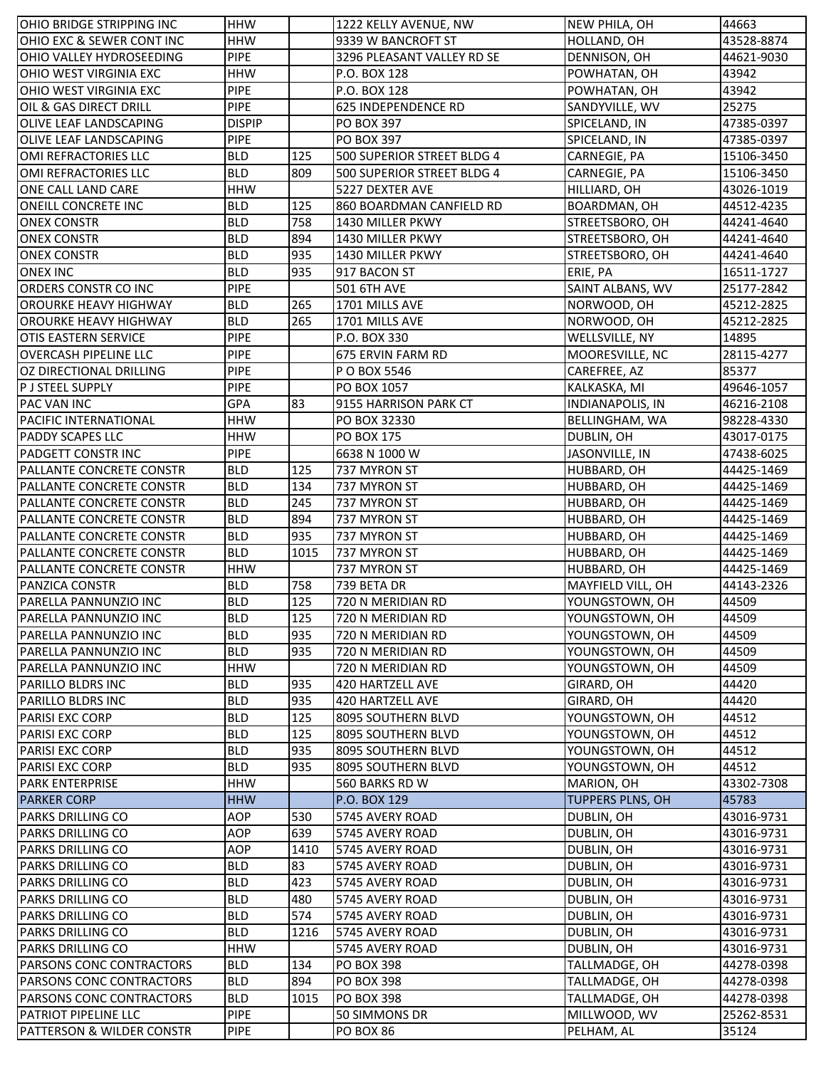| | | | | | |
|---|---|---|---|---|---|
| OHIO BRIDGE STRIPPING INC | HHW | | 1222 KELLY AVENUE, NW | NEW PHILA, OH | 44663 |
| OHIO EXC & SEWER CONT INC | HHW | | 9339 W BANCROFT ST | HOLLAND, OH | 43528-8874 |
| OHIO VALLEY HYDROSEEDING | PIPE | | 3296 PLEASANT VALLEY RD SE | DENNISON, OH | 44621-9030 |
| OHIO WEST VIRGINIA EXC | HHW | | P.O. BOX 128 | POWHATAN, OH | 43942 |
| OHIO WEST VIRGINIA EXC | PIPE | | P.O. BOX 128 | POWHATAN, OH | 43942 |
| OIL & GAS DIRECT DRILL | PIPE | | 625 INDEPENDENCE RD | SANDYVILLE, WV | 25275 |
| OLIVE LEAF LANDSCAPING | DISPIP | | PO BOX 397 | SPICELAND, IN | 47385-0397 |
| OLIVE LEAF LANDSCAPING | PIPE | | PO BOX 397 | SPICELAND, IN | 47385-0397 |
| OMI REFRACTORIES LLC | BLD | 125 | 500 SUPERIOR STREET BLDG 4 | CARNEGIE, PA | 15106-3450 |
| OMI REFRACTORIES LLC | BLD | 809 | 500 SUPERIOR STREET BLDG 4 | CARNEGIE, PA | 15106-3450 |
| ONE CALL LAND CARE | HHW | | 5227 DEXTER AVE | HILLIARD, OH | 43026-1019 |
| ONEILL CONCRETE INC | BLD | 125 | 860 BOARDMAN CANFIELD RD | BOARDMAN, OH | 44512-4235 |
| ONEX CONSTR | BLD | 758 | 1430 MILLER PKWY | STREETSBORO, OH | 44241-4640 |
| ONEX CONSTR | BLD | 894 | 1430 MILLER PKWY | STREETSBORO, OH | 44241-4640 |
| ONEX CONSTR | BLD | 935 | 1430 MILLER PKWY | STREETSBORO, OH | 44241-4640 |
| ONEX INC | BLD | 935 | 917 BACON ST | ERIE, PA | 16511-1727 |
| ORDERS CONSTR CO INC | PIPE | | 501 6TH AVE | SAINT ALBANS, WV | 25177-2842 |
| OROURKE HEAVY HIGHWAY | BLD | 265 | 1701 MILLS AVE | NORWOOD, OH | 45212-2825 |
| OROURKE HEAVY HIGHWAY | BLD | 265 | 1701 MILLS AVE | NORWOOD, OH | 45212-2825 |
| OTIS EASTERN SERVICE | PIPE | | P.O. BOX 330 | WELLSVILLE, NY | 14895 |
| OVERCASH PIPELINE LLC | PIPE | | 675 ERVIN FARM RD | MOORESVILLE, NC | 28115-4277 |
| OZ DIRECTIONAL DRILLING | PIPE | | P O BOX 5546 | CAREFREE, AZ | 85377 |
| P J STEEL SUPPLY | PIPE | | PO BOX 1057 | KALKASKA, MI | 49646-1057 |
| PAC VAN INC | GPA | 83 | 9155 HARRISON PARK CT | INDIANAPOLIS, IN | 46216-2108 |
| PACIFIC INTERNATIONAL | HHW | | PO BOX 32330 | BELLINGHAM, WA | 98228-4330 |
| PADDY SCAPES LLC | HHW | | PO BOX 175 | DUBLIN, OH | 43017-0175 |
| PADGETT CONSTR INC | PIPE | | 6638 N 1000 W | JASONVILLE, IN | 47438-6025 |
| PALLANTE CONCRETE CONSTR | BLD | 125 | 737 MYRON ST | HUBBARD, OH | 44425-1469 |
| PALLANTE CONCRETE CONSTR | BLD | 134 | 737 MYRON ST | HUBBARD, OH | 44425-1469 |
| PALLANTE CONCRETE CONSTR | BLD | 245 | 737 MYRON ST | HUBBARD, OH | 44425-1469 |
| PALLANTE CONCRETE CONSTR | BLD | 894 | 737 MYRON ST | HUBBARD, OH | 44425-1469 |
| PALLANTE CONCRETE CONSTR | BLD | 935 | 737 MYRON ST | HUBBARD, OH | 44425-1469 |
| PALLANTE CONCRETE CONSTR | BLD | 1015 | 737 MYRON ST | HUBBARD, OH | 44425-1469 |
| PALLANTE CONCRETE CONSTR | HHW | | 737 MYRON ST | HUBBARD, OH | 44425-1469 |
| PANZICA CONSTR | BLD | 758 | 739 BETA DR | MAYFIELD VILL, OH | 44143-2326 |
| PARELLA PANNUNZIO INC | BLD | 125 | 720 N MERIDIAN RD | YOUNGSTOWN, OH | 44509 |
| PARELLA PANNUNZIO INC | BLD | 125 | 720 N MERIDIAN RD | YOUNGSTOWN, OH | 44509 |
| PARELLA PANNUNZIO INC | BLD | 935 | 720 N MERIDIAN RD | YOUNGSTOWN, OH | 44509 |
| PARELLA PANNUNZIO INC | BLD | 935 | 720 N MERIDIAN RD | YOUNGSTOWN, OH | 44509 |
| PARELLA PANNUNZIO INC | HHW | | 720 N MERIDIAN RD | YOUNGSTOWN, OH | 44509 |
| PARILLO BLDRS INC | BLD | 935 | 420 HARTZELL AVE | GIRARD, OH | 44420 |
| PARILLO BLDRS INC | BLD | 935 | 420 HARTZELL AVE | GIRARD, OH | 44420 |
| PARISI EXC CORP | BLD | 125 | 8095 SOUTHERN BLVD | YOUNGSTOWN, OH | 44512 |
| PARISI EXC CORP | BLD | 125 | 8095 SOUTHERN BLVD | YOUNGSTOWN, OH | 44512 |
| PARISI EXC CORP | BLD | 935 | 8095 SOUTHERN BLVD | YOUNGSTOWN, OH | 44512 |
| PARISI EXC CORP | BLD | 935 | 8095 SOUTHERN BLVD | YOUNGSTOWN, OH | 44512 |
| PARK ENTERPRISE | HHW | | 560 BARKS RD W | MARION, OH | 43302-7308 |
| PARKER CORP | HHW | | P.O. BOX 129 | TUPPERS PLNS, OH | 45783 |
| PARKS DRILLING CO | AOP | 530 | 5745 AVERY ROAD | DUBLIN, OH | 43016-9731 |
| PARKS DRILLING CO | AOP | 639 | 5745 AVERY ROAD | DUBLIN, OH | 43016-9731 |
| PARKS DRILLING CO | AOP | 1410 | 5745 AVERY ROAD | DUBLIN, OH | 43016-9731 |
| PARKS DRILLING CO | BLD | 83 | 5745 AVERY ROAD | DUBLIN, OH | 43016-9731 |
| PARKS DRILLING CO | BLD | 423 | 5745 AVERY ROAD | DUBLIN, OH | 43016-9731 |
| PARKS DRILLING CO | BLD | 480 | 5745 AVERY ROAD | DUBLIN, OH | 43016-9731 |
| PARKS DRILLING CO | BLD | 574 | 5745 AVERY ROAD | DUBLIN, OH | 43016-9731 |
| PARKS DRILLING CO | BLD | 1216 | 5745 AVERY ROAD | DUBLIN, OH | 43016-9731 |
| PARKS DRILLING CO | HHW | | 5745 AVERY ROAD | DUBLIN, OH | 43016-9731 |
| PARSONS CONC CONTRACTORS | BLD | 134 | PO BOX 398 | TALLMADGE, OH | 44278-0398 |
| PARSONS CONC CONTRACTORS | BLD | 894 | PO BOX 398 | TALLMADGE, OH | 44278-0398 |
| PARSONS CONC CONTRACTORS | BLD | 1015 | PO BOX 398 | TALLMADGE, OH | 44278-0398 |
| PATRIOT PIPELINE LLC | PIPE | | 50 SIMMONS DR | MILLWOOD, WV | 25262-8531 |
| PATTERSON & WILDER CONSTR | PIPE | | PO BOX 86 | PELHAM, AL | 35124 |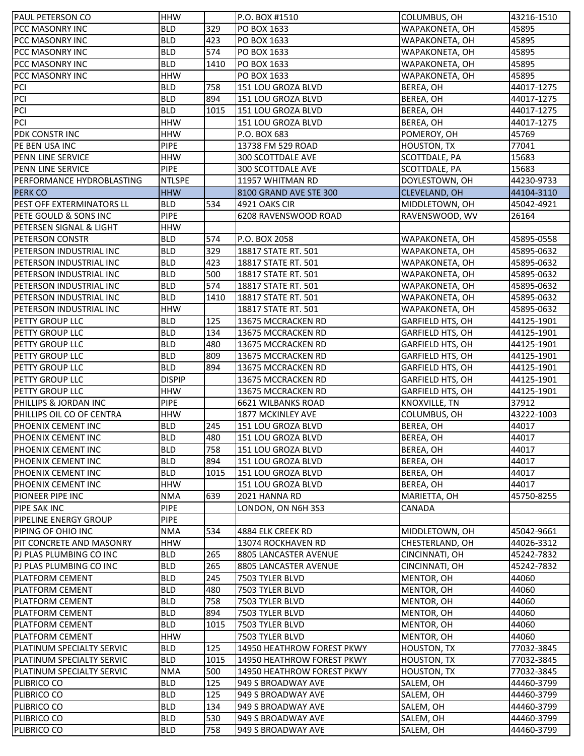| PAUL PETERSON CO | HHW | | P.O. BOX #1510 | COLUMBUS, OH | 43216-1510 |
|---|---|---|---|---|---|
| PCC MASONRY INC | BLD | 329 | PO BOX 1633 | WAPAKONETA, OH | 45895 |
| PCC MASONRY INC | BLD | 423 | PO BOX 1633 | WAPAKONETA, OH | 45895 |
| PCC MASONRY INC | BLD | 574 | PO BOX 1633 | WAPAKONETA, OH | 45895 |
| PCC MASONRY INC | BLD | 1410 | PO BOX 1633 | WAPAKONETA, OH | 45895 |
| PCC MASONRY INC | HHW | | PO BOX 1633 | WAPAKONETA, OH | 45895 |
| PCI | BLD | 758 | 151 LOU GROZA BLVD | BEREA, OH | 44017-1275 |
| PCI | BLD | 894 | 151 LOU GROZA BLVD | BEREA, OH | 44017-1275 |
| PCI | BLD | 1015 | 151 LOU GROZA BLVD | BEREA, OH | 44017-1275 |
| PCI | HHW | | 151 LOU GROZA BLVD | BEREA, OH | 44017-1275 |
| PDK CONSTR INC | HHW | | P.O. BOX 683 | POMEROY, OH | 45769 |
| PE BEN USA INC | PIPE | | 13738 FM 529 ROAD | HOUSTON, TX | 77041 |
| PENN LINE SERVICE | HHW | | 300 SCOTTDALE AVE | SCOTTDALE, PA | 15683 |
| PENN LINE SERVICE | PIPE | | 300 SCOTTDALE AVE | SCOTTDALE, PA | 15683 |
| PERFORMANCE HYDROBLASTING | NTLSPE | | 11957 WHITMAN RD | DOYLESTOWN, OH | 44230-9733 |
| PERK CO | HHW | | 8100 GRAND AVE STE 300 | CLEVELAND, OH | 44104-3110 |
| PEST OFF EXTERMINATORS LL | BLD | 534 | 4921 OAKS CIR | MIDDLETOWN, OH | 45042-4921 |
| PETE GOULD & SONS INC | PIPE | | 6208 RAVENSWOOD ROAD | RAVENSWOOD, WV | 26164 |
| PETERSEN SIGNAL & LIGHT | HHW | | | | |
| PETERSON CONSTR | BLD | 574 | P.O. BOX 2058 | WAPAKONETA, OH | 45895-0558 |
| PETERSON INDUSTRIAL INC | BLD | 329 | 18817 STATE RT. 501 | WAPAKONETA, OH | 45895-0632 |
| PETERSON INDUSTRIAL INC | BLD | 423 | 18817 STATE RT. 501 | WAPAKONETA, OH | 45895-0632 |
| PETERSON INDUSTRIAL INC | BLD | 500 | 18817 STATE RT. 501 | WAPAKONETA, OH | 45895-0632 |
| PETERSON INDUSTRIAL INC | BLD | 574 | 18817 STATE RT. 501 | WAPAKONETA, OH | 45895-0632 |
| PETERSON INDUSTRIAL INC | BLD | 1410 | 18817 STATE RT. 501 | WAPAKONETA, OH | 45895-0632 |
| PETERSON INDUSTRIAL INC | HHW | | 18817 STATE RT. 501 | WAPAKONETA, OH | 45895-0632 |
| PETTY GROUP LLC | BLD | 125 | 13675 MCCRACKEN RD | GARFIELD HTS, OH | 44125-1901 |
| PETTY GROUP LLC | BLD | 134 | 13675 MCCRACKEN RD | GARFIELD HTS, OH | 44125-1901 |
| PETTY GROUP LLC | BLD | 480 | 13675 MCCRACKEN RD | GARFIELD HTS, OH | 44125-1901 |
| PETTY GROUP LLC | BLD | 809 | 13675 MCCRACKEN RD | GARFIELD HTS, OH | 44125-1901 |
| PETTY GROUP LLC | BLD | 894 | 13675 MCCRACKEN RD | GARFIELD HTS, OH | 44125-1901 |
| PETTY GROUP LLC | DISPIP | | 13675 MCCRACKEN RD | GARFIELD HTS, OH | 44125-1901 |
| PETTY GROUP LLC | HHW | | 13675 MCCRACKEN RD | GARFIELD HTS, OH | 44125-1901 |
| PHILLIPS & JORDAN INC | PIPE | | 6621 WILBANKS ROAD | KNOXVILLE, TN | 37912 |
| PHILLIPS OIL CO OF CENTRA | HHW | | 1877 MCKINLEY AVE | COLUMBUS, OH | 43222-1003 |
| PHOENIX CEMENT INC | BLD | 245 | 151 LOU GROZA BLVD | BEREA, OH | 44017 |
| PHOENIX CEMENT INC | BLD | 480 | 151 LOU GROZA BLVD | BEREA, OH | 44017 |
| PHOENIX CEMENT INC | BLD | 758 | 151 LOU GROZA BLVD | BEREA, OH | 44017 |
| PHOENIX CEMENT INC | BLD | 894 | 151 LOU GROZA BLVD | BEREA, OH | 44017 |
| PHOENIX CEMENT INC | BLD | 1015 | 151 LOU GROZA BLVD | BEREA, OH | 44017 |
| PHOENIX CEMENT INC | HHW | | 151 LOU GROZA BLVD | BEREA, OH | 44017 |
| PIONEER PIPE INC | NMA | 639 | 2021 HANNA RD | MARIETTA, OH | 45750-8255 |
| PIPE SAK INC | PIPE | | LONDON, ON N6H 3S3 | CANADA | |
| PIPELINE ENERGY GROUP | PIPE | | | | |
| PIPING OF OHIO INC | NMA | 534 | 4884 ELK CREEK RD | MIDDLETOWN, OH | 45042-9661 |
| PIT CONCRETE AND MASONRY | HHW | | 13074 ROCKHAVEN RD | CHESTERLAND, OH | 44026-3312 |
| PJ PLAS PLUMBING CO INC | BLD | 265 | 8805 LANCASTER AVENUE | CINCINNATI, OH | 45242-7832 |
| PJ PLAS PLUMBING CO INC | BLD | 265 | 8805 LANCASTER AVENUE | CINCINNATI, OH | 45242-7832 |
| PLATFORM CEMENT | BLD | 245 | 7503 TYLER BLVD | MENTOR, OH | 44060 |
| PLATFORM CEMENT | BLD | 480 | 7503 TYLER BLVD | MENTOR, OH | 44060 |
| PLATFORM CEMENT | BLD | 758 | 7503 TYLER BLVD | MENTOR, OH | 44060 |
| PLATFORM CEMENT | BLD | 894 | 7503 TYLER BLVD | MENTOR, OH | 44060 |
| PLATFORM CEMENT | BLD | 1015 | 7503 TYLER BLVD | MENTOR, OH | 44060 |
| PLATFORM CEMENT | HHW | | 7503 TYLER BLVD | MENTOR, OH | 44060 |
| PLATINUM SPECIALTY SERVIC | BLD | 125 | 14950 HEATHROW FOREST PKWY | HOUSTON, TX | 77032-3845 |
| PLATINUM SPECIALTY SERVIC | BLD | 1015 | 14950 HEATHROW FOREST PKWY | HOUSTON, TX | 77032-3845 |
| PLATINUM SPECIALTY SERVIC | NMA | 500 | 14950 HEATHROW FOREST PKWY | HOUSTON, TX | 77032-3845 |
| PLIBRICO CO | BLD | 125 | 949 S BROADWAY AVE | SALEM, OH | 44460-3799 |
| PLIBRICO CO | BLD | 125 | 949 S BROADWAY AVE | SALEM, OH | 44460-3799 |
| PLIBRICO CO | BLD | 134 | 949 S BROADWAY AVE | SALEM, OH | 44460-3799 |
| PLIBRICO CO | BLD | 530 | 949 S BROADWAY AVE | SALEM, OH | 44460-3799 |
| PLIBRICO CO | BLD | 758 | 949 S BROADWAY AVE | SALEM, OH | 44460-3799 |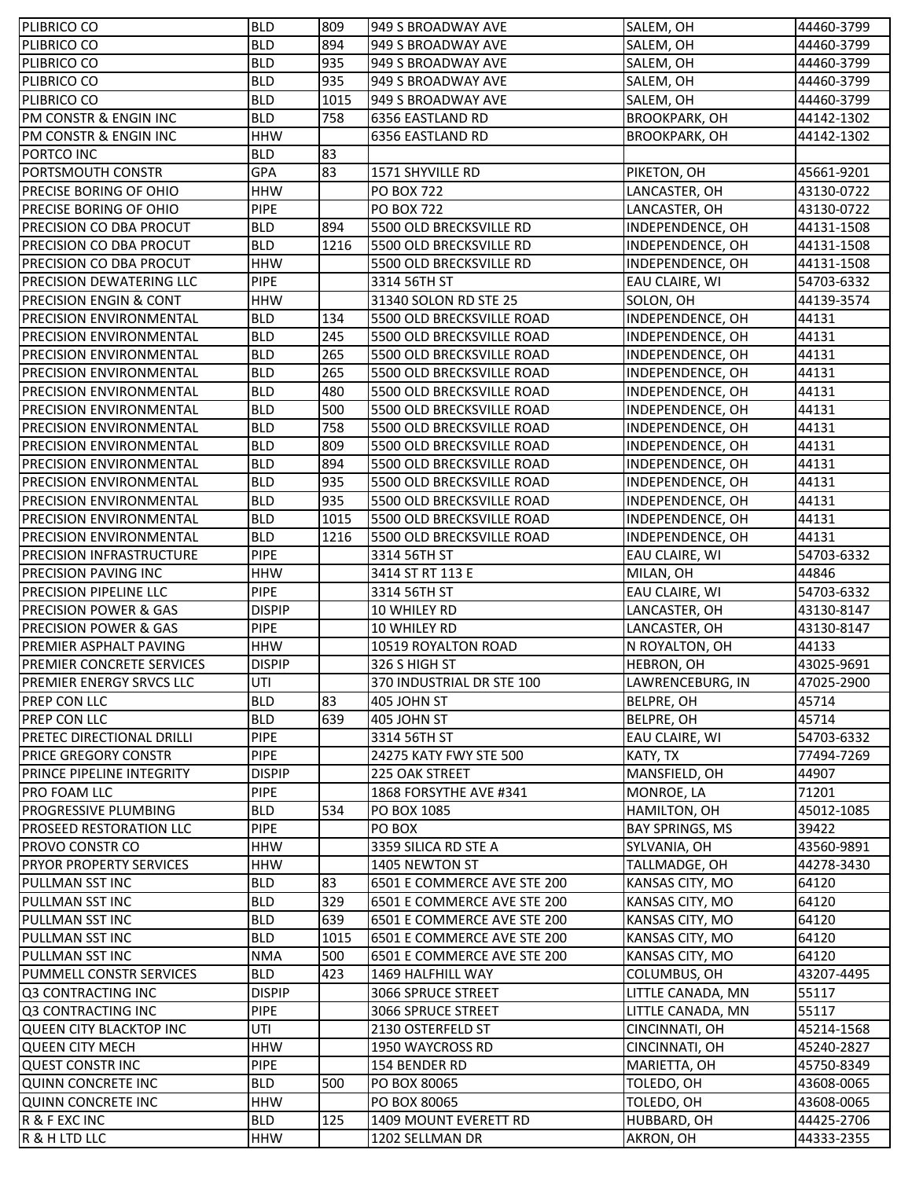| PLIBRICO CO | BLD | 809 | 949 S BROADWAY AVE | SALEM, OH | 44460-3799 |
|---|---|---|---|---|---|
| PLIBRICO CO | BLD | 894 | 949 S BROADWAY AVE | SALEM, OH | 44460-3799 |
| PLIBRICO CO | BLD | 935 | 949 S BROADWAY AVE | SALEM, OH | 44460-3799 |
| PLIBRICO CO | BLD | 935 | 949 S BROADWAY AVE | SALEM, OH | 44460-3799 |
| PLIBRICO CO | BLD | 1015 | 949 S BROADWAY AVE | SALEM, OH | 44460-3799 |
| PM CONSTR & ENGIN INC | BLD | 758 | 6356 EASTLAND RD | BROOKPARK, OH | 44142-1302 |
| PM CONSTR & ENGIN INC | HHW | | 6356 EASTLAND RD | BROOKPARK, OH | 44142-1302 |
| PORTCO INC | BLD | 83 | | | |
| PORTSMOUTH CONSTR | GPA | 83 | 1571 SHYVILLE RD | PIKETON, OH | 45661-9201 |
| PRECISE BORING OF OHIO | HHW | | PO BOX 722 | LANCASTER, OH | 43130-0722 |
| PRECISE BORING OF OHIO | PIPE | | PO BOX 722 | LANCASTER, OH | 43130-0722 |
| PRECISION CO DBA PROCUT | BLD | 894 | 5500 OLD BRECKSVILLE RD | INDEPENDENCE, OH | 44131-1508 |
| PRECISION CO DBA PROCUT | BLD | 1216 | 5500 OLD BRECKSVILLE RD | INDEPENDENCE, OH | 44131-1508 |
| PRECISION CO DBA PROCUT | HHW | | 5500 OLD BRECKSVILLE RD | INDEPENDENCE, OH | 44131-1508 |
| PRECISION DEWATERING LLC | PIPE | | 3314 56TH ST | EAU CLAIRE, WI | 54703-6332 |
| PRECISION ENGIN & CONT | HHW | | 31340 SOLON RD STE 25 | SOLON, OH | 44139-3574 |
| PRECISION ENVIRONMENTAL | BLD | 134 | 5500 OLD BRECKSVILLE ROAD | INDEPENDENCE, OH | 44131 |
| PRECISION ENVIRONMENTAL | BLD | 245 | 5500 OLD BRECKSVILLE ROAD | INDEPENDENCE, OH | 44131 |
| PRECISION ENVIRONMENTAL | BLD | 265 | 5500 OLD BRECKSVILLE ROAD | INDEPENDENCE, OH | 44131 |
| PRECISION ENVIRONMENTAL | BLD | 265 | 5500 OLD BRECKSVILLE ROAD | INDEPENDENCE, OH | 44131 |
| PRECISION ENVIRONMENTAL | BLD | 480 | 5500 OLD BRECKSVILLE ROAD | INDEPENDENCE, OH | 44131 |
| PRECISION ENVIRONMENTAL | BLD | 500 | 5500 OLD BRECKSVILLE ROAD | INDEPENDENCE, OH | 44131 |
| PRECISION ENVIRONMENTAL | BLD | 758 | 5500 OLD BRECKSVILLE ROAD | INDEPENDENCE, OH | 44131 |
| PRECISION ENVIRONMENTAL | BLD | 809 | 5500 OLD BRECKSVILLE ROAD | INDEPENDENCE, OH | 44131 |
| PRECISION ENVIRONMENTAL | BLD | 894 | 5500 OLD BRECKSVILLE ROAD | INDEPENDENCE, OH | 44131 |
| PRECISION ENVIRONMENTAL | BLD | 935 | 5500 OLD BRECKSVILLE ROAD | INDEPENDENCE, OH | 44131 |
| PRECISION ENVIRONMENTAL | BLD | 935 | 5500 OLD BRECKSVILLE ROAD | INDEPENDENCE, OH | 44131 |
| PRECISION ENVIRONMENTAL | BLD | 1015 | 5500 OLD BRECKSVILLE ROAD | INDEPENDENCE, OH | 44131 |
| PRECISION ENVIRONMENTAL | BLD | 1216 | 5500 OLD BRECKSVILLE ROAD | INDEPENDENCE, OH | 44131 |
| PRECISION INFRASTRUCTURE | PIPE | | 3314 56TH ST | EAU CLAIRE, WI | 54703-6332 |
| PRECISION PAVING INC | HHW | | 3414 ST RT 113 E | MILAN, OH | 44846 |
| PRECISION PIPELINE LLC | PIPE | | 3314 56TH ST | EAU CLAIRE, WI | 54703-6332 |
| PRECISION POWER & GAS | DISPIP | | 10 WHILEY RD | LANCASTER, OH | 43130-8147 |
| PRECISION POWER & GAS | PIPE | | 10 WHILEY RD | LANCASTER, OH | 43130-8147 |
| PREMIER ASPHALT PAVING | HHW | | 10519 ROYALTON ROAD | N ROYALTON, OH | 44133 |
| PREMIER CONCRETE SERVICES | DISPIP | | 326 S HIGH ST | HEBRON, OH | 43025-9691 |
| PREMIER ENERGY SRVCS LLC | UTI | | 370 INDUSTRIAL DR STE 100 | LAWRENCEBURG, IN | 47025-2900 |
| PREP CON LLC | BLD | 83 | 405 JOHN ST | BELPRE, OH | 45714 |
| PREP CON LLC | BLD | 639 | 405 JOHN ST | BELPRE, OH | 45714 |
| PRETEC DIRECTIONAL DRILLI | PIPE | | 3314 56TH ST | EAU CLAIRE, WI | 54703-6332 |
| PRICE GREGORY CONSTR | PIPE | | 24275 KATY FWY STE 500 | KATY, TX | 77494-7269 |
| PRINCE PIPELINE INTEGRITY | DISPIP | | 225 OAK STREET | MANSFIELD, OH | 44907 |
| PRO FOAM LLC | PIPE | | 1868 FORSYTHE AVE #341 | MONROE, LA | 71201 |
| PROGRESSIVE PLUMBING | BLD | 534 | PO BOX 1085 | HAMILTON, OH | 45012-1085 |
| PROSEED RESTORATION LLC | PIPE | | PO BOX | BAY SPRINGS, MS | 39422 |
| PROVO CONSTR CO | HHW | | 3359 SILICA RD STE A | SYLVANIA, OH | 43560-9891 |
| PRYOR PROPERTY SERVICES | HHW | | 1405 NEWTON ST | TALLMADGE, OH | 44278-3430 |
| PULLMAN SST INC | BLD | 83 | 6501 E COMMERCE AVE STE 200 | KANSAS CITY, MO | 64120 |
| PULLMAN SST INC | BLD | 329 | 6501 E COMMERCE AVE STE 200 | KANSAS CITY, MO | 64120 |
| PULLMAN SST INC | BLD | 639 | 6501 E COMMERCE AVE STE 200 | KANSAS CITY, MO | 64120 |
| PULLMAN SST INC | BLD | 1015 | 6501 E COMMERCE AVE STE 200 | KANSAS CITY, MO | 64120 |
| PULLMAN SST INC | NMA | 500 | 6501 E COMMERCE AVE STE 200 | KANSAS CITY, MO | 64120 |
| PUMMELL CONSTR SERVICES | BLD | 423 | 1469 HALFHILL WAY | COLUMBUS, OH | 43207-4495 |
| Q3 CONTRACTING INC | DISPIP | | 3066 SPRUCE STREET | LITTLE CANADA, MN | 55117 |
| Q3 CONTRACTING INC | PIPE | | 3066 SPRUCE STREET | LITTLE CANADA, MN | 55117 |
| QUEEN CITY BLACKTOP INC | UTI | | 2130 OSTERFELD ST | CINCINNATI, OH | 45214-1568 |
| QUEEN CITY MECH | HHW | | 1950 WAYCROSS RD | CINCINNATI, OH | 45240-2827 |
| QUEST CONSTR INC | PIPE | | 154 BENDER RD | MARIETTA, OH | 45750-8349 |
| QUINN CONCRETE INC | BLD | 500 | PO BOX 80065 | TOLEDO, OH | 43608-0065 |
| QUINN CONCRETE INC | HHW | | PO BOX 80065 | TOLEDO, OH | 43608-0065 |
| R & F EXC INC | BLD | 125 | 1409 MOUNT EVERETT RD | HUBBARD, OH | 44425-2706 |
| R & H LTD LLC | HHW | | 1202 SELLMAN DR | AKRON, OH | 44333-2355 |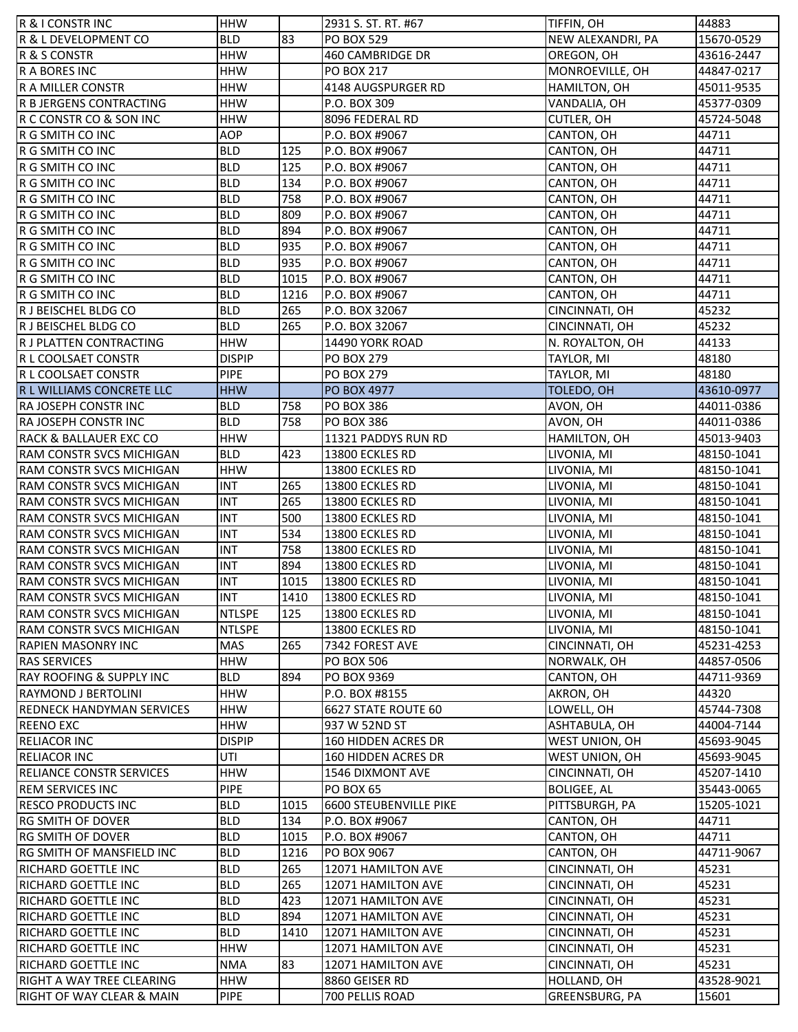| R & I CONSTR INC | HHW | | 2931 S. ST. RT. #67 | TIFFIN, OH | 44883 |
|---|---|---|---|---|---|
| R & L DEVELOPMENT CO | BLD | 83 | PO BOX 529 | NEW ALEXANDRI, PA | 15670-0529 |
| R & S CONSTR | HHW | | 460 CAMBRIDGE DR | OREGON, OH | 43616-2447 |
| R A BORES INC | HHW | | PO BOX 217 | MONROEVILLE, OH | 44847-0217 |
| R A MILLER CONSTR | HHW | | 4148 AUGSPURGER RD | HAMILTON, OH | 45011-9535 |
| R B JERGENS CONTRACTING | HHW | | P.O. BOX 309 | VANDALIA, OH | 45377-0309 |
| R C CONSTR CO & SON INC | HHW | | 8096 FEDERAL RD | CUTLER, OH | 45724-5048 |
| R G SMITH CO INC | AOP | | P.O. BOX #9067 | CANTON, OH | 44711 |
| R G SMITH CO INC | BLD | 125 | P.O. BOX #9067 | CANTON, OH | 44711 |
| R G SMITH CO INC | BLD | 125 | P.O. BOX #9067 | CANTON, OH | 44711 |
| R G SMITH CO INC | BLD | 134 | P.O. BOX #9067 | CANTON, OH | 44711 |
| R G SMITH CO INC | BLD | 758 | P.O. BOX #9067 | CANTON, OH | 44711 |
| R G SMITH CO INC | BLD | 809 | P.O. BOX #9067 | CANTON, OH | 44711 |
| R G SMITH CO INC | BLD | 894 | P.O. BOX #9067 | CANTON, OH | 44711 |
| R G SMITH CO INC | BLD | 935 | P.O. BOX #9067 | CANTON, OH | 44711 |
| R G SMITH CO INC | BLD | 935 | P.O. BOX #9067 | CANTON, OH | 44711 |
| R G SMITH CO INC | BLD | 1015 | P.O. BOX #9067 | CANTON, OH | 44711 |
| R G SMITH CO INC | BLD | 1216 | P.O. BOX #9067 | CANTON, OH | 44711 |
| R J BEISCHEL BLDG CO | BLD | 265 | P.O. BOX 32067 | CINCINNATI, OH | 45232 |
| R J BEISCHEL BLDG CO | BLD | 265 | P.O. BOX 32067 | CINCINNATI, OH | 45232 |
| R J PLATTEN CONTRACTING | HHW | | 14490 YORK ROAD | N. ROYALTON, OH | 44133 |
| R L COOLSAET CONSTR | DISPIP | | PO BOX 279 | TAYLOR, MI | 48180 |
| R L COOLSAET CONSTR | PIPE | | PO BOX 279 | TAYLOR, MI | 48180 |
| R L WILLIAMS CONCRETE LLC | HHW | | PO BOX 4977 | TOLEDO, OH | 43610-0977 |
| RA JOSEPH CONSTR INC | BLD | 758 | PO BOX 386 | AVON, OH | 44011-0386 |
| RA JOSEPH CONSTR INC | BLD | 758 | PO BOX 386 | AVON, OH | 44011-0386 |
| RACK & BALLAUER EXC CO | HHW | | 11321 PADDYS RUN RD | HAMILTON, OH | 45013-9403 |
| RAM CONSTR SVCS MICHIGAN | BLD | 423 | 13800 ECKLES RD | LIVONIA, MI | 48150-1041 |
| RAM CONSTR SVCS MICHIGAN | HHW | | 13800 ECKLES RD | LIVONIA, MI | 48150-1041 |
| RAM CONSTR SVCS MICHIGAN | INT | 265 | 13800 ECKLES RD | LIVONIA, MI | 48150-1041 |
| RAM CONSTR SVCS MICHIGAN | INT | 265 | 13800 ECKLES RD | LIVONIA, MI | 48150-1041 |
| RAM CONSTR SVCS MICHIGAN | INT | 500 | 13800 ECKLES RD | LIVONIA, MI | 48150-1041 |
| RAM CONSTR SVCS MICHIGAN | INT | 534 | 13800 ECKLES RD | LIVONIA, MI | 48150-1041 |
| RAM CONSTR SVCS MICHIGAN | INT | 758 | 13800 ECKLES RD | LIVONIA, MI | 48150-1041 |
| RAM CONSTR SVCS MICHIGAN | INT | 894 | 13800 ECKLES RD | LIVONIA, MI | 48150-1041 |
| RAM CONSTR SVCS MICHIGAN | INT | 1015 | 13800 ECKLES RD | LIVONIA, MI | 48150-1041 |
| RAM CONSTR SVCS MICHIGAN | INT | 1410 | 13800 ECKLES RD | LIVONIA, MI | 48150-1041 |
| RAM CONSTR SVCS MICHIGAN | NTLSPE | 125 | 13800 ECKLES RD | LIVONIA, MI | 48150-1041 |
| RAM CONSTR SVCS MICHIGAN | NTLSPE | | 13800 ECKLES RD | LIVONIA, MI | 48150-1041 |
| RAPIEN MASONRY INC | MAS | 265 | 7342 FOREST AVE | CINCINNATI, OH | 45231-4253 |
| RAS SERVICES | HHW | | PO BOX 506 | NORWALK, OH | 44857-0506 |
| RAY ROOFING & SUPPLY INC | BLD | 894 | PO BOX 9369 | CANTON, OH | 44711-9369 |
| RAYMOND J BERTOLINI | HHW | | P.O. BOX #8155 | AKRON, OH | 44320 |
| REDNECK HANDYMAN SERVICES | HHW | | 6627 STATE ROUTE 60 | LOWELL, OH | 45744-7308 |
| REENO EXC | HHW | | 937 W 52ND ST | ASHTABULA, OH | 44004-7144 |
| RELIACOR INC | DISPIP | | 160 HIDDEN ACRES DR | WEST UNION, OH | 45693-9045 |
| RELIACOR INC | UTI | | 160 HIDDEN ACRES DR | WEST UNION, OH | 45693-9045 |
| RELIANCE CONSTR SERVICES | HHW | | 1546 DIXMONT AVE | CINCINNATI, OH | 45207-1410 |
| REM SERVICES INC | PIPE | | PO BOX 65 | BOLIGEE, AL | 35443-0065 |
| RESCO PRODUCTS INC | BLD | 1015 | 6600 STEUBENVILLE PIKE | PITTSBURGH, PA | 15205-1021 |
| RG SMITH OF DOVER | BLD | 134 | P.O. BOX #9067 | CANTON, OH | 44711 |
| RG SMITH OF DOVER | BLD | 1015 | P.O. BOX #9067 | CANTON, OH | 44711 |
| RG SMITH OF MANSFIELD INC | BLD | 1216 | PO BOX 9067 | CANTON, OH | 44711-9067 |
| RICHARD GOETTLE INC | BLD | 265 | 12071 HAMILTON AVE | CINCINNATI, OH | 45231 |
| RICHARD GOETTLE INC | BLD | 265 | 12071 HAMILTON AVE | CINCINNATI, OH | 45231 |
| RICHARD GOETTLE INC | BLD | 423 | 12071 HAMILTON AVE | CINCINNATI, OH | 45231 |
| RICHARD GOETTLE INC | BLD | 894 | 12071 HAMILTON AVE | CINCINNATI, OH | 45231 |
| RICHARD GOETTLE INC | BLD | 1410 | 12071 HAMILTON AVE | CINCINNATI, OH | 45231 |
| RICHARD GOETTLE INC | HHW | | 12071 HAMILTON AVE | CINCINNATI, OH | 45231 |
| RICHARD GOETTLE INC | NMA | 83 | 12071 HAMILTON AVE | CINCINNATI, OH | 45231 |
| RIGHT A WAY TREE CLEARING | HHW | | 8860 GEISER RD | HOLLAND, OH | 43528-9021 |
| RIGHT OF WAY CLEAR & MAIN | PIPE | | 700 PELLIS ROAD | GREENSBURG, PA | 15601 |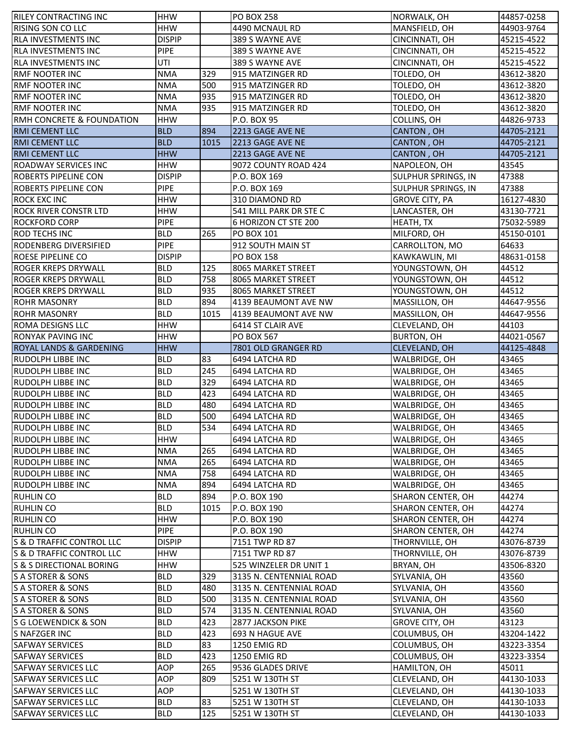| RILEY CONTRACTING INC | HHW | | PO BOX 258 | NORWALK, OH | 44857-0258 |
|---|---|---|---|---|---|
| RISING SON CO LLC | HHW | | 4490 MCNAUL RD | MANSFIELD, OH | 44903-9764 |
| RLA INVESTMENTS INC | DISPIP | | 389 S WAYNE AVE | CINCINNATI, OH | 45215-4522 |
| RLA INVESTMENTS INC | PIPE | | 389 S WAYNE AVE | CINCINNATI, OH | 45215-4522 |
| RLA INVESTMENTS INC | UTI | | 389 S WAYNE AVE | CINCINNATI, OH | 45215-4522 |
| RMF NOOTER INC | NMA | 329 | 915 MATZINGER RD | TOLEDO, OH | 43612-3820 |
| RMF NOOTER INC | NMA | 500 | 915 MATZINGER RD | TOLEDO, OH | 43612-3820 |
| RMF NOOTER INC | NMA | 935 | 915 MATZINGER RD | TOLEDO, OH | 43612-3820 |
| RMF NOOTER INC | NMA | 935 | 915 MATZINGER RD | TOLEDO, OH | 43612-3820 |
| RMH CONCRETE & FOUNDATION | HHW | | P.O. BOX 95 | COLLINS, OH | 44826-9733 |
| RMI CEMENT LLC | BLD | 894 | 2213 GAGE AVE NE | CANTON , OH | 44705-2121 |
| RMI CEMENT LLC | BLD | 1015 | 2213 GAGE AVE NE | CANTON , OH | 44705-2121 |
| RMI CEMENT LLC | HHW | | 2213 GAGE AVE NE | CANTON , OH | 44705-2121 |
| ROADWAY SERVICES INC | HHW | | 9072 COUNTY ROAD 424 | NAPOLEON, OH | 43545 |
| ROBERTS PIPELINE CON | DISPIP | | P.O. BOX 169 | SULPHUR SPRINGS, IN | 47388 |
| ROBERTS PIPELINE CON | PIPE | | P.O. BOX 169 | SULPHUR SPRINGS, IN | 47388 |
| ROCK EXC INC | HHW | | 310 DIAMOND RD | GROVE CITY, PA | 16127-4830 |
| ROCK RIVER CONSTR LTD | HHW | | 541 MILL PARK DR STE C | LANCASTER, OH | 43130-7721 |
| ROCKFORD CORP | PIPE | | 6 HORIZON CT STE 200 | HEATH, TX | 75032-5989 |
| ROD TECHS INC | BLD | 265 | PO BOX 101 | MILFORD, OH | 45150-0101 |
| RODENBERG DIVERSIFIED | PIPE | | 912 SOUTH MAIN ST | CARROLLTON, MO | 64633 |
| ROESE PIPELINE CO | DISPIP | | PO BOX 158 | KAWKAWLIN, MI | 48631-0158 |
| ROGER KREPS DRYWALL | BLD | 125 | 8065 MARKET STREET | YOUNGSTOWN, OH | 44512 |
| ROGER KREPS DRYWALL | BLD | 758 | 8065 MARKET STREET | YOUNGSTOWN, OH | 44512 |
| ROGER KREPS DRYWALL | BLD | 935 | 8065 MARKET STREET | YOUNGSTOWN, OH | 44512 |
| ROHR MASONRY | BLD | 894 | 4139 BEAUMONT AVE NW | MASSILLON, OH | 44647-9556 |
| ROHR MASONRY | BLD | 1015 | 4139 BEAUMONT AVE NW | MASSILLON, OH | 44647-9556 |
| ROMA DESIGNS LLC | HHW | | 6414 ST CLAIR AVE | CLEVELAND, OH | 44103 |
| RONYAK PAVING INC | HHW | | PO BOX 567 | BURTON, OH | 44021-0567 |
| ROYAL LANDS & GARDENING | HHW | | 7801 OLD GRANGER RD | CLEVELAND, OH | 44125-4848 |
| RUDOLPH LIBBE INC | BLD | 83 | 6494 LATCHA RD | WALBRIDGE, OH | 43465 |
| RUDOLPH LIBBE INC | BLD | 245 | 6494 LATCHA RD | WALBRIDGE, OH | 43465 |
| RUDOLPH LIBBE INC | BLD | 329 | 6494 LATCHA RD | WALBRIDGE, OH | 43465 |
| RUDOLPH LIBBE INC | BLD | 423 | 6494 LATCHA RD | WALBRIDGE, OH | 43465 |
| RUDOLPH LIBBE INC | BLD | 480 | 6494 LATCHA RD | WALBRIDGE, OH | 43465 |
| RUDOLPH LIBBE INC | BLD | 500 | 6494 LATCHA RD | WALBRIDGE, OH | 43465 |
| RUDOLPH LIBBE INC | BLD | 534 | 6494 LATCHA RD | WALBRIDGE, OH | 43465 |
| RUDOLPH LIBBE INC | HHW | | 6494 LATCHA RD | WALBRIDGE, OH | 43465 |
| RUDOLPH LIBBE INC | NMA | 265 | 6494 LATCHA RD | WALBRIDGE, OH | 43465 |
| RUDOLPH LIBBE INC | NMA | 265 | 6494 LATCHA RD | WALBRIDGE, OH | 43465 |
| RUDOLPH LIBBE INC | NMA | 758 | 6494 LATCHA RD | WALBRIDGE, OH | 43465 |
| RUDOLPH LIBBE INC | NMA | 894 | 6494 LATCHA RD | WALBRIDGE, OH | 43465 |
| RUHLIN CO | BLD | 894 | P.O. BOX 190 | SHARON CENTER, OH | 44274 |
| RUHLIN CO | BLD | 1015 | P.O. BOX 190 | SHARON CENTER, OH | 44274 |
| RUHLIN CO | HHW | | P.O. BOX 190 | SHARON CENTER, OH | 44274 |
| RUHLIN CO | PIPE | | P.O. BOX 190 | SHARON CENTER, OH | 44274 |
| S & D TRAFFIC CONTROL LLC | DISPIP | | 7151 TWP RD 87 | THORNVILLE, OH | 43076-8739 |
| S & D TRAFFIC CONTROL LLC | HHW | | 7151 TWP RD 87 | THORNVILLE, OH | 43076-8739 |
| S & S DIRECTIONAL BORING | HHW | | 525 WINZELER DR UNIT 1 | BRYAN, OH | 43506-8320 |
| S A STORER & SONS | BLD | 329 | 3135 N. CENTENNIAL ROAD | SYLVANIA, OH | 43560 |
| S A STORER & SONS | BLD | 480 | 3135 N. CENTENNIAL ROAD | SYLVANIA, OH | 43560 |
| S A STORER & SONS | BLD | 500 | 3135 N. CENTENNIAL ROAD | SYLVANIA, OH | 43560 |
| S A STORER & SONS | BLD | 574 | 3135 N. CENTENNIAL ROAD | SYLVANIA, OH | 43560 |
| S G LOEWENDICK & SON | BLD | 423 | 2877 JACKSON PIKE | GROVE CITY, OH | 43123 |
| S NAFZGER INC | BLD | 423 | 693 N HAGUE AVE | COLUMBUS, OH | 43204-1422 |
| SAFWAY SERVICES | BLD | 83 | 1250 EMIG RD | COLUMBUS, OH | 43223-3354 |
| SAFWAY SERVICES | BLD | 423 | 1250 EMIG RD | COLUMBUS, OH | 43223-3354 |
| SAFWAY SERVICES LLC | AOP | 265 | 9536 GLADES DRIVE | HAMILTON, OH | 45011 |
| SAFWAY SERVICES LLC | AOP | 809 | 5251 W 130TH ST | CLEVELAND, OH | 44130-1033 |
| SAFWAY SERVICES LLC | AOP | | 5251 W 130TH ST | CLEVELAND, OH | 44130-1033 |
| SAFWAY SERVICES LLC | BLD | 83 | 5251 W 130TH ST | CLEVELAND, OH | 44130-1033 |
| SAFWAY SERVICES LLC | BLD | 125 | 5251 W 130TH ST | CLEVELAND, OH | 44130-1033 |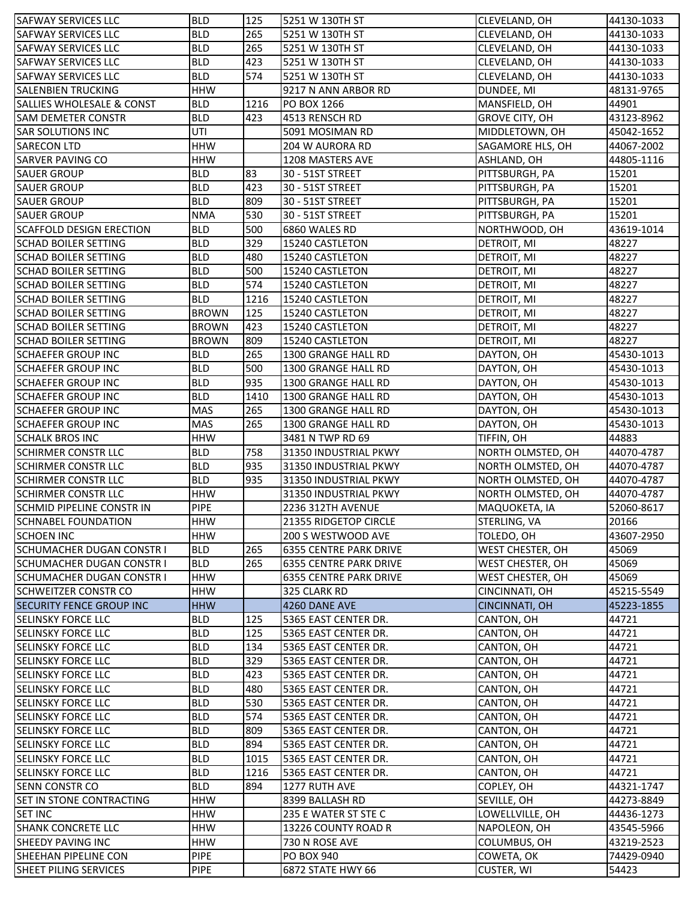| | | | | | |
|---|---|---|---|---|---|
| SAFWAY SERVICES LLC | BLD | 125 | 5251 W 130TH ST | CLEVELAND, OH | 44130-1033 |
| SAFWAY SERVICES LLC | BLD | 265 | 5251 W 130TH ST | CLEVELAND, OH | 44130-1033 |
| SAFWAY SERVICES LLC | BLD | 265 | 5251 W 130TH ST | CLEVELAND, OH | 44130-1033 |
| SAFWAY SERVICES LLC | BLD | 423 | 5251 W 130TH ST | CLEVELAND, OH | 44130-1033 |
| SAFWAY SERVICES LLC | BLD | 574 | 5251 W 130TH ST | CLEVELAND, OH | 44130-1033 |
| SALENBIEN TRUCKING | HHW | | 9217 N ANN ARBOR RD | DUNDEE, MI | 48131-9765 |
| SALLIES WHOLESALE & CONST | BLD | 1216 | PO BOX 1266 | MANSFIELD, OH | 44901 |
| SAM DEMETER CONSTR | BLD | 423 | 4513 RENSCH RD | GROVE CITY, OH | 43123-8962 |
| SAR SOLUTIONS INC | UTI | | 5091 MOSIMAN RD | MIDDLETOWN, OH | 45042-1652 |
| SARECON LTD | HHW | | 204 W AURORA RD | SAGAMORE HLS, OH | 44067-2002 |
| SARVER PAVING CO | HHW | | 1208 MASTERS AVE | ASHLAND, OH | 44805-1116 |
| SAUER GROUP | BLD | 83 | 30 - 51ST STREET | PITTSBURGH, PA | 15201 |
| SAUER GROUP | BLD | 423 | 30 - 51ST STREET | PITTSBURGH, PA | 15201 |
| SAUER GROUP | BLD | 809 | 30 - 51ST STREET | PITTSBURGH, PA | 15201 |
| SAUER GROUP | NMA | 530 | 30 - 51ST STREET | PITTSBURGH, PA | 15201 |
| SCAFFOLD DESIGN ERECTION | BLD | 500 | 6860 WALES RD | NORTHWOOD, OH | 43619-1014 |
| SCHAD BOILER SETTING | BLD | 329 | 15240 CASTLETON | DETROIT, MI | 48227 |
| SCHAD BOILER SETTING | BLD | 480 | 15240 CASTLETON | DETROIT, MI | 48227 |
| SCHAD BOILER SETTING | BLD | 500 | 15240 CASTLETON | DETROIT, MI | 48227 |
| SCHAD BOILER SETTING | BLD | 574 | 15240 CASTLETON | DETROIT, MI | 48227 |
| SCHAD BOILER SETTING | BLD | 1216 | 15240 CASTLETON | DETROIT, MI | 48227 |
| SCHAD BOILER SETTING | BROWN | 125 | 15240 CASTLETON | DETROIT, MI | 48227 |
| SCHAD BOILER SETTING | BROWN | 423 | 15240 CASTLETON | DETROIT, MI | 48227 |
| SCHAD BOILER SETTING | BROWN | 809 | 15240 CASTLETON | DETROIT, MI | 48227 |
| SCHAEFER GROUP INC | BLD | 265 | 1300 GRANGE HALL RD | DAYTON, OH | 45430-1013 |
| SCHAEFER GROUP INC | BLD | 500 | 1300 GRANGE HALL RD | DAYTON, OH | 45430-1013 |
| SCHAEFER GROUP INC | BLD | 935 | 1300 GRANGE HALL RD | DAYTON, OH | 45430-1013 |
| SCHAEFER GROUP INC | BLD | 1410 | 1300 GRANGE HALL RD | DAYTON, OH | 45430-1013 |
| SCHAEFER GROUP INC | MAS | 265 | 1300 GRANGE HALL RD | DAYTON, OH | 45430-1013 |
| SCHAEFER GROUP INC | MAS | 265 | 1300 GRANGE HALL RD | DAYTON, OH | 45430-1013 |
| SCHALK BROS INC | HHW | | 3481 N TWP RD 69 | TIFFIN, OH | 44883 |
| SCHIRMER CONSTR LLC | BLD | 758 | 31350 INDUSTRIAL PKWY | NORTH OLMSTED, OH | 44070-4787 |
| SCHIRMER CONSTR LLC | BLD | 935 | 31350 INDUSTRIAL PKWY | NORTH OLMSTED, OH | 44070-4787 |
| SCHIRMER CONSTR LLC | BLD | 935 | 31350 INDUSTRIAL PKWY | NORTH OLMSTED, OH | 44070-4787 |
| SCHIRMER CONSTR LLC | HHW | | 31350 INDUSTRIAL PKWY | NORTH OLMSTED, OH | 44070-4787 |
| SCHMID PIPELINE CONSTR IN | PIPE | | 2236 312TH AVENUE | MAQUOKETA, IA | 52060-8617 |
| SCHNABEL FOUNDATION | HHW | | 21355 RIDGETOP CIRCLE | STERLING, VA | 20166 |
| SCHOEN INC | HHW | | 200 S WESTWOOD AVE | TOLEDO, OH | 43607-2950 |
| SCHUMACHER DUGAN CONSTR I | BLD | 265 | 6355 CENTRE PARK DRIVE | WEST CHESTER, OH | 45069 |
| SCHUMACHER DUGAN CONSTR I | BLD | 265 | 6355 CENTRE PARK DRIVE | WEST CHESTER, OH | 45069 |
| SCHUMACHER DUGAN CONSTR I | HHW | | 6355 CENTRE PARK DRIVE | WEST CHESTER, OH | 45069 |
| SCHWEITZER CONSTR CO | HHW | | 325 CLARK RD | CINCINNATI, OH | 45215-5549 |
| SECURITY FENCE GROUP INC | HHW | | 4260 DANE AVE | CINCINNATI, OH | 45223-1855 |
| SELINSKY FORCE LLC | BLD | 125 | 5365 EAST CENTER DR. | CANTON, OH | 44721 |
| SELINSKY FORCE LLC | BLD | 125 | 5365 EAST CENTER DR. | CANTON, OH | 44721 |
| SELINSKY FORCE LLC | BLD | 134 | 5365 EAST CENTER DR. | CANTON, OH | 44721 |
| SELINSKY FORCE LLC | BLD | 329 | 5365 EAST CENTER DR. | CANTON, OH | 44721 |
| SELINSKY FORCE LLC | BLD | 423 | 5365 EAST CENTER DR. | CANTON, OH | 44721 |
| SELINSKY FORCE LLC | BLD | 480 | 5365 EAST CENTER DR. | CANTON, OH | 44721 |
| SELINSKY FORCE LLC | BLD | 530 | 5365 EAST CENTER DR. | CANTON, OH | 44721 |
| SELINSKY FORCE LLC | BLD | 574 | 5365 EAST CENTER DR. | CANTON, OH | 44721 |
| SELINSKY FORCE LLC | BLD | 809 | 5365 EAST CENTER DR. | CANTON, OH | 44721 |
| SELINSKY FORCE LLC | BLD | 894 | 5365 EAST CENTER DR. | CANTON, OH | 44721 |
| SELINSKY FORCE LLC | BLD | 1015 | 5365 EAST CENTER DR. | CANTON, OH | 44721 |
| SELINSKY FORCE LLC | BLD | 1216 | 5365 EAST CENTER DR. | CANTON, OH | 44721 |
| SENN CONSTR CO | BLD | 894 | 1277 RUTH AVE | COPLEY, OH | 44321-1747 |
| SET IN STONE CONTRACTING | HHW | | 8399 BALLASH RD | SEVILLE, OH | 44273-8849 |
| SET INC | HHW | | 235 E WATER ST STE C | LOWELLVILLE, OH | 44436-1273 |
| SHANK CONCRETE LLC | HHW | | 13226 COUNTY ROAD R | NAPOLEON, OH | 43545-5966 |
| SHEEDY PAVING INC | HHW | | 730 N ROSE AVE | COLUMBUS, OH | 43219-2523 |
| SHEEHAN PIPELINE CON | PIPE | | PO BOX 940 | COWETA, OK | 74429-0940 |
| SHEET PILING SERVICES | PIPE | | 6872 STATE HWY 66 | CUSTER, WI | 54423 |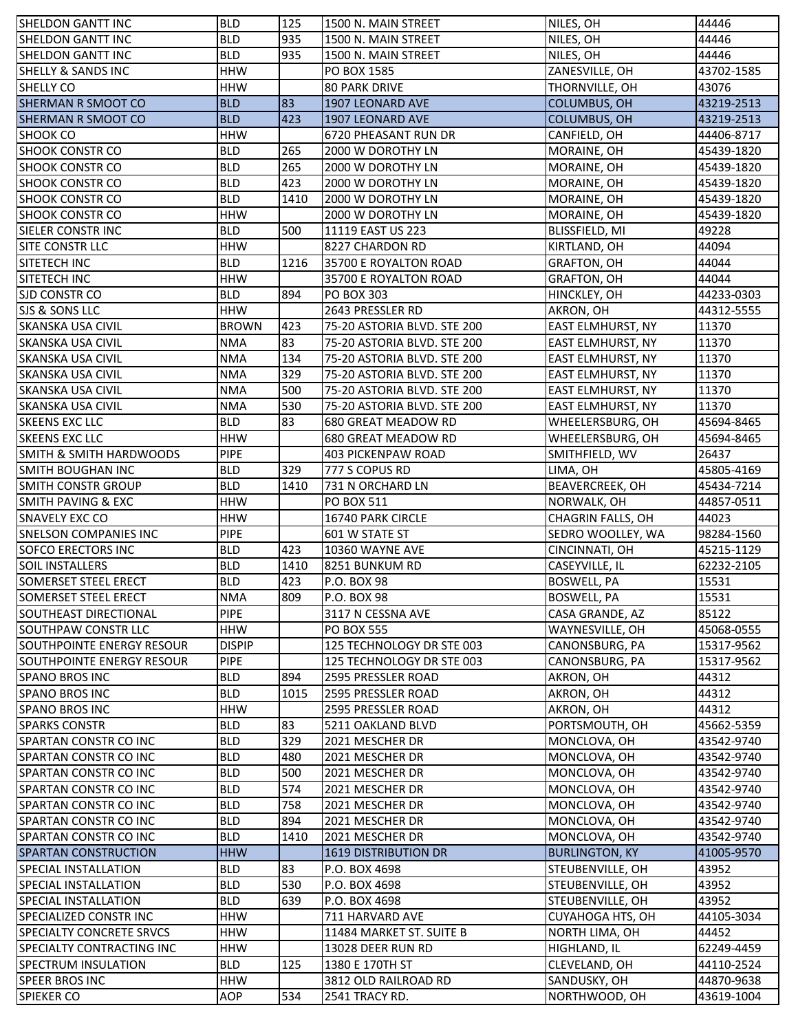| SHELDON GANTT INC | BLD | 125 | 1500 N. MAIN STREET | NILES, OH | 44446 |
|---|---|---|---|---|---|
| SHELDON GANTT INC | BLD | 935 | 1500 N. MAIN STREET | NILES, OH | 44446 |
| SHELDON GANTT INC | BLD | 935 | 1500 N. MAIN STREET | NILES, OH | 44446 |
| SHELLY & SANDS INC | HHW | | PO BOX 1585 | ZANESVILLE, OH | 43702-1585 |
| SHELLY CO | HHW | | 80 PARK DRIVE | THORNVILLE, OH | 43076 |
| SHERMAN R SMOOT CO | BLD | 83 | 1907 LEONARD AVE | COLUMBUS, OH | 43219-2513 |
| SHERMAN R SMOOT CO | BLD | 423 | 1907 LEONARD AVE | COLUMBUS, OH | 43219-2513 |
| SHOOK CO | HHW | | 6720 PHEASANT RUN DR | CANFIELD, OH | 44406-8717 |
| SHOOK CONSTR CO | BLD | 265 | 2000 W DOROTHY LN | MORAINE, OH | 45439-1820 |
| SHOOK CONSTR CO | BLD | 265 | 2000 W DOROTHY LN | MORAINE, OH | 45439-1820 |
| SHOOK CONSTR CO | BLD | 423 | 2000 W DOROTHY LN | MORAINE, OH | 45439-1820 |
| SHOOK CONSTR CO | BLD | 1410 | 2000 W DOROTHY LN | MORAINE, OH | 45439-1820 |
| SHOOK CONSTR CO | HHW | | 2000 W DOROTHY LN | MORAINE, OH | 45439-1820 |
| SIELER CONSTR INC | BLD | 500 | 11119 EAST US 223 | BLISSFIELD, MI | 49228 |
| SITE CONSTR LLC | HHW | | 8227 CHARDON RD | KIRTLAND, OH | 44094 |
| SITETECH INC | BLD | 1216 | 35700 E ROYALTON ROAD | GRAFTON, OH | 44044 |
| SITETECH INC | HHW | | 35700 E ROYALTON ROAD | GRAFTON, OH | 44044 |
| SJD CONSTR CO | BLD | 894 | PO BOX 303 | HINCKLEY, OH | 44233-0303 |
| SJS & SONS LLC | HHW | | 2643 PRESSLER RD | AKRON, OH | 44312-5555 |
| SKANSKA USA CIVIL | BROWN | 423 | 75-20 ASTORIA BLVD. STE 200 | EAST ELMHURST, NY | 11370 |
| SKANSKA USA CIVIL | NMA | 83 | 75-20 ASTORIA BLVD. STE 200 | EAST ELMHURST, NY | 11370 |
| SKANSKA USA CIVIL | NMA | 134 | 75-20 ASTORIA BLVD. STE 200 | EAST ELMHURST, NY | 11370 |
| SKANSKA USA CIVIL | NMA | 329 | 75-20 ASTORIA BLVD. STE 200 | EAST ELMHURST, NY | 11370 |
| SKANSKA USA CIVIL | NMA | 500 | 75-20 ASTORIA BLVD. STE 200 | EAST ELMHURST, NY | 11370 |
| SKANSKA USA CIVIL | NMA | 530 | 75-20 ASTORIA BLVD. STE 200 | EAST ELMHURST, NY | 11370 |
| SKEENS EXC LLC | BLD | 83 | 680 GREAT MEADOW RD | WHEELERSBURG, OH | 45694-8465 |
| SKEENS EXC LLC | HHW | | 680 GREAT MEADOW RD | WHEELERSBURG, OH | 45694-8465 |
| SMITH & SMITH HARDWOODS | PIPE | | 403 PICKENPAW ROAD | SMITHFIELD, WV | 26437 |
| SMITH BOUGHAN INC | BLD | 329 | 777 S COPUS RD | LIMA, OH | 45805-4169 |
| SMITH CONSTR GROUP | BLD | 1410 | 731 N ORCHARD LN | BEAVERCREEK, OH | 45434-7214 |
| SMITH PAVING & EXC | HHW | | PO BOX 511 | NORWALK, OH | 44857-0511 |
| SNAVELY EXC CO | HHW | | 16740 PARK CIRCLE | CHAGRIN FALLS, OH | 44023 |
| SNELSON COMPANIES INC | PIPE | | 601 W STATE ST | SEDRO WOOLLEY, WA | 98284-1560 |
| SOFCO ERECTORS INC | BLD | 423 | 10360 WAYNE AVE | CINCINNATI, OH | 45215-1129 |
| SOIL INSTALLERS | BLD | 1410 | 8251 BUNKUM RD | CASEYVILLE, IL | 62232-2105 |
| SOMERSET STEEL ERECT | BLD | 423 | P.O. BOX 98 | BOSWELL, PA | 15531 |
| SOMERSET STEEL ERECT | NMA | 809 | P.O. BOX 98 | BOSWELL, PA | 15531 |
| SOUTHEAST DIRECTIONAL | PIPE | | 3117 N CESSNA AVE | CASA GRANDE, AZ | 85122 |
| SOUTHPAW CONSTR LLC | HHW | | PO BOX 555 | WAYNESVILLE, OH | 45068-0555 |
| SOUTHPOINTE ENERGY RESOUR | DISPIP | | 125 TECHNOLOGY DR STE 003 | CANONSBURG, PA | 15317-9562 |
| SOUTHPOINTE ENERGY RESOUR | PIPE | | 125 TECHNOLOGY DR STE 003 | CANONSBURG, PA | 15317-9562 |
| SPANO BROS INC | BLD | 894 | 2595 PRESSLER ROAD | AKRON, OH | 44312 |
| SPANO BROS INC | BLD | 1015 | 2595 PRESSLER ROAD | AKRON, OH | 44312 |
| SPANO BROS INC | HHW | | 2595 PRESSLER ROAD | AKRON, OH | 44312 |
| SPARKS CONSTR | BLD | 83 | 5211 OAKLAND BLVD | PORTSMOUTH, OH | 45662-5359 |
| SPARTAN CONSTR CO INC | BLD | 329 | 2021 MESCHER DR | MONCLOVA, OH | 43542-9740 |
| SPARTAN CONSTR CO INC | BLD | 480 | 2021 MESCHER DR | MONCLOVA, OH | 43542-9740 |
| SPARTAN CONSTR CO INC | BLD | 500 | 2021 MESCHER DR | MONCLOVA, OH | 43542-9740 |
| SPARTAN CONSTR CO INC | BLD | 574 | 2021 MESCHER DR | MONCLOVA, OH | 43542-9740 |
| SPARTAN CONSTR CO INC | BLD | 758 | 2021 MESCHER DR | MONCLOVA, OH | 43542-9740 |
| SPARTAN CONSTR CO INC | BLD | 894 | 2021 MESCHER DR | MONCLOVA, OH | 43542-9740 |
| SPARTAN CONSTR CO INC | BLD | 1410 | 2021 MESCHER DR | MONCLOVA, OH | 43542-9740 |
| SPARTAN CONSTRUCTION | HHW | | 1619 DISTRIBUTION DR | BURLINGTON, KY | 41005-9570 |
| SPECIAL INSTALLATION | BLD | 83 | P.O. BOX 4698 | STEUBENVILLE, OH | 43952 |
| SPECIAL INSTALLATION | BLD | 530 | P.O. BOX 4698 | STEUBENVILLE, OH | 43952 |
| SPECIAL INSTALLATION | BLD | 639 | P.O. BOX 4698 | STEUBENVILLE, OH | 43952 |
| SPECIALIZED CONSTR INC | HHW | | 711 HARVARD AVE | CUYAHOGA HTS, OH | 44105-3034 |
| SPECIALTY CONCRETE SRVCS | HHW | | 11484 MARKET ST. SUITE B | NORTH LIMA, OH | 44452 |
| SPECIALTY CONTRACTING INC | HHW | | 13028 DEER RUN RD | HIGHLAND, IL | 62249-4459 |
| SPECTRUM INSULATION | BLD | 125 | 1380 E 170TH ST | CLEVELAND, OH | 44110-2524 |
| SPEER BROS INC | HHW | | 3812 OLD RAILROAD RD | SANDUSKY, OH | 44870-9638 |
| SPIEKER CO | AOP | 534 | 2541 TRACY RD. | NORTHWOOD, OH | 43619-1004 |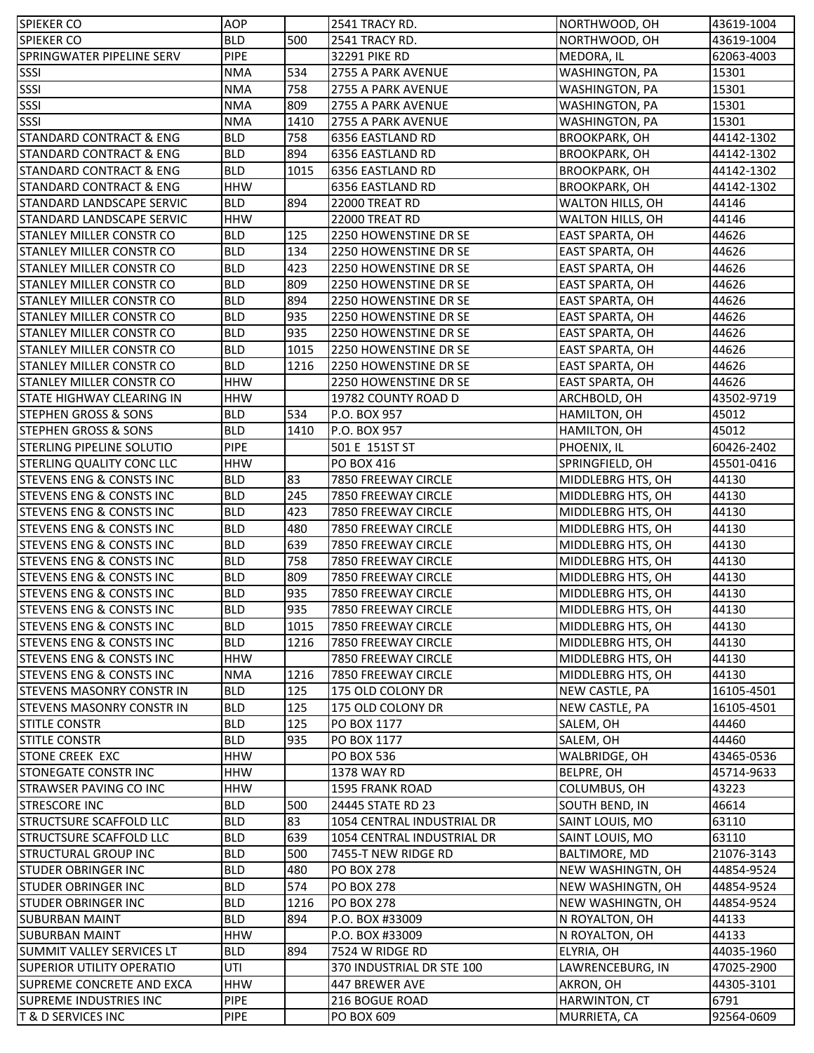| | | | | | |
|---|---|---|---|---|---|
| SPIEKER CO | AOP | | 2541 TRACY RD. | NORTHWOOD, OH | 43619-1004 |
| SPIEKER CO | BLD | 500 | 2541 TRACY RD. | NORTHWOOD, OH | 43619-1004 |
| SPRINGWATER PIPELINE SERV | PIPE | | 32291 PIKE RD | MEDORA, IL | 62063-4003 |
| SSSI | NMA | 534 | 2755 A PARK AVENUE | WASHINGTON, PA | 15301 |
| SSSI | NMA | 758 | 2755 A PARK AVENUE | WASHINGTON, PA | 15301 |
| SSSI | NMA | 809 | 2755 A PARK AVENUE | WASHINGTON, PA | 15301 |
| SSSI | NMA | 1410 | 2755 A PARK AVENUE | WASHINGTON, PA | 15301 |
| STANDARD CONTRACT & ENG | BLD | 758 | 6356 EASTLAND RD | BROOKPARK, OH | 44142-1302 |
| STANDARD CONTRACT & ENG | BLD | 894 | 6356 EASTLAND RD | BROOKPARK, OH | 44142-1302 |
| STANDARD CONTRACT & ENG | BLD | 1015 | 6356 EASTLAND RD | BROOKPARK, OH | 44142-1302 |
| STANDARD CONTRACT & ENG | HHW | | 6356 EASTLAND RD | BROOKPARK, OH | 44142-1302 |
| STANDARD LANDSCAPE SERVIC | BLD | 894 | 22000 TREAT RD | WALTON HILLS, OH | 44146 |
| STANDARD LANDSCAPE SERVIC | HHW | | 22000 TREAT RD | WALTON HILLS, OH | 44146 |
| STANLEY MILLER CONSTR CO | BLD | 125 | 2250 HOWENSTINE DR SE | EAST SPARTA, OH | 44626 |
| STANLEY MILLER CONSTR CO | BLD | 134 | 2250 HOWENSTINE DR SE | EAST SPARTA, OH | 44626 |
| STANLEY MILLER CONSTR CO | BLD | 423 | 2250 HOWENSTINE DR SE | EAST SPARTA, OH | 44626 |
| STANLEY MILLER CONSTR CO | BLD | 809 | 2250 HOWENSTINE DR SE | EAST SPARTA, OH | 44626 |
| STANLEY MILLER CONSTR CO | BLD | 894 | 2250 HOWENSTINE DR SE | EAST SPARTA, OH | 44626 |
| STANLEY MILLER CONSTR CO | BLD | 935 | 2250 HOWENSTINE DR SE | EAST SPARTA, OH | 44626 |
| STANLEY MILLER CONSTR CO | BLD | 935 | 2250 HOWENSTINE DR SE | EAST SPARTA, OH | 44626 |
| STANLEY MILLER CONSTR CO | BLD | 1015 | 2250 HOWENSTINE DR SE | EAST SPARTA, OH | 44626 |
| STANLEY MILLER CONSTR CO | BLD | 1216 | 2250 HOWENSTINE DR SE | EAST SPARTA, OH | 44626 |
| STANLEY MILLER CONSTR CO | HHW | | 2250 HOWENSTINE DR SE | EAST SPARTA, OH | 44626 |
| STATE HIGHWAY CLEARING IN | HHW | | 19782 COUNTY ROAD D | ARCHBOLD, OH | 43502-9719 |
| STEPHEN GROSS & SONS | BLD | 534 | P.O. BOX 957 | HAMILTON, OH | 45012 |
| STEPHEN GROSS & SONS | BLD | 1410 | P.O. BOX 957 | HAMILTON, OH | 45012 |
| STERLING PIPELINE SOLUTIO | PIPE | | 501 E 151ST ST | PHOENIX, IL | 60426-2402 |
| STERLING QUALITY CONC LLC | HHW | | PO BOX 416 | SPRINGFIELD, OH | 45501-0416 |
| STEVENS ENG & CONSTS INC | BLD | 83 | 7850 FREEWAY CIRCLE | MIDDLEBRG HTS, OH | 44130 |
| STEVENS ENG & CONSTS INC | BLD | 245 | 7850 FREEWAY CIRCLE | MIDDLEBRG HTS, OH | 44130 |
| STEVENS ENG & CONSTS INC | BLD | 423 | 7850 FREEWAY CIRCLE | MIDDLEBRG HTS, OH | 44130 |
| STEVENS ENG & CONSTS INC | BLD | 480 | 7850 FREEWAY CIRCLE | MIDDLEBRG HTS, OH | 44130 |
| STEVENS ENG & CONSTS INC | BLD | 639 | 7850 FREEWAY CIRCLE | MIDDLEBRG HTS, OH | 44130 |
| STEVENS ENG & CONSTS INC | BLD | 758 | 7850 FREEWAY CIRCLE | MIDDLEBRG HTS, OH | 44130 |
| STEVENS ENG & CONSTS INC | BLD | 809 | 7850 FREEWAY CIRCLE | MIDDLEBRG HTS, OH | 44130 |
| STEVENS ENG & CONSTS INC | BLD | 935 | 7850 FREEWAY CIRCLE | MIDDLEBRG HTS, OH | 44130 |
| STEVENS ENG & CONSTS INC | BLD | 935 | 7850 FREEWAY CIRCLE | MIDDLEBRG HTS, OH | 44130 |
| STEVENS ENG & CONSTS INC | BLD | 1015 | 7850 FREEWAY CIRCLE | MIDDLEBRG HTS, OH | 44130 |
| STEVENS ENG & CONSTS INC | BLD | 1216 | 7850 FREEWAY CIRCLE | MIDDLEBRG HTS, OH | 44130 |
| STEVENS ENG & CONSTS INC | HHW | | 7850 FREEWAY CIRCLE | MIDDLEBRG HTS, OH | 44130 |
| STEVENS ENG & CONSTS INC | NMA | 1216 | 7850 FREEWAY CIRCLE | MIDDLEBRG HTS, OH | 44130 |
| STEVENS MASONRY CONSTR IN | BLD | 125 | 175 OLD COLONY DR | NEW CASTLE, PA | 16105-4501 |
| STEVENS MASONRY CONSTR IN | BLD | 125 | 175 OLD COLONY DR | NEW CASTLE, PA | 16105-4501 |
| STITLE CONSTR | BLD | 125 | PO BOX 1177 | SALEM, OH | 44460 |
| STITLE CONSTR | BLD | 935 | PO BOX 1177 | SALEM, OH | 44460 |
| STONE CREEK EXC | HHW | | PO BOX 536 | WALBRIDGE, OH | 43465-0536 |
| STONEGATE CONSTR INC | HHW | | 1378 WAY RD | BELPRE, OH | 45714-9633 |
| STRAWSER PAVING CO INC | HHW | | 1595 FRANK ROAD | COLUMBUS, OH | 43223 |
| STRESCORE INC | BLD | 500 | 24445 STATE RD 23 | SOUTH BEND, IN | 46614 |
| STRUCTSURE SCAFFOLD LLC | BLD | 83 | 1054 CENTRAL INDUSTRIAL DR | SAINT LOUIS, MO | 63110 |
| STRUCTSURE SCAFFOLD LLC | BLD | 639 | 1054 CENTRAL INDUSTRIAL DR | SAINT LOUIS, MO | 63110 |
| STRUCTURAL GROUP INC | BLD | 500 | 7455-T NEW RIDGE RD | BALTIMORE, MD | 21076-3143 |
| STUDER OBRINGER INC | BLD | 480 | PO BOX 278 | NEW WASHINGTN, OH | 44854-9524 |
| STUDER OBRINGER INC | BLD | 574 | PO BOX 278 | NEW WASHINGTN, OH | 44854-9524 |
| STUDER OBRINGER INC | BLD | 1216 | PO BOX 278 | NEW WASHINGTN, OH | 44854-9524 |
| SUBURBAN MAINT | BLD | 894 | P.O. BOX #33009 | N ROYALTON, OH | 44133 |
| SUBURBAN MAINT | HHW | | P.O. BOX #33009 | N ROYALTON, OH | 44133 |
| SUMMIT VALLEY SERVICES LT | BLD | 894 | 7524 W RIDGE RD | ELYRIA, OH | 44035-1960 |
| SUPERIOR UTILITY OPERATIO | UTI | | 370 INDUSTRIAL DR STE 100 | LAWRENCEBURG, IN | 47025-2900 |
| SUPREME CONCRETE AND EXCA | HHW | | 447 BREWER AVE | AKRON, OH | 44305-3101 |
| SUPREME INDUSTRIES INC | PIPE | | 216 BOGUE ROAD | HARWINTON, CT | 6791 |
| T & D SERVICES INC | PIPE | | PO BOX 609 | MURRIETA, CA | 92564-0609 |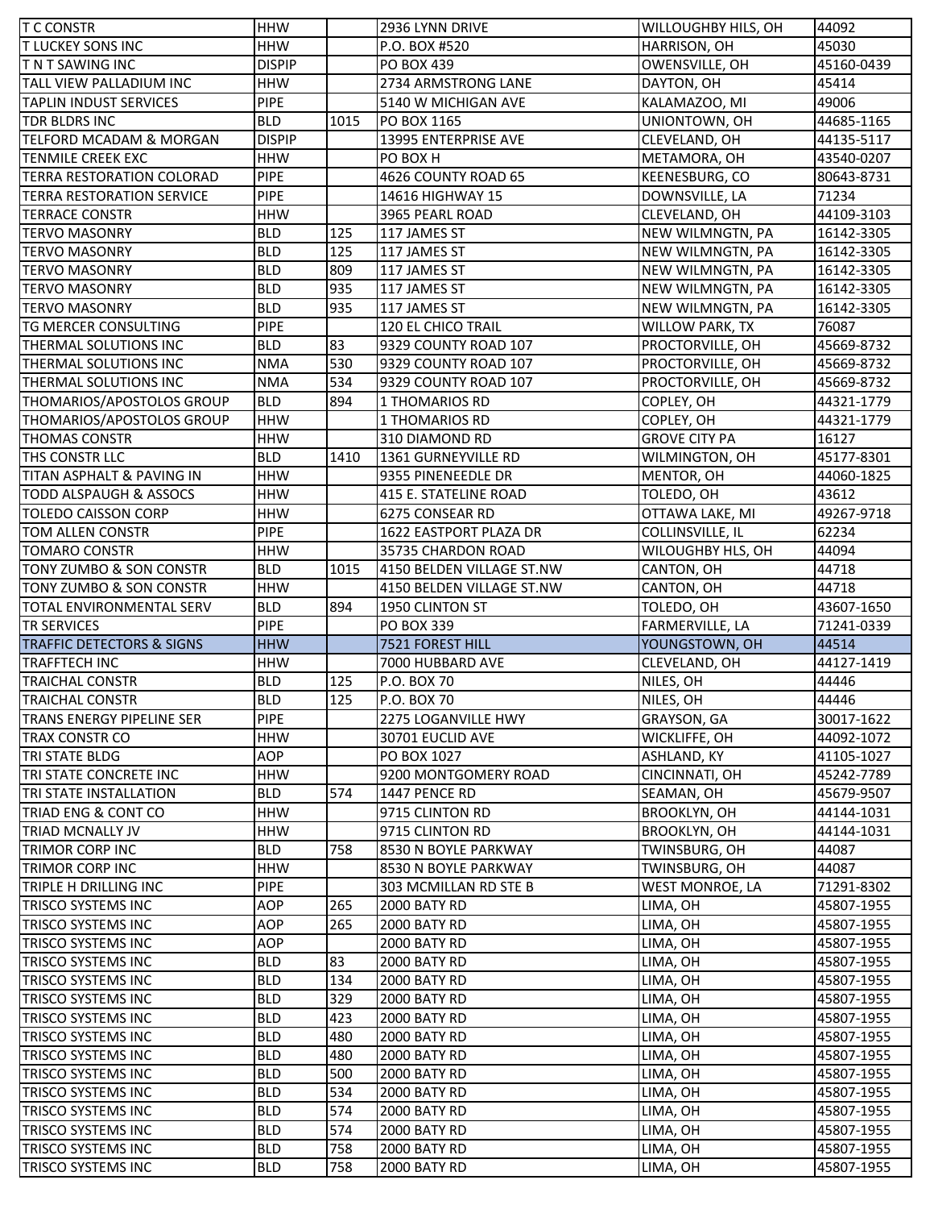| | | | | | |
|---|---|---|---|---|---|
| T C CONSTR | HHW | | 2936 LYNN DRIVE | WILLOUGHBY HILS, OH | 44092 |
| T LUCKEY SONS INC | HHW | | P.O. BOX #520 | HARRISON, OH | 45030 |
| T N T SAWING INC | DISPIP | | PO BOX 439 | OWENSVILLE, OH | 45160-0439 |
| TALL VIEW PALLADIUM INC | HHW | | 2734 ARMSTRONG LANE | DAYTON, OH | 45414 |
| TAPLIN INDUST SERVICES | PIPE | | 5140 W MICHIGAN AVE | KALAMAZOO, MI | 49006 |
| TDR BLDRS INC | BLD | 1015 | PO BOX 1165 | UNIONTOWN, OH | 44685-1165 |
| TELFORD MCADAM & MORGAN | DISPIP | | 13995 ENTERPRISE AVE | CLEVELAND, OH | 44135-5117 |
| TENMILE CREEK EXC | HHW | | PO BOX H | METAMORA, OH | 43540-0207 |
| TERRA RESTORATION COLORAD | PIPE | | 4626 COUNTY ROAD 65 | KEENESBURG, CO | 80643-8731 |
| TERRA RESTORATION SERVICE | PIPE | | 14616 HIGHWAY 15 | DOWNSVILLE, LA | 71234 |
| TERRACE CONSTR | HHW | | 3965 PEARL ROAD | CLEVELAND, OH | 44109-3103 |
| TERVO MASONRY | BLD | 125 | 117 JAMES ST | NEW WILMNGTN, PA | 16142-3305 |
| TERVO MASONRY | BLD | 125 | 117 JAMES ST | NEW WILMNGTN, PA | 16142-3305 |
| TERVO MASONRY | BLD | 809 | 117 JAMES ST | NEW WILMNGTN, PA | 16142-3305 |
| TERVO MASONRY | BLD | 935 | 117 JAMES ST | NEW WILMNGTN, PA | 16142-3305 |
| TERVO MASONRY | BLD | 935 | 117 JAMES ST | NEW WILMNGTN, PA | 16142-3305 |
| TG MERCER CONSULTING | PIPE | | 120 EL CHICO TRAIL | WILLOW PARK, TX | 76087 |
| THERMAL SOLUTIONS INC | BLD | 83 | 9329 COUNTY ROAD 107 | PROCTORVILLE, OH | 45669-8732 |
| THERMAL SOLUTIONS INC | NMA | 530 | 9329 COUNTY ROAD 107 | PROCTORVILLE, OH | 45669-8732 |
| THERMAL SOLUTIONS INC | NMA | 534 | 9329 COUNTY ROAD 107 | PROCTORVILLE, OH | 45669-8732 |
| THOMARIOS/APOSTOLOS GROUP | BLD | 894 | 1 THOMARIOS RD | COPLEY, OH | 44321-1779 |
| THOMARIOS/APOSTOLOS GROUP | HHW | | 1 THOMARIOS RD | COPLEY, OH | 44321-1779 |
| THOMAS CONSTR | HHW | | 310 DIAMOND RD | GROVE CITY PA | 16127 |
| THS CONSTR LLC | BLD | 1410 | 1361 GURNEYVILLE RD | WILMINGTON, OH | 45177-8301 |
| TITAN ASPHALT & PAVING IN | HHW | | 9355 PINENEEDLE DR | MENTOR, OH | 44060-1825 |
| TODD ALSPAUGH & ASSOCS | HHW | | 415 E. STATELINE ROAD | TOLEDO, OH | 43612 |
| TOLEDO CAISSON CORP | HHW | | 6275 CONSEAR RD | OTTAWA LAKE, MI | 49267-9718 |
| TOM ALLEN CONSTR | PIPE | | 1622 EASTPORT PLAZA DR | COLLINSVILLE, IL | 62234 |
| TOMARO CONSTR | HHW | | 35735 CHARDON ROAD | WILOUGHBY HLS, OH | 44094 |
| TONY ZUMBO & SON CONSTR | BLD | 1015 | 4150 BELDEN VILLAGE ST.NW | CANTON, OH | 44718 |
| TONY ZUMBO & SON CONSTR | HHW | | 4150 BELDEN VILLAGE ST.NW | CANTON, OH | 44718 |
| TOTAL ENVIRONMENTAL SERV | BLD | 894 | 1950 CLINTON ST | TOLEDO, OH | 43607-1650 |
| TR SERVICES | PIPE | | PO BOX 339 | FARMERVILLE, LA | 71241-0339 |
| TRAFFIC DETECTORS & SIGNS | HHW | | 7521 FOREST HILL | YOUNGSTOWN, OH | 44514 |
| TRAFFTECH INC | HHW | | 7000 HUBBARD AVE | CLEVELAND, OH | 44127-1419 |
| TRAICHAL CONSTR | BLD | 125 | P.O. BOX 70 | NILES, OH | 44446 |
| TRAICHAL CONSTR | BLD | 125 | P.O. BOX 70 | NILES, OH | 44446 |
| TRANS ENERGY PIPELINE SER | PIPE | | 2275 LOGANVILLE HWY | GRAYSON, GA | 30017-1622 |
| TRAX CONSTR CO | HHW | | 30701 EUCLID AVE | WICKLIFFE, OH | 44092-1072 |
| TRI STATE BLDG | AOP | | PO BOX 1027 | ASHLAND, KY | 41105-1027 |
| TRI STATE CONCRETE INC | HHW | | 9200 MONTGOMERY ROAD | CINCINNATI, OH | 45242-7789 |
| TRI STATE INSTALLATION | BLD | 574 | 1447 PENCE RD | SEAMAN, OH | 45679-9507 |
| TRIAD ENG & CONT CO | HHW | | 9715 CLINTON RD | BROOKLYN, OH | 44144-1031 |
| TRIAD MCNALLY JV | HHW | | 9715 CLINTON RD | BROOKLYN, OH | 44144-1031 |
| TRIMOR CORP INC | BLD | 758 | 8530 N BOYLE PARKWAY | TWINSBURG, OH | 44087 |
| TRIMOR CORP INC | HHW | | 8530 N BOYLE PARKWAY | TWINSBURG, OH | 44087 |
| TRIPLE H DRILLING INC | PIPE | | 303 MCMILLAN RD STE B | WEST MONROE, LA | 71291-8302 |
| TRISCO SYSTEMS INC | AOP | 265 | 2000 BATY RD | LIMA, OH | 45807-1955 |
| TRISCO SYSTEMS INC | AOP | 265 | 2000 BATY RD | LIMA, OH | 45807-1955 |
| TRISCO SYSTEMS INC | AOP | | 2000 BATY RD | LIMA, OH | 45807-1955 |
| TRISCO SYSTEMS INC | BLD | 83 | 2000 BATY RD | LIMA, OH | 45807-1955 |
| TRISCO SYSTEMS INC | BLD | 134 | 2000 BATY RD | LIMA, OH | 45807-1955 |
| TRISCO SYSTEMS INC | BLD | 329 | 2000 BATY RD | LIMA, OH | 45807-1955 |
| TRISCO SYSTEMS INC | BLD | 423 | 2000 BATY RD | LIMA, OH | 45807-1955 |
| TRISCO SYSTEMS INC | BLD | 480 | 2000 BATY RD | LIMA, OH | 45807-1955 |
| TRISCO SYSTEMS INC | BLD | 480 | 2000 BATY RD | LIMA, OH | 45807-1955 |
| TRISCO SYSTEMS INC | BLD | 500 | 2000 BATY RD | LIMA, OH | 45807-1955 |
| TRISCO SYSTEMS INC | BLD | 534 | 2000 BATY RD | LIMA, OH | 45807-1955 |
| TRISCO SYSTEMS INC | BLD | 574 | 2000 BATY RD | LIMA, OH | 45807-1955 |
| TRISCO SYSTEMS INC | BLD | 574 | 2000 BATY RD | LIMA, OH | 45807-1955 |
| TRISCO SYSTEMS INC | BLD | 758 | 2000 BATY RD | LIMA, OH | 45807-1955 |
| TRISCO SYSTEMS INC | BLD | 758 | 2000 BATY RD | LIMA, OH | 45807-1955 |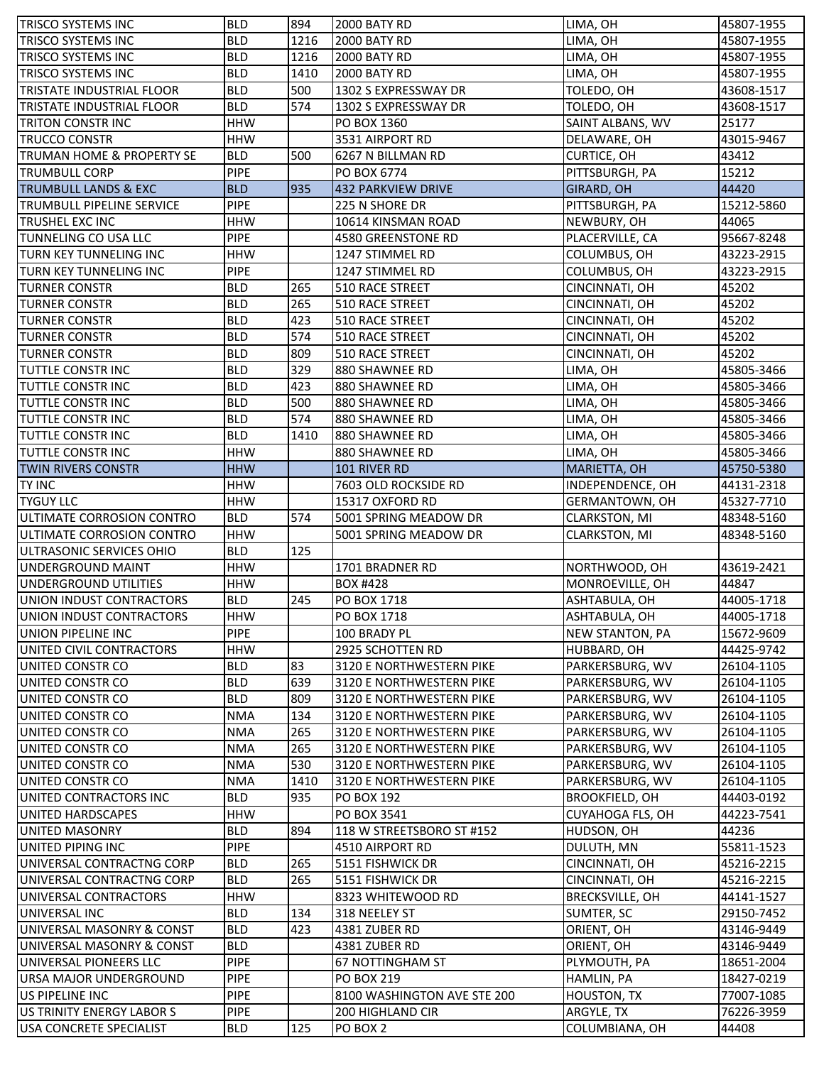| | | | | | |
|---|---|---|---|---|---|
| TRISCO SYSTEMS INC | BLD | 894 | 2000 BATY RD | LIMA, OH | 45807-1955 |
| TRISCO SYSTEMS INC | BLD | 1216 | 2000 BATY RD | LIMA, OH | 45807-1955 |
| TRISCO SYSTEMS INC | BLD | 1216 | 2000 BATY RD | LIMA, OH | 45807-1955 |
| TRISCO SYSTEMS INC | BLD | 1410 | 2000 BATY RD | LIMA, OH | 45807-1955 |
| TRISTATE INDUSTRIAL FLOOR | BLD | 500 | 1302 S EXPRESSWAY DR | TOLEDO, OH | 43608-1517 |
| TRISTATE INDUSTRIAL FLOOR | BLD | 574 | 1302 S EXPRESSWAY DR | TOLEDO, OH | 43608-1517 |
| TRITON CONSTR INC | HHW | | PO BOX 1360 | SAINT ALBANS, WV | 25177 |
| TRUCCO CONSTR | HHW | | 3531 AIRPORT RD | DELAWARE, OH | 43015-9467 |
| TRUMAN HOME & PROPERTY SE | BLD | 500 | 6267 N BILLMAN RD | CURTICE, OH | 43412 |
| TRUMBULL CORP | PIPE | | PO BOX 6774 | PITTSBURGH, PA | 15212 |
| TRUMBULL LANDS & EXC | BLD | 935 | 432 PARKVIEW DRIVE | GIRARD, OH | 44420 |
| TRUMBULL PIPELINE SERVICE | PIPE | | 225 N SHORE DR | PITTSBURGH, PA | 15212-5860 |
| TRUSHEL EXC INC | HHW | | 10614 KINSMAN ROAD | NEWBURY, OH | 44065 |
| TUNNELING CO USA LLC | PIPE | | 4580 GREENSTONE RD | PLACERVILLE, CA | 95667-8248 |
| TURN KEY TUNNELING INC | HHW | | 1247 STIMMEL RD | COLUMBUS, OH | 43223-2915 |
| TURN KEY TUNNELING INC | PIPE | | 1247 STIMMEL RD | COLUMBUS, OH | 43223-2915 |
| TURNER CONSTR | BLD | 265 | 510 RACE STREET | CINCINNATI, OH | 45202 |
| TURNER CONSTR | BLD | 265 | 510 RACE STREET | CINCINNATI, OH | 45202 |
| TURNER CONSTR | BLD | 423 | 510 RACE STREET | CINCINNATI, OH | 45202 |
| TURNER CONSTR | BLD | 574 | 510 RACE STREET | CINCINNATI, OH | 45202 |
| TURNER CONSTR | BLD | 809 | 510 RACE STREET | CINCINNATI, OH | 45202 |
| TUTTLE CONSTR INC | BLD | 329 | 880 SHAWNEE RD | LIMA, OH | 45805-3466 |
| TUTTLE CONSTR INC | BLD | 423 | 880 SHAWNEE RD | LIMA, OH | 45805-3466 |
| TUTTLE CONSTR INC | BLD | 500 | 880 SHAWNEE RD | LIMA, OH | 45805-3466 |
| TUTTLE CONSTR INC | BLD | 574 | 880 SHAWNEE RD | LIMA, OH | 45805-3466 |
| TUTTLE CONSTR INC | BLD | 1410 | 880 SHAWNEE RD | LIMA, OH | 45805-3466 |
| TUTTLE CONSTR INC | HHW | | 880 SHAWNEE RD | LIMA, OH | 45805-3466 |
| TWIN RIVERS CONSTR | HHW | | 101 RIVER RD | MARIETTA, OH | 45750-5380 |
| TY INC | HHW | | 7603 OLD ROCKSIDE RD | INDEPENDENCE, OH | 44131-2318 |
| TYGUY LLC | HHW | | 15317 OXFORD RD | GERMANTOWN, OH | 45327-7710 |
| ULTIMATE CORROSION CONTRO | BLD | 574 | 5001 SPRING MEADOW DR | CLARKSTON, MI | 48348-5160 |
| ULTIMATE CORROSION CONTRO | HHW | | 5001 SPRING MEADOW DR | CLARKSTON, MI | 48348-5160 |
| ULTRASONIC SERVICES OHIO | BLD | 125 | | | |
| UNDERGROUND MAINT | HHW | | 1701 BRADNER RD | NORTHWOOD, OH | 43619-2421 |
| UNDERGROUND UTILITIES | HHW | | BOX #428 | MONROEVILLE, OH | 44847 |
| UNION INDUST CONTRACTORS | BLD | 245 | PO BOX 1718 | ASHTABULA, OH | 44005-1718 |
| UNION INDUST CONTRACTORS | HHW | | PO BOX 1718 | ASHTABULA, OH | 44005-1718 |
| UNION PIPELINE INC | PIPE | | 100 BRADY PL | NEW STANTON, PA | 15672-9609 |
| UNITED CIVIL CONTRACTORS | HHW | | 2925 SCHOTTEN RD | HUBBARD, OH | 44425-9742 |
| UNITED CONSTR CO | BLD | 83 | 3120 E NORTHWESTERN PIKE | PARKERSBURG, WV | 26104-1105 |
| UNITED CONSTR CO | BLD | 639 | 3120 E NORTHWESTERN PIKE | PARKERSBURG, WV | 26104-1105 |
| UNITED CONSTR CO | BLD | 809 | 3120 E NORTHWESTERN PIKE | PARKERSBURG, WV | 26104-1105 |
| UNITED CONSTR CO | NMA | 134 | 3120 E NORTHWESTERN PIKE | PARKERSBURG, WV | 26104-1105 |
| UNITED CONSTR CO | NMA | 265 | 3120 E NORTHWESTERN PIKE | PARKERSBURG, WV | 26104-1105 |
| UNITED CONSTR CO | NMA | 265 | 3120 E NORTHWESTERN PIKE | PARKERSBURG, WV | 26104-1105 |
| UNITED CONSTR CO | NMA | 530 | 3120 E NORTHWESTERN PIKE | PARKERSBURG, WV | 26104-1105 |
| UNITED CONSTR CO | NMA | 1410 | 3120 E NORTHWESTERN PIKE | PARKERSBURG, WV | 26104-1105 |
| UNITED CONTRACTORS INC | BLD | 935 | PO BOX 192 | BROOKFIELD, OH | 44403-0192 |
| UNITED HARDSCAPES | HHW | | PO BOX 3541 | CUYAHOGA FLS, OH | 44223-7541 |
| UNITED MASONRY | BLD | 894 | 118 W STREETSBORO ST #152 | HUDSON, OH | 44236 |
| UNITED PIPING INC | PIPE | | 4510 AIRPORT RD | DULUTH, MN | 55811-1523 |
| UNIVERSAL CONTRACTNG CORP | BLD | 265 | 5151 FISHWICK DR | CINCINNATI, OH | 45216-2215 |
| UNIVERSAL CONTRACTNG CORP | BLD | 265 | 5151 FISHWICK DR | CINCINNATI, OH | 45216-2215 |
| UNIVERSAL CONTRACTORS | HHW | | 8323 WHITEWOOD RD | BRECKSVILLE, OH | 44141-1527 |
| UNIVERSAL INC | BLD | 134 | 318 NEELEY ST | SUMTER, SC | 29150-7452 |
| UNIVERSAL MASONRY & CONST | BLD | 423 | 4381 ZUBER RD | ORIENT, OH | 43146-9449 |
| UNIVERSAL MASONRY & CONST | BLD | | 4381 ZUBER RD | ORIENT, OH | 43146-9449 |
| UNIVERSAL PIONEERS LLC | PIPE | | 67 NOTTINGHAM ST | PLYMOUTH, PA | 18651-2004 |
| URSA MAJOR UNDERGROUND | PIPE | | PO BOX 219 | HAMLIN, PA | 18427-0219 |
| US PIPELINE INC | PIPE | | 8100 WASHINGTON AVE STE 200 | HOUSTON, TX | 77007-1085 |
| US TRINITY ENERGY LABOR S | PIPE | | 200 HIGHLAND CIR | ARGYLE, TX | 76226-3959 |
| USA CONCRETE SPECIALIST | BLD | 125 | PO BOX 2 | COLUMBIANA, OH | 44408 |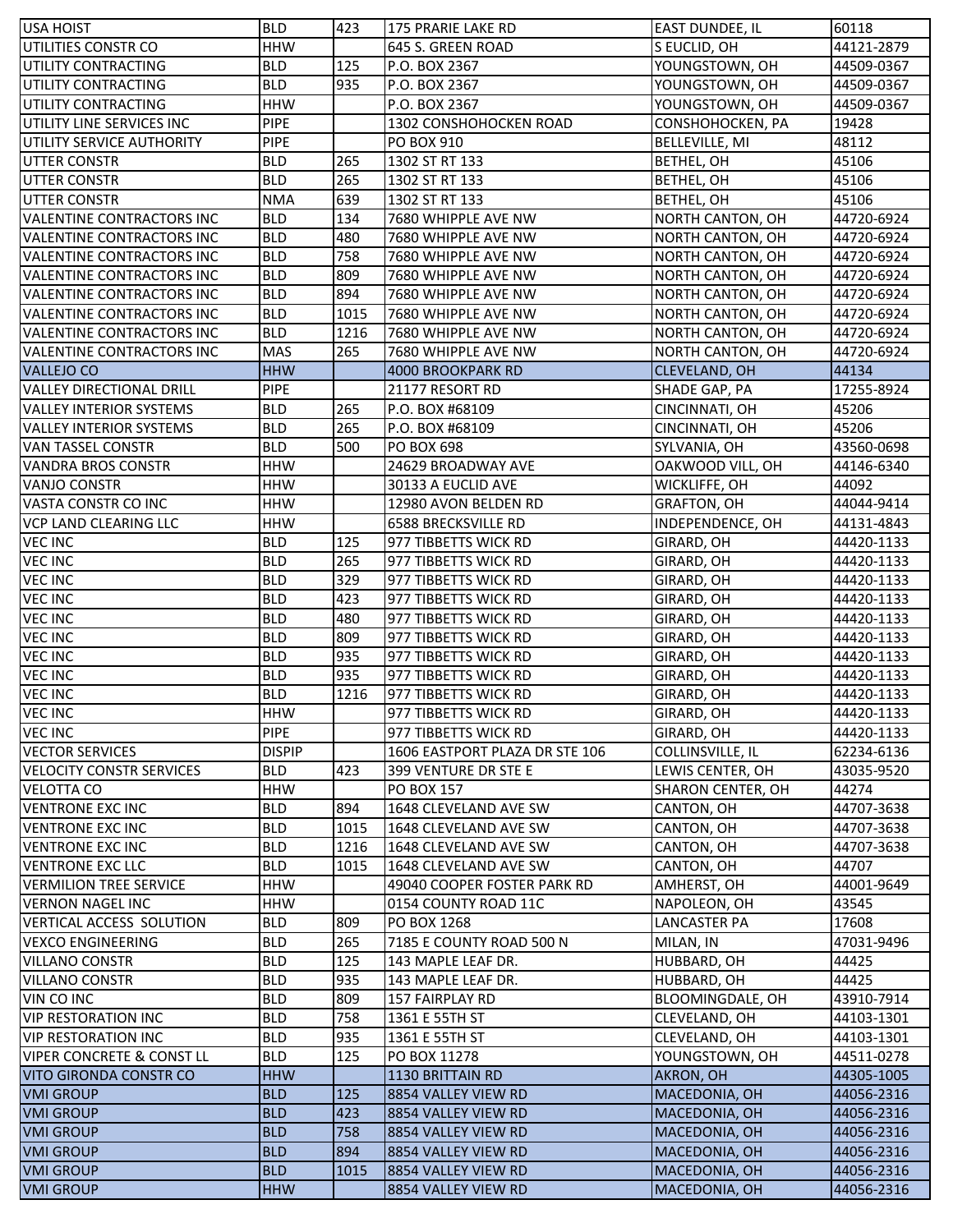| USA HOIST | BLD | 423 | 175 PRARIE LAKE RD | EAST DUNDEE, IL | 60118 |
|---|---|---|---|---|---|
| UTILITIES CONSTR CO | HHW | | 645 S. GREEN ROAD | S EUCLID, OH | 44121-2879 |
| UTILITY CONTRACTING | BLD | 125 | P.O. BOX 2367 | YOUNGSTOWN, OH | 44509-0367 |
| UTILITY CONTRACTING | BLD | 935 | P.O. BOX 2367 | YOUNGSTOWN, OH | 44509-0367 |
| UTILITY CONTRACTING | HHW | | P.O. BOX 2367 | YOUNGSTOWN, OH | 44509-0367 |
| UTILITY LINE SERVICES INC | PIPE | | 1302 CONSHOHOCKEN ROAD | CONSHOHOCKEN, PA | 19428 |
| UTILITY SERVICE AUTHORITY | PIPE | | PO BOX 910 | BELLEVILLE, MI | 48112 |
| UTTER CONSTR | BLD | 265 | 1302 ST RT 133 | BETHEL, OH | 45106 |
| UTTER CONSTR | BLD | 265 | 1302 ST RT 133 | BETHEL, OH | 45106 |
| UTTER CONSTR | NMA | 639 | 1302 ST RT 133 | BETHEL, OH | 45106 |
| VALENTINE CONTRACTORS INC | BLD | 134 | 7680 WHIPPLE AVE NW | NORTH CANTON, OH | 44720-6924 |
| VALENTINE CONTRACTORS INC | BLD | 480 | 7680 WHIPPLE AVE NW | NORTH CANTON, OH | 44720-6924 |
| VALENTINE CONTRACTORS INC | BLD | 758 | 7680 WHIPPLE AVE NW | NORTH CANTON, OH | 44720-6924 |
| VALENTINE CONTRACTORS INC | BLD | 809 | 7680 WHIPPLE AVE NW | NORTH CANTON, OH | 44720-6924 |
| VALENTINE CONTRACTORS INC | BLD | 894 | 7680 WHIPPLE AVE NW | NORTH CANTON, OH | 44720-6924 |
| VALENTINE CONTRACTORS INC | BLD | 1015 | 7680 WHIPPLE AVE NW | NORTH CANTON, OH | 44720-6924 |
| VALENTINE CONTRACTORS INC | BLD | 1216 | 7680 WHIPPLE AVE NW | NORTH CANTON, OH | 44720-6924 |
| VALENTINE CONTRACTORS INC | MAS | 265 | 7680 WHIPPLE AVE NW | NORTH CANTON, OH | 44720-6924 |
| VALLEJO CO | HHW | | 4000 BROOKPARK RD | CLEVELAND, OH | 44134 |
| VALLEY DIRECTIONAL DRILL | PIPE | | 21177 RESORT RD | SHADE GAP, PA | 17255-8924 |
| VALLEY INTERIOR SYSTEMS | BLD | 265 | P.O. BOX #68109 | CINCINNATI, OH | 45206 |
| VALLEY INTERIOR SYSTEMS | BLD | 265 | P.O. BOX #68109 | CINCINNATI, OH | 45206 |
| VAN TASSEL CONSTR | BLD | 500 | PO BOX 698 | SYLVANIA, OH | 43560-0698 |
| VANDRA BROS CONSTR | HHW | | 24629 BROADWAY AVE | OAKWOOD VILL, OH | 44146-6340 |
| VANJO CONSTR | HHW | | 30133 A EUCLID AVE | WICKLIFFE, OH | 44092 |
| VASTA CONSTR CO INC | HHW | | 12980 AVON BELDEN RD | GRAFTON, OH | 44044-9414 |
| VCP LAND CLEARING LLC | HHW | | 6588 BRECKSVILLE RD | INDEPENDENCE, OH | 44131-4843 |
| VEC INC | BLD | 125 | 977 TIBBETTS WICK RD | GIRARD, OH | 44420-1133 |
| VEC INC | BLD | 265 | 977 TIBBETTS WICK RD | GIRARD, OH | 44420-1133 |
| VEC INC | BLD | 329 | 977 TIBBETTS WICK RD | GIRARD, OH | 44420-1133 |
| VEC INC | BLD | 423 | 977 TIBBETTS WICK RD | GIRARD, OH | 44420-1133 |
| VEC INC | BLD | 480 | 977 TIBBETTS WICK RD | GIRARD, OH | 44420-1133 |
| VEC INC | BLD | 809 | 977 TIBBETTS WICK RD | GIRARD, OH | 44420-1133 |
| VEC INC | BLD | 935 | 977 TIBBETTS WICK RD | GIRARD, OH | 44420-1133 |
| VEC INC | BLD | 935 | 977 TIBBETTS WICK RD | GIRARD, OH | 44420-1133 |
| VEC INC | BLD | 1216 | 977 TIBBETTS WICK RD | GIRARD, OH | 44420-1133 |
| VEC INC | HHW | | 977 TIBBETTS WICK RD | GIRARD, OH | 44420-1133 |
| VEC INC | PIPE | | 977 TIBBETTS WICK RD | GIRARD, OH | 44420-1133 |
| VECTOR SERVICES | DISPIP | | 1606 EASTPORT PLAZA DR STE 106 | COLLINSVILLE, IL | 62234-6136 |
| VELOCITY CONSTR SERVICES | BLD | 423 | 399 VENTURE DR STE E | LEWIS CENTER, OH | 43035-9520 |
| VELOTTA CO | HHW | | PO BOX 157 | SHARON CENTER, OH | 44274 |
| VENTRONE EXC INC | BLD | 894 | 1648 CLEVELAND AVE SW | CANTON, OH | 44707-3638 |
| VENTRONE EXC INC | BLD | 1015 | 1648 CLEVELAND AVE SW | CANTON, OH | 44707-3638 |
| VENTRONE EXC INC | BLD | 1216 | 1648 CLEVELAND AVE SW | CANTON, OH | 44707-3638 |
| VENTRONE EXC LLC | BLD | 1015 | 1648 CLEVELAND AVE SW | CANTON, OH | 44707 |
| VERMILION TREE SERVICE | HHW | | 49040 COOPER FOSTER PARK RD | AMHERST, OH | 44001-9649 |
| VERNON NAGEL INC | HHW | | 0154 COUNTY ROAD 11C | NAPOLEON, OH | 43545 |
| VERTICAL ACCESS SOLUTION | BLD | 809 | PO BOX 1268 | LANCASTER PA | 17608 |
| VEXCO ENGINEERING | BLD | 265 | 7185 E COUNTY ROAD 500 N | MILAN, IN | 47031-9496 |
| VILLANO CONSTR | BLD | 125 | 143 MAPLE LEAF DR. | HUBBARD, OH | 44425 |
| VILLANO CONSTR | BLD | 935 | 143 MAPLE LEAF DR. | HUBBARD, OH | 44425 |
| VIN CO INC | BLD | 809 | 157 FAIRPLAY RD | BLOOMINGDALE, OH | 43910-7914 |
| VIP RESTORATION INC | BLD | 758 | 1361 E 55TH ST | CLEVELAND, OH | 44103-1301 |
| VIP RESTORATION INC | BLD | 935 | 1361 E 55TH ST | CLEVELAND, OH | 44103-1301 |
| VIPER CONCRETE & CONST LL | BLD | 125 | PO BOX 11278 | YOUNGSTOWN, OH | 44511-0278 |
| VITO GIRONDA CONSTR CO | HHW | | 1130 BRITTAIN RD | AKRON, OH | 44305-1005 |
| VMI GROUP | BLD | 125 | 8854 VALLEY VIEW RD | MACEDONIA, OH | 44056-2316 |
| VMI GROUP | BLD | 423 | 8854 VALLEY VIEW RD | MACEDONIA, OH | 44056-2316 |
| VMI GROUP | BLD | 758 | 8854 VALLEY VIEW RD | MACEDONIA, OH | 44056-2316 |
| VMI GROUP | BLD | 894 | 8854 VALLEY VIEW RD | MACEDONIA, OH | 44056-2316 |
| VMI GROUP | BLD | 1015 | 8854 VALLEY VIEW RD | MACEDONIA, OH | 44056-2316 |
| VMI GROUP | HHW | | 8854 VALLEY VIEW RD | MACEDONIA, OH | 44056-2316 |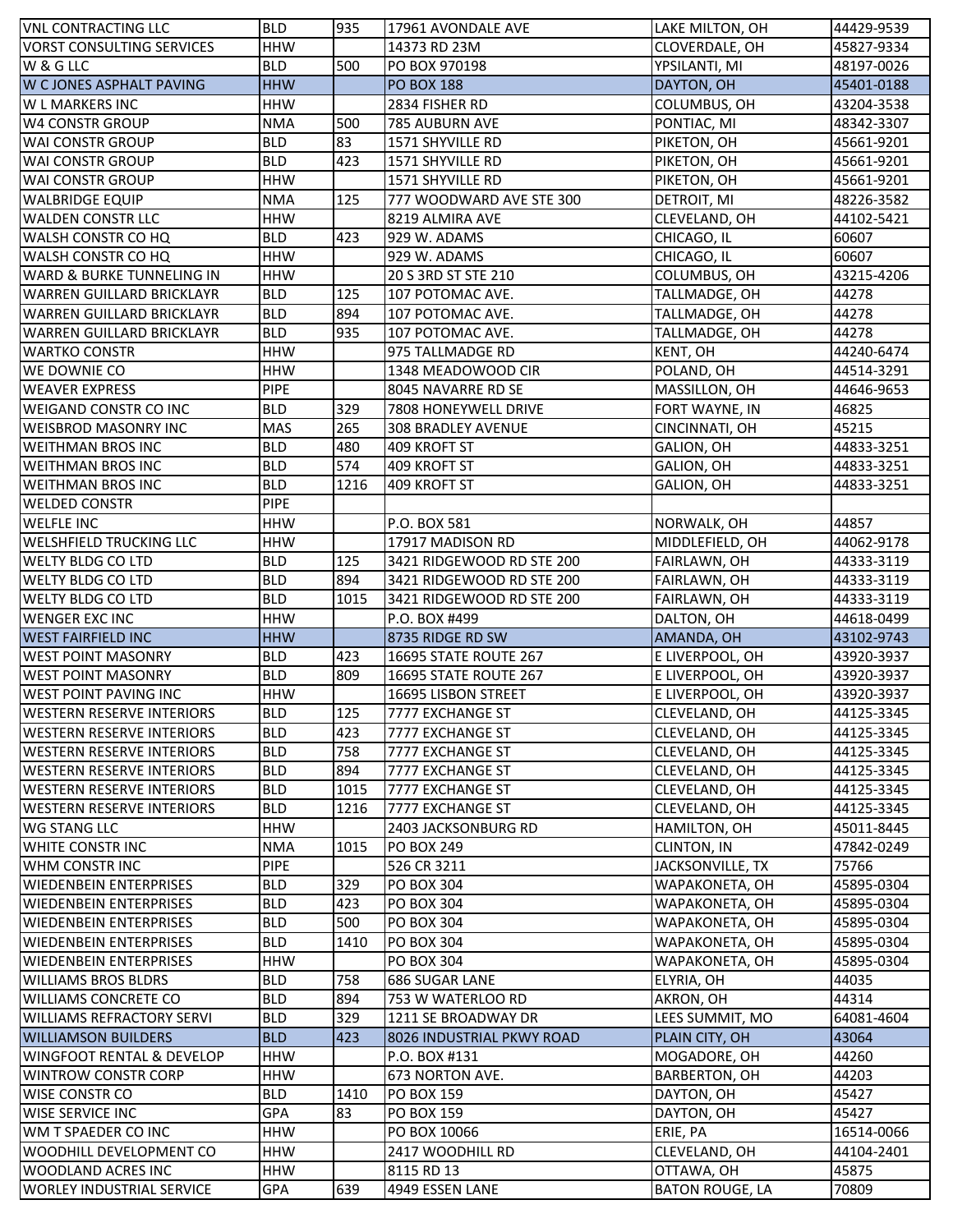| VNL CONTRACTING LLC | BLD | 935 | 17961 AVONDALE AVE | LAKE MILTON, OH | 44429-9539 |
|---|---|---|---|---|---|
| VORST CONSULTING SERVICES | HHW | | 14373 RD 23M | CLOVERDALE, OH | 45827-9334 |
| W & G LLC | BLD | 500 | PO BOX 970198 | YPSILANTI, MI | 48197-0026 |
| W C JONES ASPHALT PAVING | HHW | | PO BOX 188 | DAYTON, OH | 45401-0188 |
| W L MARKERS INC | HHW | | 2834 FISHER RD | COLUMBUS, OH | 43204-3538 |
| W4 CONSTR GROUP | NMA | 500 | 785 AUBURN AVE | PONTIAC, MI | 48342-3307 |
| WAI CONSTR GROUP | BLD | 83 | 1571 SHYVILLE RD | PIKETON, OH | 45661-9201 |
| WAI CONSTR GROUP | BLD | 423 | 1571 SHYVILLE RD | PIKETON, OH | 45661-9201 |
| WAI CONSTR GROUP | HHW | | 1571 SHYVILLE RD | PIKETON, OH | 45661-9201 |
| WALBRIDGE EQUIP | NMA | 125 | 777 WOODWARD AVE STE 300 | DETROIT, MI | 48226-3582 |
| WALDEN CONSTR LLC | HHW | | 8219 ALMIRA AVE | CLEVELAND, OH | 44102-5421 |
| WALSH CONSTR CO HQ | BLD | 423 | 929 W. ADAMS | CHICAGO, IL | 60607 |
| WALSH CONSTR CO HQ | HHW | | 929 W. ADAMS | CHICAGO, IL | 60607 |
| WARD & BURKE TUNNELING IN | HHW | | 20 S 3RD ST STE 210 | COLUMBUS, OH | 43215-4206 |
| WARREN GUILLARD BRICKLAYR | BLD | 125 | 107 POTOMAC AVE. | TALLMADGE, OH | 44278 |
| WARREN GUILLARD BRICKLAYR | BLD | 894 | 107 POTOMAC AVE. | TALLMADGE, OH | 44278 |
| WARREN GUILLARD BRICKLAYR | BLD | 935 | 107 POTOMAC AVE. | TALLMADGE, OH | 44278 |
| WARTKO CONSTR | HHW | | 975 TALLMADGE RD | KENT, OH | 44240-6474 |
| WE DOWNIE CO | HHW | | 1348 MEADOWOOD CIR | POLAND, OH | 44514-3291 |
| WEAVER EXPRESS | PIPE | | 8045 NAVARRE RD SE | MASSILLON, OH | 44646-9653 |
| WEIGAND CONSTR CO INC | BLD | 329 | 7808 HONEYWELL DRIVE | FORT WAYNE, IN | 46825 |
| WEISBROD MASONRY INC | MAS | 265 | 308 BRADLEY AVENUE | CINCINNATI, OH | 45215 |
| WEITHMAN BROS INC | BLD | 480 | 409 KROFT ST | GALION, OH | 44833-3251 |
| WEITHMAN BROS INC | BLD | 574 | 409 KROFT ST | GALION, OH | 44833-3251 |
| WEITHMAN BROS INC | BLD | 1216 | 409 KROFT ST | GALION, OH | 44833-3251 |
| WELDED CONSTR | PIPE | | | | |
| WELFLE INC | HHW | | P.O. BOX 581 | NORWALK, OH | 44857 |
| WELSHFIELD TRUCKING LLC | HHW | | 17917 MADISON RD | MIDDLEFIELD, OH | 44062-9178 |
| WELTY BLDG CO LTD | BLD | 125 | 3421 RIDGEWOOD RD STE 200 | FAIRLAWN, OH | 44333-3119 |
| WELTY BLDG CO LTD | BLD | 894 | 3421 RIDGEWOOD RD STE 200 | FAIRLAWN, OH | 44333-3119 |
| WELTY BLDG CO LTD | BLD | 1015 | 3421 RIDGEWOOD RD STE 200 | FAIRLAWN, OH | 44333-3119 |
| WENGER EXC INC | HHW | | P.O. BOX #499 | DALTON, OH | 44618-0499 |
| WEST FAIRFIELD INC | HHW | | 8735 RIDGE RD SW | AMANDA, OH | 43102-9743 |
| WEST POINT MASONRY | BLD | 423 | 16695 STATE ROUTE 267 | E LIVERPOOL, OH | 43920-3937 |
| WEST POINT MASONRY | BLD | 809 | 16695 STATE ROUTE 267 | E LIVERPOOL, OH | 43920-3937 |
| WEST POINT PAVING INC | HHW | | 16695 LISBON STREET | E LIVERPOOL, OH | 43920-3937 |
| WESTERN RESERVE INTERIORS | BLD | 125 | 7777 EXCHANGE ST | CLEVELAND, OH | 44125-3345 |
| WESTERN RESERVE INTERIORS | BLD | 423 | 7777 EXCHANGE ST | CLEVELAND, OH | 44125-3345 |
| WESTERN RESERVE INTERIORS | BLD | 758 | 7777 EXCHANGE ST | CLEVELAND, OH | 44125-3345 |
| WESTERN RESERVE INTERIORS | BLD | 894 | 7777 EXCHANGE ST | CLEVELAND, OH | 44125-3345 |
| WESTERN RESERVE INTERIORS | BLD | 1015 | 7777 EXCHANGE ST | CLEVELAND, OH | 44125-3345 |
| WESTERN RESERVE INTERIORS | BLD | 1216 | 7777 EXCHANGE ST | CLEVELAND, OH | 44125-3345 |
| WG STANG LLC | HHW | | 2403 JACKSONBURG RD | HAMILTON, OH | 45011-8445 |
| WHITE CONSTR INC | NMA | 1015 | PO BOX 249 | CLINTON, IN | 47842-0249 |
| WHM CONSTR INC | PIPE | | 526 CR 3211 | JACKSONVILLE, TX | 75766 |
| WIEDENBEIN ENTERPRISES | BLD | 329 | PO BOX 304 | WAPAKONETA, OH | 45895-0304 |
| WIEDENBEIN ENTERPRISES | BLD | 423 | PO BOX 304 | WAPAKONETA, OH | 45895-0304 |
| WIEDENBEIN ENTERPRISES | BLD | 500 | PO BOX 304 | WAPAKONETA, OH | 45895-0304 |
| WIEDENBEIN ENTERPRISES | BLD | 1410 | PO BOX 304 | WAPAKONETA, OH | 45895-0304 |
| WIEDENBEIN ENTERPRISES | HHW | | PO BOX 304 | WAPAKONETA, OH | 45895-0304 |
| WILLIAMS BROS BLDRS | BLD | 758 | 686 SUGAR LANE | ELYRIA, OH | 44035 |
| WILLIAMS CONCRETE CO | BLD | 894 | 753 W WATERLOO RD | AKRON, OH | 44314 |
| WILLIAMS REFRACTORY SERVI | BLD | 329 | 1211 SE BROADWAY DR | LEES SUMMIT, MO | 64081-4604 |
| WILLIAMSON BUILDERS | BLD | 423 | 8026 INDUSTRIAL PKWY ROAD | PLAIN CITY, OH | 43064 |
| WINGFOOT RENTAL & DEVELOP | HHW | | P.O. BOX #131 | MOGADORE, OH | 44260 |
| WINTROW CONSTR CORP | HHW | | 673 NORTON AVE. | BARBERTON, OH | 44203 |
| WISE CONSTR CO | BLD | 1410 | PO BOX 159 | DAYTON, OH | 45427 |
| WISE SERVICE INC | GPA | 83 | PO BOX 159 | DAYTON, OH | 45427 |
| WM T SPAEDER CO INC | HHW | | PO BOX 10066 | ERIE, PA | 16514-0066 |
| WOODHILL DEVELOPMENT CO | HHW | | 2417 WOODHILL RD | CLEVELAND, OH | 44104-2401 |
| WOODLAND ACRES INC | HHW | | 8115 RD 13 | OTTAWA, OH | 45875 |
| WORLEY INDUSTRIAL SERVICE | GPA | 639 | 4949 ESSEN LANE | BATON ROUGE, LA | 70809 |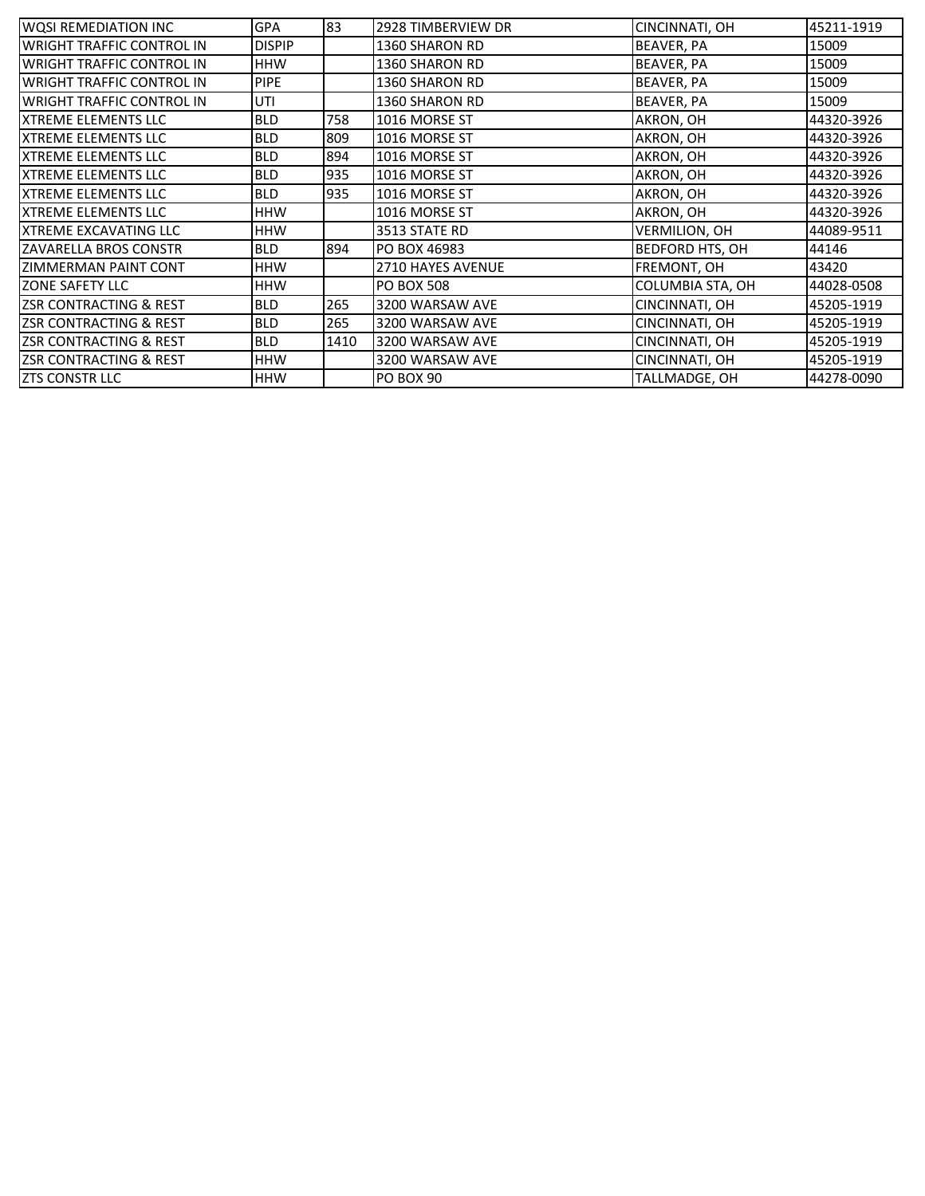| | | | | | |
|---|---|---|---|---|---|
| WQSI REMEDIATION INC | GPA | 83 | 2928 TIMBERVIEW DR | CINCINNATI, OH | 45211-1919 |
| WRIGHT TRAFFIC CONTROL IN | DISPIP | | 1360 SHARON RD | BEAVER, PA | 15009 |
| WRIGHT TRAFFIC CONTROL IN | HHW | | 1360 SHARON RD | BEAVER, PA | 15009 |
| WRIGHT TRAFFIC CONTROL IN | PIPE | | 1360 SHARON RD | BEAVER, PA | 15009 |
| WRIGHT TRAFFIC CONTROL IN | UTI | | 1360 SHARON RD | BEAVER, PA | 15009 |
| XTREME ELEMENTS LLC | BLD | 758 | 1016 MORSE ST | AKRON, OH | 44320-3926 |
| XTREME ELEMENTS LLC | BLD | 809 | 1016 MORSE ST | AKRON, OH | 44320-3926 |
| XTREME ELEMENTS LLC | BLD | 894 | 1016 MORSE ST | AKRON, OH | 44320-3926 |
| XTREME ELEMENTS LLC | BLD | 935 | 1016 MORSE ST | AKRON, OH | 44320-3926 |
| XTREME ELEMENTS LLC | BLD | 935 | 1016 MORSE ST | AKRON, OH | 44320-3926 |
| XTREME ELEMENTS LLC | HHW | | 1016 MORSE ST | AKRON, OH | 44320-3926 |
| XTREME EXCAVATING LLC | HHW | | 3513 STATE RD | VERMILION, OH | 44089-9511 |
| ZAVARELLA BROS CONSTR | BLD | 894 | PO BOX 46983 | BEDFORD HTS, OH | 44146 |
| ZIMMERMAN PAINT CONT | HHW | | 2710 HAYES AVENUE | FREMONT, OH | 43420 |
| ZONE SAFETY LLC | HHW | | PO BOX 508 | COLUMBIA STA, OH | 44028-0508 |
| ZSR CONTRACTING & REST | BLD | 265 | 3200 WARSAW AVE | CINCINNATI, OH | 45205-1919 |
| ZSR CONTRACTING & REST | BLD | 265 | 3200 WARSAW AVE | CINCINNATI, OH | 45205-1919 |
| ZSR CONTRACTING & REST | BLD | 1410 | 3200 WARSAW AVE | CINCINNATI, OH | 45205-1919 |
| ZSR CONTRACTING & REST | HHW | | 3200 WARSAW AVE | CINCINNATI, OH | 45205-1919 |
| ZTS CONSTR LLC | HHW | | PO BOX 90 | TALLMADGE, OH | 44278-0090 |